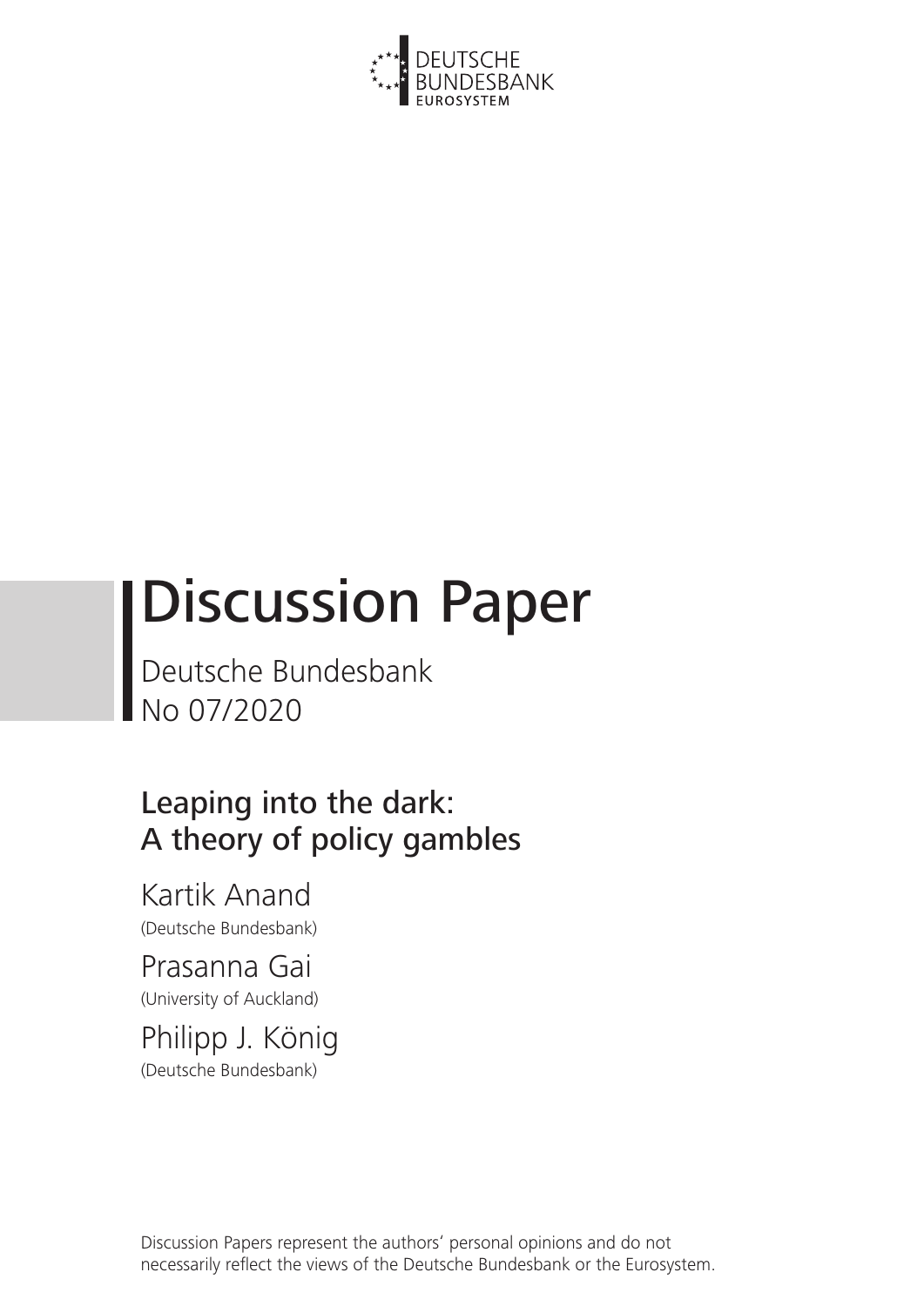DEUTSCHE
BUNDESBANK
EUROSYSTEM

# Discussion Paper

Deutsche Bundesbank
No 07/2020

## Leaping into the dark: A theory of policy gambles

Kartik Anand
(Deutsche Bundesbank)

Prasanna Gai
(University of Auckland)

Philipp J. König
(Deutsche Bundesbank)

Discussion Papers represent the authors' personal opinions and do not necessarily reflect the views of the Deutsche Bundesbank or the Eurosystem.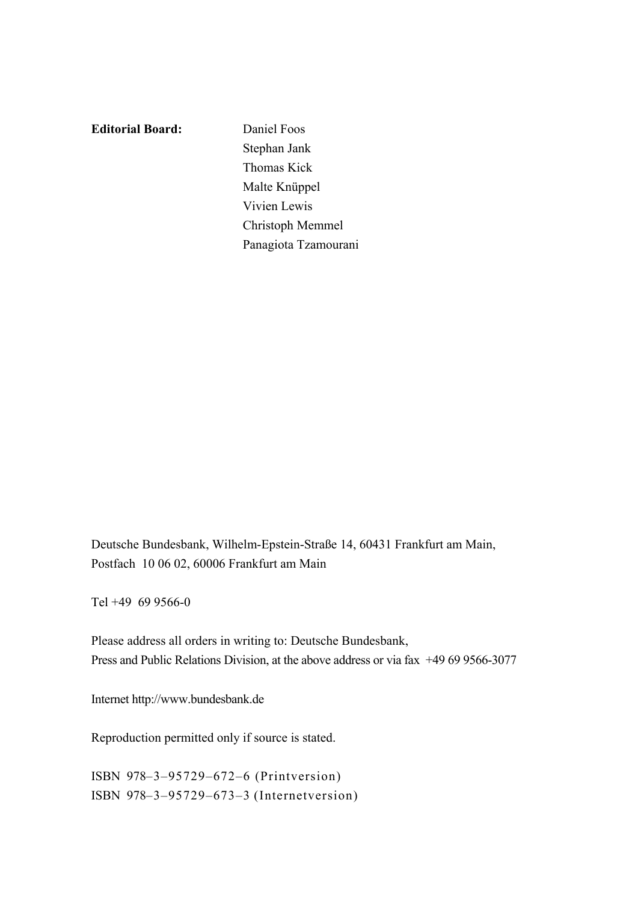**Editorial Board:** Daniel Foos
Stephan Jank
Thomas Kick
Malte Knüppel
Vivien Lewis
Christoph Memmel
Panagiota Tzamourani

Deutsche Bundesbank, Wilhelm-Epstein-Straße 14, 60431 Frankfurt am Main,
Postfach 10 06 02, 60006 Frankfurt am Main

Tel +49 69 9566-0

Please address all orders in writing to: Deutsche Bundesbank,
Press and Public Relations Division, at the above address or via fax +49 69 9566-3077

Internet http://www.bundesbank.de

Reproduction permitted only if source is stated.

ISBN 978–3–95729–672–6 (Printversion)
ISBN 978–3–95729–673–3 (Internetversion)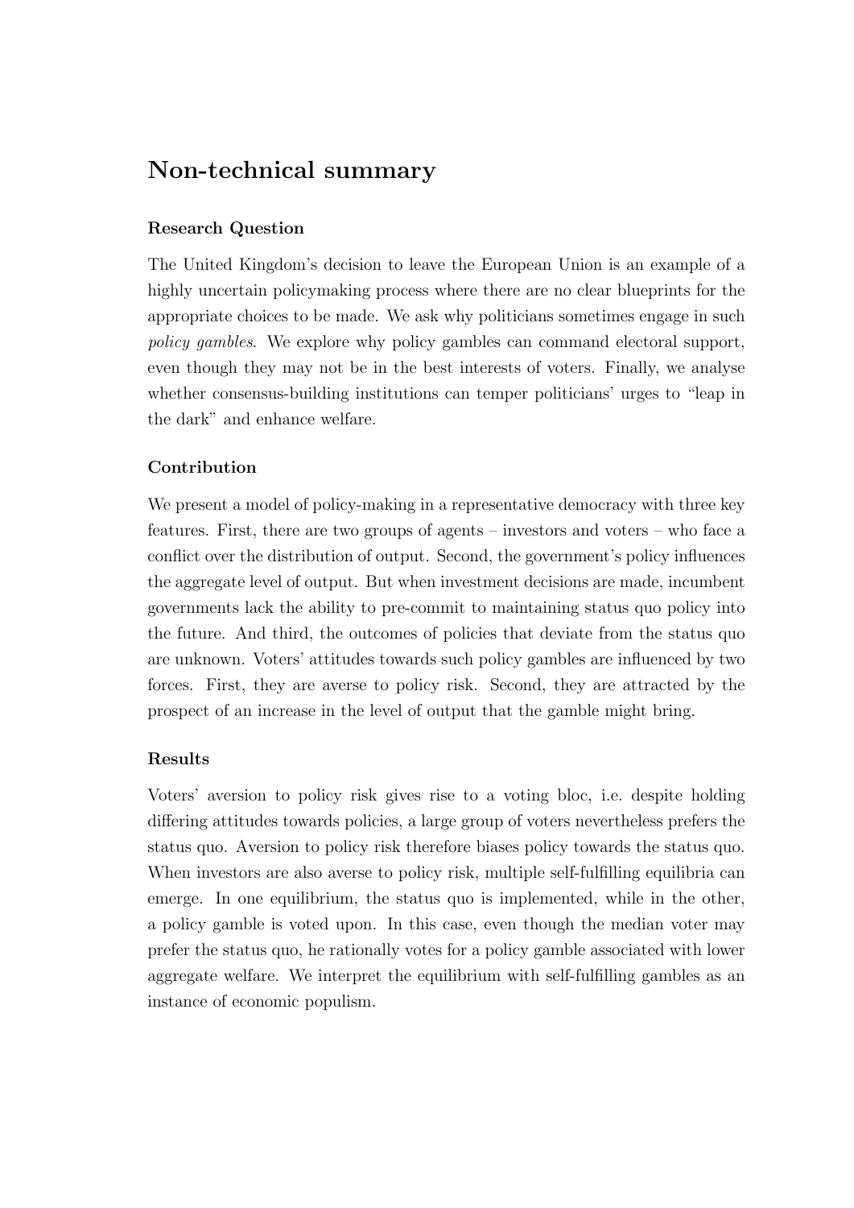## Non-technical summary

### Research Question

The United Kingdom's decision to leave the European Union is an example of a highly uncertain policymaking process where there are no clear blueprints for the appropriate choices to be made. We ask why politicians sometimes engage in such *policy gambles*. We explore why policy gambles can command electoral support, even though they may not be in the best interests of voters. Finally, we analyse whether consensus-building institutions can temper politicians' urges to "leap in the dark" and enhance welfare.

### Contribution

We present a model of policy-making in a representative democracy with three key features. First, there are two groups of agents – investors and voters – who face a conflict over the distribution of output. Second, the government's policy influences the aggregate level of output. But when investment decisions are made, incumbent governments lack the ability to pre-commit to maintaining status quo policy into the future. And third, the outcomes of policies that deviate from the status quo are unknown. Voters' attitudes towards such policy gambles are influenced by two forces. First, they are averse to policy risk. Second, they are attracted by the prospect of an increase in the level of output that the gamble might bring.

### Results

Voters' aversion to policy risk gives rise to a voting bloc, i.e. despite holding differing attitudes towards policies, a large group of voters nevertheless prefers the status quo. Aversion to policy risk therefore biases policy towards the status quo. When investors are also averse to policy risk, multiple self-fulfilling equilibria can emerge. In one equilibrium, the status quo is implemented, while in the other, a policy gamble is voted upon. In this case, even though the median voter may prefer the status quo, he rationally votes for a policy gamble associated with lower aggregate welfare. We interpret the equilibrium with self-fulfilling gambles as an instance of economic populism.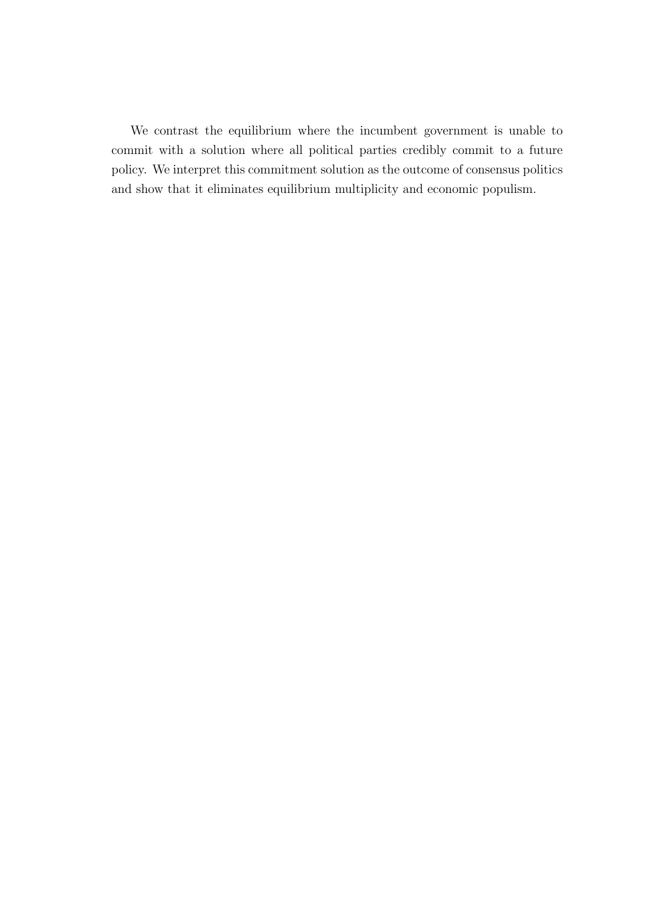We contrast the equilibrium where the incumbent government is unable to commit with a solution where all political parties credibly commit to a future policy. We interpret this commitment solution as the outcome of consensus politics and show that it eliminates equilibrium multiplicity and economic populism.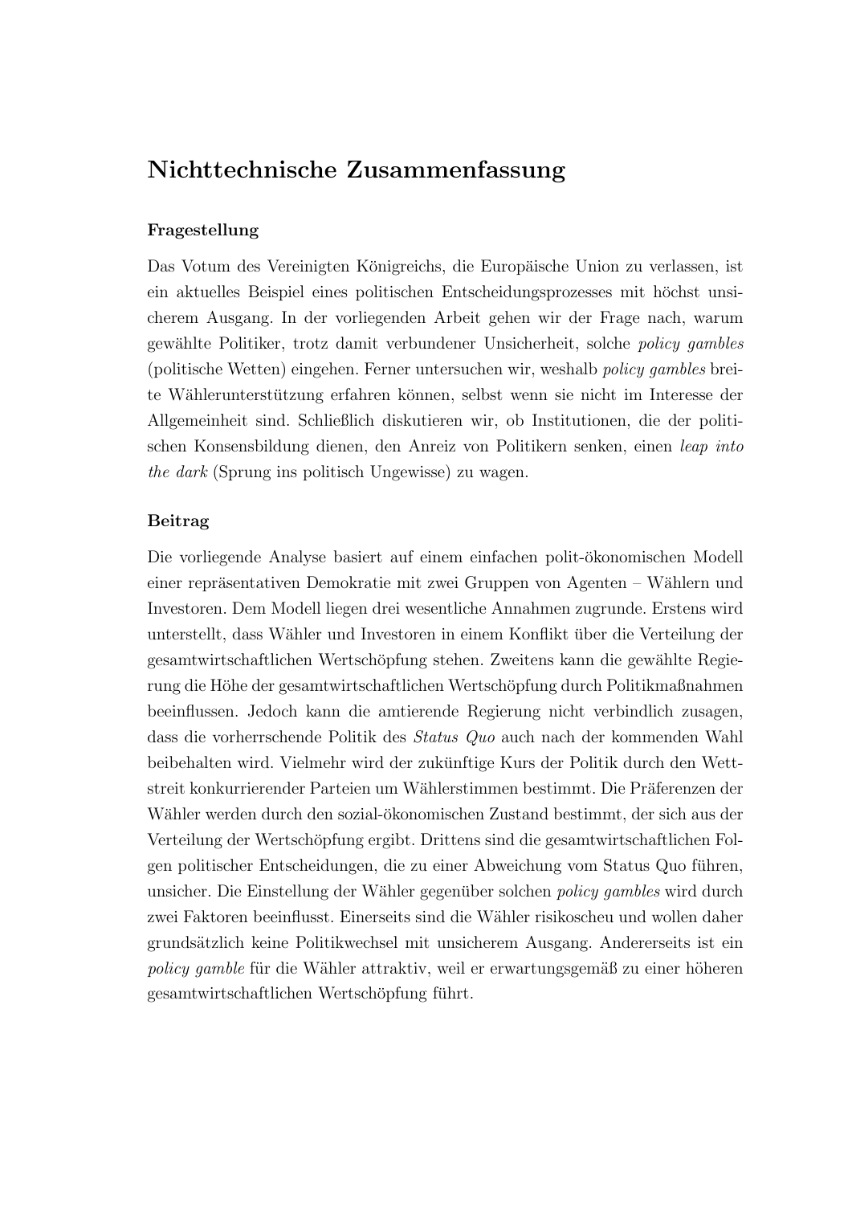# Nichttechnische Zusammenfassung

### Fragestellung

Das Votum des Vereinigten Königreichs, die Europäische Union zu verlassen, ist ein aktuelles Beispiel eines politischen Entscheidungsprozesses mit höchst unsicherem Ausgang. In der vorliegenden Arbeit gehen wir der Frage nach, warum gewählte Politiker, trotz damit verbundener Unsicherheit, solche *policy gambles* (politische Wetten) eingehen. Ferner untersuchen wir, weshalb *policy gambles* breite Wählerunterstützung erfahren können, selbst wenn sie nicht im Interesse der Allgemeinheit sind. Schließlich diskutieren wir, ob Institutionen, die der politischen Konsensbildung dienen, den Anreiz von Politikern senken, einen *leap into the dark* (Sprung ins politisch Ungewisse) zu wagen.

### Beitrag

Die vorliegende Analyse basiert auf einem einfachen polit-ökonomischen Modell einer repräsentativen Demokratie mit zwei Gruppen von Agenten – Wählern und Investoren. Dem Modell liegen drei wesentliche Annahmen zugrunde. Erstens wird unterstellt, dass Wähler und Investoren in einem Konflikt über die Verteilung der gesamtwirtschaftlichen Wertschöpfung stehen. Zweitens kann die gewählte Regierung die Höhe der gesamtwirtschaftlichen Wertschöpfung durch Politikmaßnahmen beeinflussen. Jedoch kann die amtierende Regierung nicht verbindlich zusagen, dass die vorherrschende Politik des *Status Quo* auch nach der kommenden Wahl beibehalten wird. Vielmehr wird der zukünftige Kurs der Politik durch den Wettstreit konkurrierender Parteien um Wählerstimmen bestimmt. Die Präferenzen der Wähler werden durch den sozial-ökonomischen Zustand bestimmt, der sich aus der Verteilung der Wertschöpfung ergibt. Drittens sind die gesamtwirtschaftlichen Folgen politischer Entscheidungen, die zu einer Abweichung vom Status Quo führen, unsicher. Die Einstellung der Wähler gegenüber solchen *policy gambles* wird durch zwei Faktoren beeinflusst. Einerseits sind die Wähler risikoscheu und wollen daher grundsätzlich keine Politikwechsel mit unsicherem Ausgang. Andererseits ist ein *policy gamble* für die Wähler attraktiv, weil er erwartungsgemäß zu einer höheren gesamtwirtschaftlichen Wertschöpfung führt.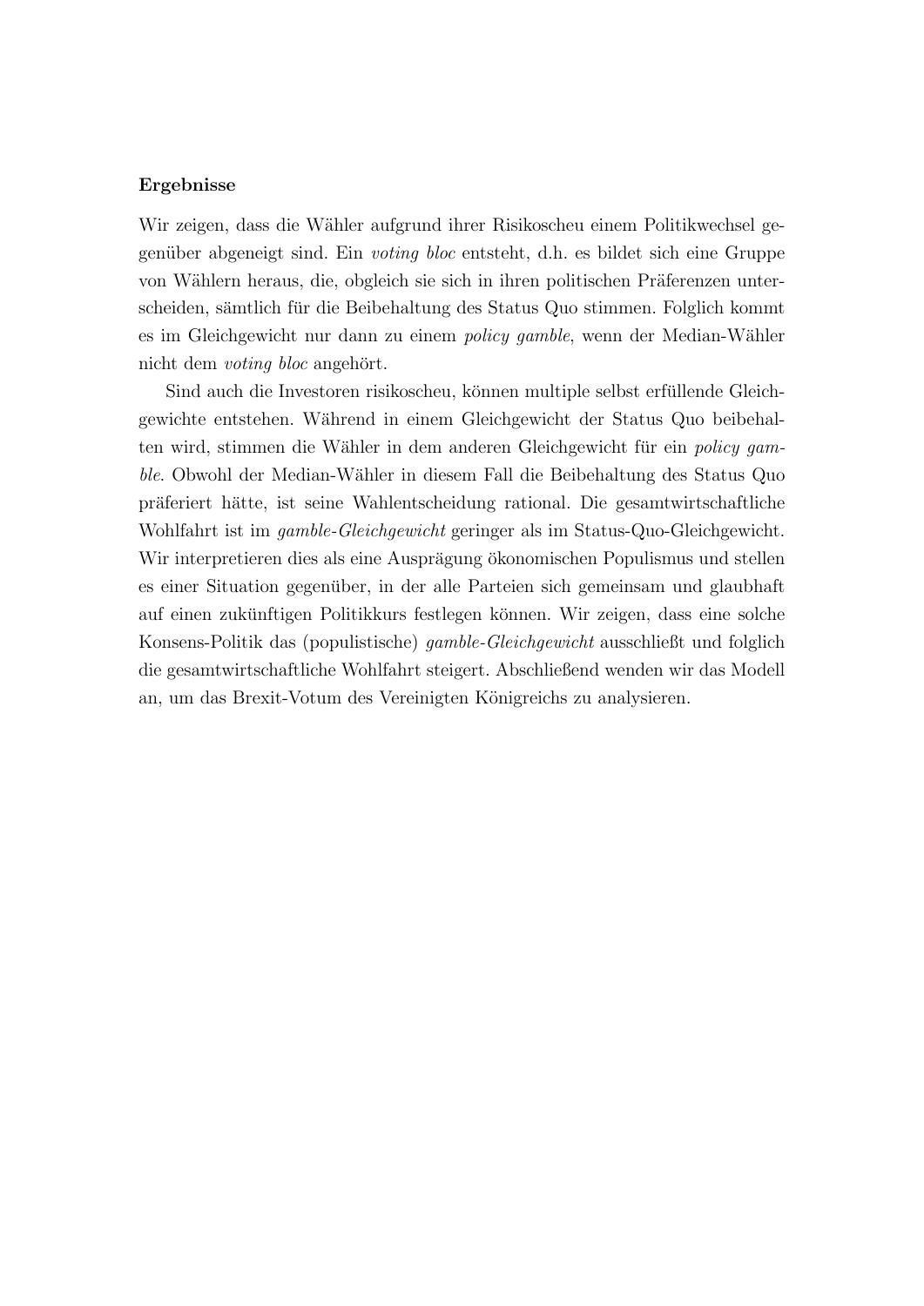**Ergebnisse**

Wir zeigen, dass die Wähler aufgrund ihrer Risikoscheu einem Politikwechsel gegenüber abgeneigt sind. Ein *voting bloc* entsteht, d.h. es bildet sich eine Gruppe von Wählern heraus, die, obgleich sie sich in ihren politischen Präferenzen unterscheiden, sämtlich für die Beibehaltung des Status Quo stimmen. Folglich kommt es im Gleichgewicht nur dann zu einem *policy gamble*, wenn der Median-Wähler nicht dem *voting bloc* angehört.

Sind auch die Investoren risikoscheu, können multiple selbst erfüllende Gleichgewichte entstehen. Während in einem Gleichgewicht der Status Quo beibehalten wird, stimmen die Wähler in dem anderen Gleichgewicht für ein *policy gamble*. Obwohl der Median-Wähler in diesem Fall die Beibehaltung des Status Quo präferiert hätte, ist seine Wahlentscheidung rational. Die gesamtwirtschaftliche Wohlfahrt ist im *gamble-Gleichgewicht* geringer als im Status-Quo-Gleichgewicht. Wir interpretieren dies als eine Ausprägung ökonomischen Populismus und stellen es einer Situation gegenüber, in der alle Parteien sich gemeinsam und glaubhaft auf einen zukünftigen Politikkurs festlegen können. Wir zeigen, dass eine solche Konsens-Politik das (populistische) *gamble-Gleichgewicht* ausschließt und folglich die gesamtwirtschaftliche Wohlfahrt steigert. Abschließend wenden wir das Modell an, um das Brexit-Votum des Vereinigten Königreichs zu analysieren.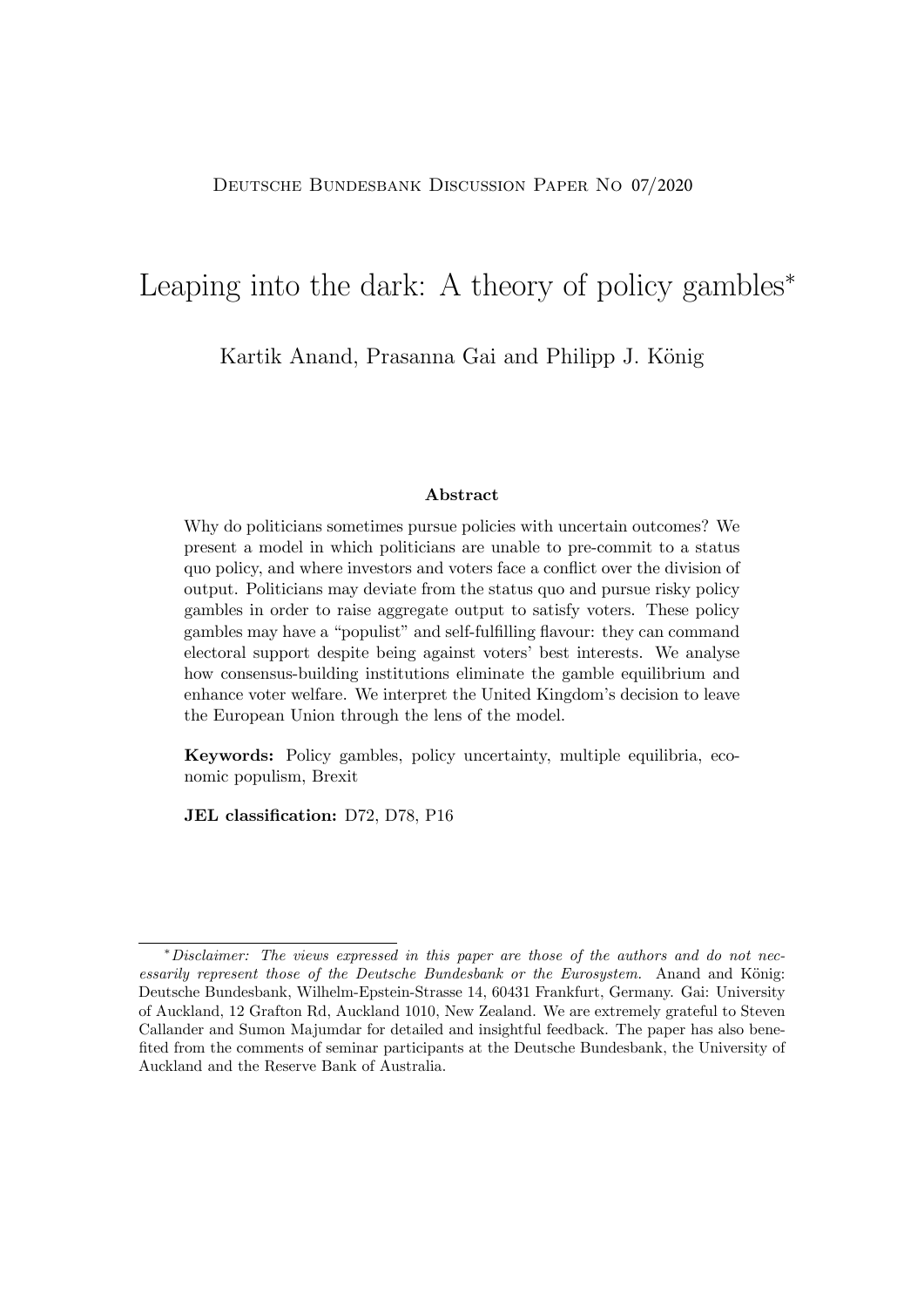Deutsche Bundesbank Discussion Paper No 07/2020

# Leaping into the dark: A theory of policy gambles*

Kartik Anand, Prasanna Gai and Philipp J. König

### Abstract

Why do politicians sometimes pursue policies with uncertain outcomes? We present a model in which politicians are unable to pre-commit to a status quo policy, and where investors and voters face a conflict over the division of output. Politicians may deviate from the status quo and pursue risky policy gambles in order to raise aggregate output to satisfy voters. These policy gambles may have a "populist" and self-fulfilling flavour: they can command electoral support despite being against voters' best interests. We analyse how consensus-building institutions eliminate the gamble equilibrium and enhance voter welfare. We interpret the United Kingdom's decision to leave the European Union through the lens of the model.

**Keywords:** Policy gambles, policy uncertainty, multiple equilibria, economic populism, Brexit

**JEL classification:** D72, D78, P16

---

*\*Disclaimer: The views expressed in this paper are those of the authors and do not necessarily represent those of the Deutsche Bundesbank or the Eurosystem.* Anand and König: Deutsche Bundesbank, Wilhelm-Epstein-Strasse 14, 60431 Frankfurt, Germany. Gai: University of Auckland, 12 Grafton Rd, Auckland 1010, New Zealand. We are extremely grateful to Steven Callander and Sumon Majumdar for detailed and insightful feedback. The paper has also benefited from the comments of seminar participants at the Deutsche Bundesbank, the University of Auckland and the Reserve Bank of Australia.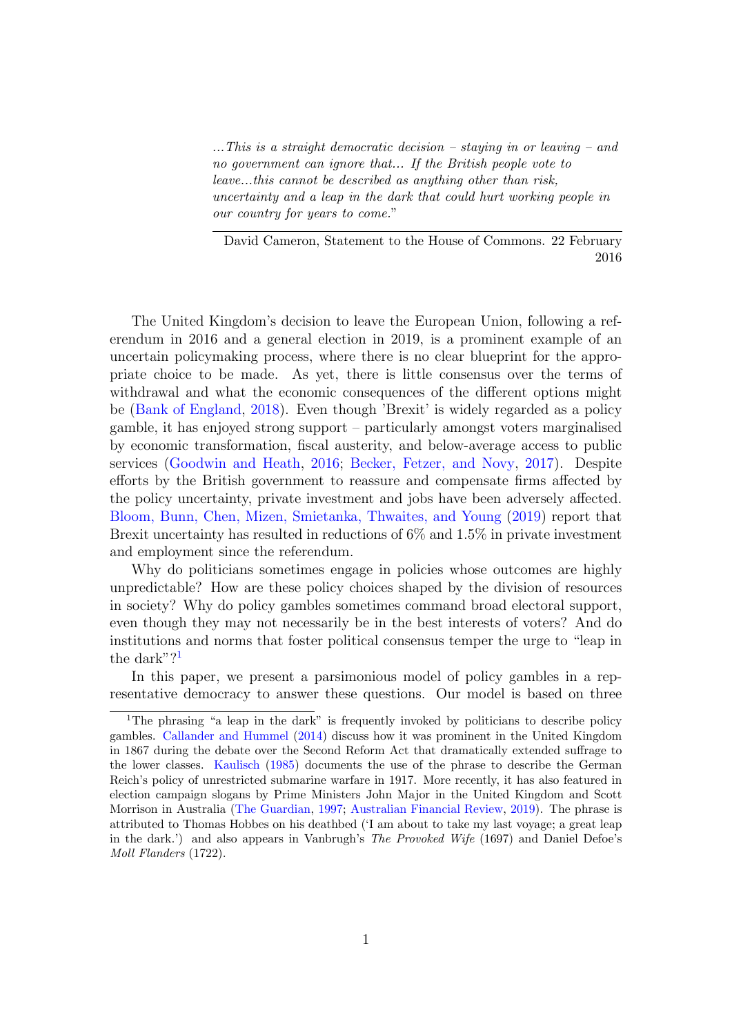> *...This is a straight democratic decision – staying in or leaving – and no government can ignore that... If the British people vote to leave...this cannot be described as anything other than risk, uncertainty and a leap in the dark that could hurt working people in our country for years to come.*"
>
> David Cameron, Statement to the House of Commons. 22 February 2016

The United Kingdom's decision to leave the European Union, following a referendum in 2016 and a general election in 2019, is a prominent example of an uncertain policymaking process, where there is no clear blueprint for the appropriate choice to be made. As yet, there is little consensus over the terms of withdrawal and what the economic consequences of the different options might be (Bank of England, 2018). Even though 'Brexit' is widely regarded as a policy gamble, it has enjoyed strong support – particularly amongst voters marginalised by economic transformation, fiscal austerity, and below-average access to public services (Goodwin and Heath, 2016; Becker, Fetzer, and Novy, 2017). Despite efforts by the British government to reassure and compensate firms affected by the policy uncertainty, private investment and jobs have been adversely affected. Bloom, Bunn, Chen, Mizen, Smietanka, Thwaites, and Young (2019) report that Brexit uncertainty has resulted in reductions of 6% and 1.5% in private investment and employment since the referendum.

Why do politicians sometimes engage in policies whose outcomes are highly unpredictable? How are these policy choices shaped by the division of resources in society? Why do policy gambles sometimes command broad electoral support, even though they may not necessarily be in the best interests of voters? And do institutions and norms that foster political consensus temper the urge to "leap in the dark"?[1]

In this paper, we present a parsimonious model of policy gambles in a representative democracy to answer these questions. Our model is based on three

[1] The phrasing "a leap in the dark" is frequently invoked by politicians to describe policy gambles. Callander and Hummel (2014) discuss how it was prominent in the United Kingdom in 1867 during the debate over the Second Reform Act that dramatically extended suffrage to the lower classes. Kaulisch (1985) documents the use of the phrase to describe the German Reich's policy of unrestricted submarine warfare in 1917. More recently, it has also featured in election campaign slogans by Prime Ministers John Major in the United Kingdom and Scott Morrison in Australia (The Guardian, 1997; Australian Financial Review, 2019). The phrase is attributed to Thomas Hobbes on his deathbed ('I am about to take my last voyage; a great leap in the dark.') and also appears in Vanbrugh's *The Provoked Wife* (1697) and Daniel Defoe's *Moll Flanders* (1722).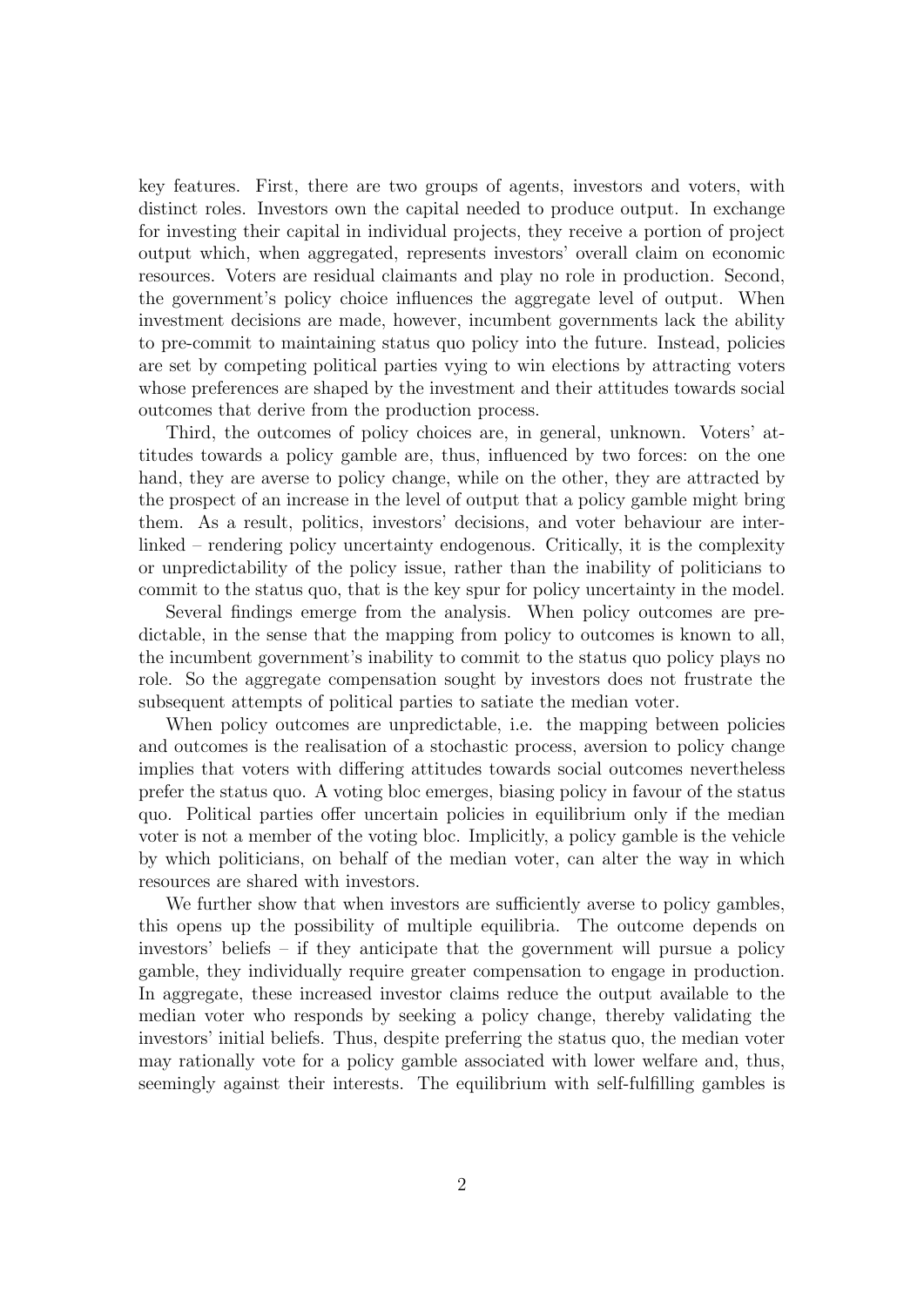key features. First, there are two groups of agents, investors and voters, with distinct roles. Investors own the capital needed to produce output. In exchange for investing their capital in individual projects, they receive a portion of project output which, when aggregated, represents investors' overall claim on economic resources. Voters are residual claimants and play no role in production. Second, the government's policy choice influences the aggregate level of output. When investment decisions are made, however, incumbent governments lack the ability to pre-commit to maintaining status quo policy into the future. Instead, policies are set by competing political parties vying to win elections by attracting voters whose preferences are shaped by the investment and their attitudes towards social outcomes that derive from the production process.

Third, the outcomes of policy choices are, in general, unknown. Voters' attitudes towards a policy gamble are, thus, influenced by two forces: on the one hand, they are averse to policy change, while on the other, they are attracted by the prospect of an increase in the level of output that a policy gamble might bring them. As a result, politics, investors' decisions, and voter behaviour are interlinked – rendering policy uncertainty endogenous. Critically, it is the complexity or unpredictability of the policy issue, rather than the inability of politicians to commit to the status quo, that is the key spur for policy uncertainty in the model.

Several findings emerge from the analysis. When policy outcomes are predictable, in the sense that the mapping from policy to outcomes is known to all, the incumbent government's inability to commit to the status quo policy plays no role. So the aggregate compensation sought by investors does not frustrate the subsequent attempts of political parties to satiate the median voter.

When policy outcomes are unpredictable, i.e. the mapping between policies and outcomes is the realisation of a stochastic process, aversion to policy change implies that voters with differing attitudes towards social outcomes nevertheless prefer the status quo. A voting bloc emerges, biasing policy in favour of the status quo. Political parties offer uncertain policies in equilibrium only if the median voter is not a member of the voting bloc. Implicitly, a policy gamble is the vehicle by which politicians, on behalf of the median voter, can alter the way in which resources are shared with investors.

We further show that when investors are sufficiently averse to policy gambles, this opens up the possibility of multiple equilibria. The outcome depends on investors' beliefs – if they anticipate that the government will pursue a policy gamble, they individually require greater compensation to engage in production. In aggregate, these increased investor claims reduce the output available to the median voter who responds by seeking a policy change, thereby validating the investors' initial beliefs. Thus, despite preferring the status quo, the median voter may rationally vote for a policy gamble associated with lower welfare and, thus, seemingly against their interests. The equilibrium with self-fulfilling gambles is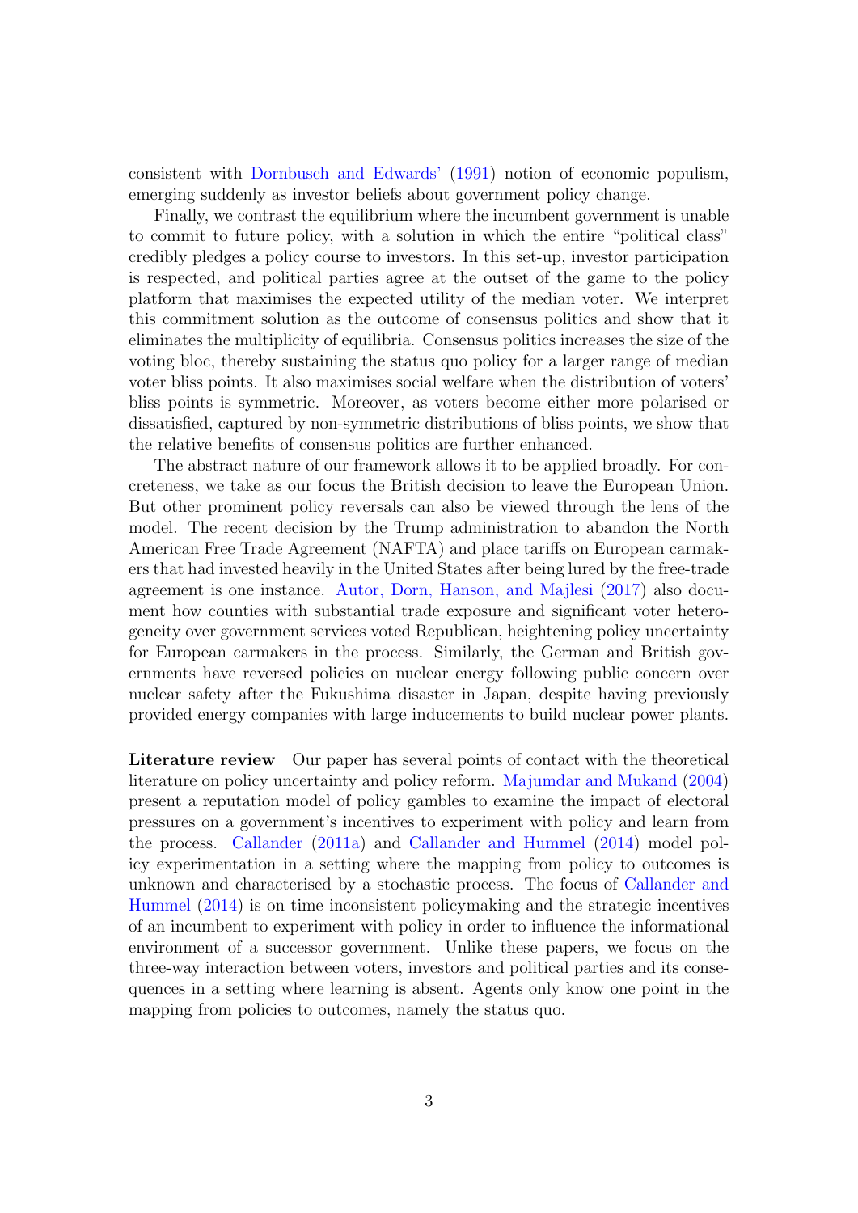consistent with Dornbusch and Edwards' (1991) notion of economic populism, emerging suddenly as investor beliefs about government policy change.

Finally, we contrast the equilibrium where the incumbent government is unable to commit to future policy, with a solution in which the entire "political class" credibly pledges a policy course to investors. In this set-up, investor participation is respected, and political parties agree at the outset of the game to the policy platform that maximises the expected utility of the median voter. We interpret this commitment solution as the outcome of consensus politics and show that it eliminates the multiplicity of equilibria. Consensus politics increases the size of the voting bloc, thereby sustaining the status quo policy for a larger range of median voter bliss points. It also maximises social welfare when the distribution of voters' bliss points is symmetric. Moreover, as voters become either more polarised or dissatisfied, captured by non-symmetric distributions of bliss points, we show that the relative benefits of consensus politics are further enhanced.

The abstract nature of our framework allows it to be applied broadly. For concreteness, we take as our focus the British decision to leave the European Union. But other prominent policy reversals can also be viewed through the lens of the model. The recent decision by the Trump administration to abandon the North American Free Trade Agreement (NAFTA) and place tariffs on European carmakers that had invested heavily in the United States after being lured by the free-trade agreement is one instance. Autor, Dorn, Hanson, and Majlesi (2017) also document how counties with substantial trade exposure and significant voter heterogeneity over government services voted Republican, heightening policy uncertainty for European carmakers in the process. Similarly, the German and British governments have reversed policies on nuclear energy following public concern over nuclear safety after the Fukushima disaster in Japan, despite having previously provided energy companies with large inducements to build nuclear power plants.

**Literature review** Our paper has several points of contact with the theoretical literature on policy uncertainty and policy reform. Majumdar and Mukand (2004) present a reputation model of policy gambles to examine the impact of electoral pressures on a government's incentives to experiment with policy and learn from the process. Callander (2011a) and Callander and Hummel (2014) model policy experimentation in a setting where the mapping from policy to outcomes is unknown and characterised by a stochastic process. The focus of Callander and Hummel (2014) is on time inconsistent policymaking and the strategic incentives of an incumbent to experiment with policy in order to influence the informational environment of a successor government. Unlike these papers, we focus on the three-way interaction between voters, investors and political parties and its consequences in a setting where learning is absent. Agents only know one point in the mapping from policies to outcomes, namely the status quo.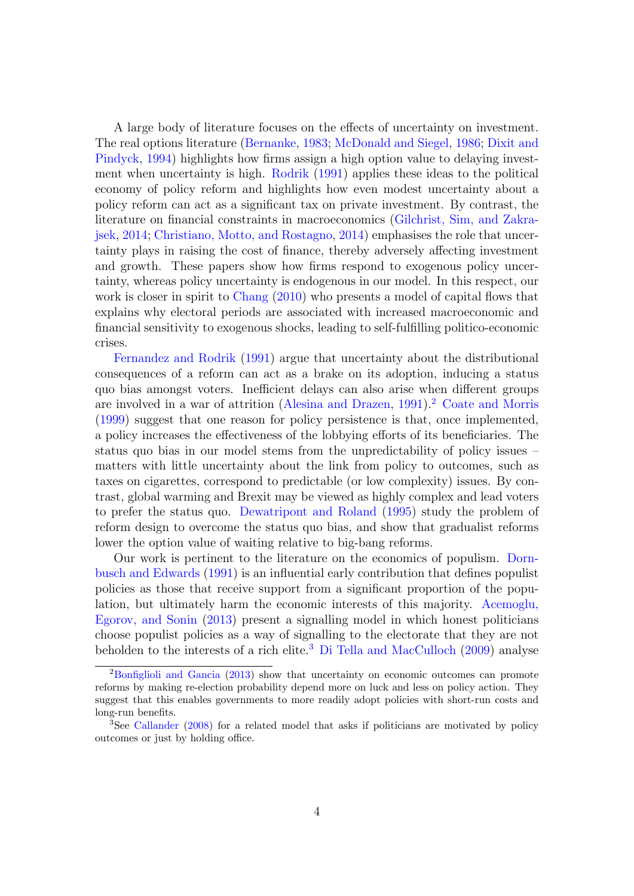A large body of literature focuses on the effects of uncertainty on investment. The real options literature (Bernanke, 1983; McDonald and Siegel, 1986; Dixit and Pindyck, 1994) highlights how firms assign a high option value to delaying investment when uncertainty is high. Rodrik (1991) applies these ideas to the political economy of policy reform and highlights how even modest uncertainty about a policy reform can act as a significant tax on private investment. By contrast, the literature on financial constraints in macroeconomics (Gilchrist, Sim, and Zakrajsek, 2014; Christiano, Motto, and Rostagno, 2014) emphasises the role that uncertainty plays in raising the cost of finance, thereby adversely affecting investment and growth. These papers show how firms respond to exogenous policy uncertainty, whereas policy uncertainty is endogenous in our model. In this respect, our work is closer in spirit to Chang (2010) who presents a model of capital flows that explains why electoral periods are associated with increased macroeconomic and financial sensitivity to exogenous shocks, leading to self-fulfilling politico-economic crises.

Fernandez and Rodrik (1991) argue that uncertainty about the distributional consequences of a reform can act as a brake on its adoption, inducing a status quo bias amongst voters. Inefficient delays can also arise when different groups are involved in a war of attrition (Alesina and Drazen, 1991).[2] Coate and Morris (1999) suggest that one reason for policy persistence is that, once implemented, a policy increases the effectiveness of the lobbying efforts of its beneficiaries. The status quo bias in our model stems from the unpredictability of policy issues – matters with little uncertainty about the link from policy to outcomes, such as taxes on cigarettes, correspond to predictable (or low complexity) issues. By contrast, global warming and Brexit may be viewed as highly complex and lead voters to prefer the status quo. Dewatripont and Roland (1995) study the problem of reform design to overcome the status quo bias, and show that gradualist reforms lower the option value of waiting relative to big-bang reforms.

Our work is pertinent to the literature on the economics of populism. Dornbusch and Edwards (1991) is an influential early contribution that defines populist policies as those that receive support from a significant proportion of the population, but ultimately harm the economic interests of this majority. Acemoglu, Egorov, and Sonin (2013) present a signalling model in which honest politicians choose populist policies as a way of signalling to the electorate that they are not beholden to the interests of a rich elite.[3] Di Tella and MacCulloch (2009) analyse

[2] Bonfiglioli and Gancia (2013) show that uncertainty on economic outcomes can promote reforms by making re-election probability depend more on luck and less on policy action. They suggest that this enables governments to more readily adopt policies with short-run costs and long-run benefits.

[3] See Callander (2008) for a related model that asks if politicians are motivated by policy outcomes or just by holding office.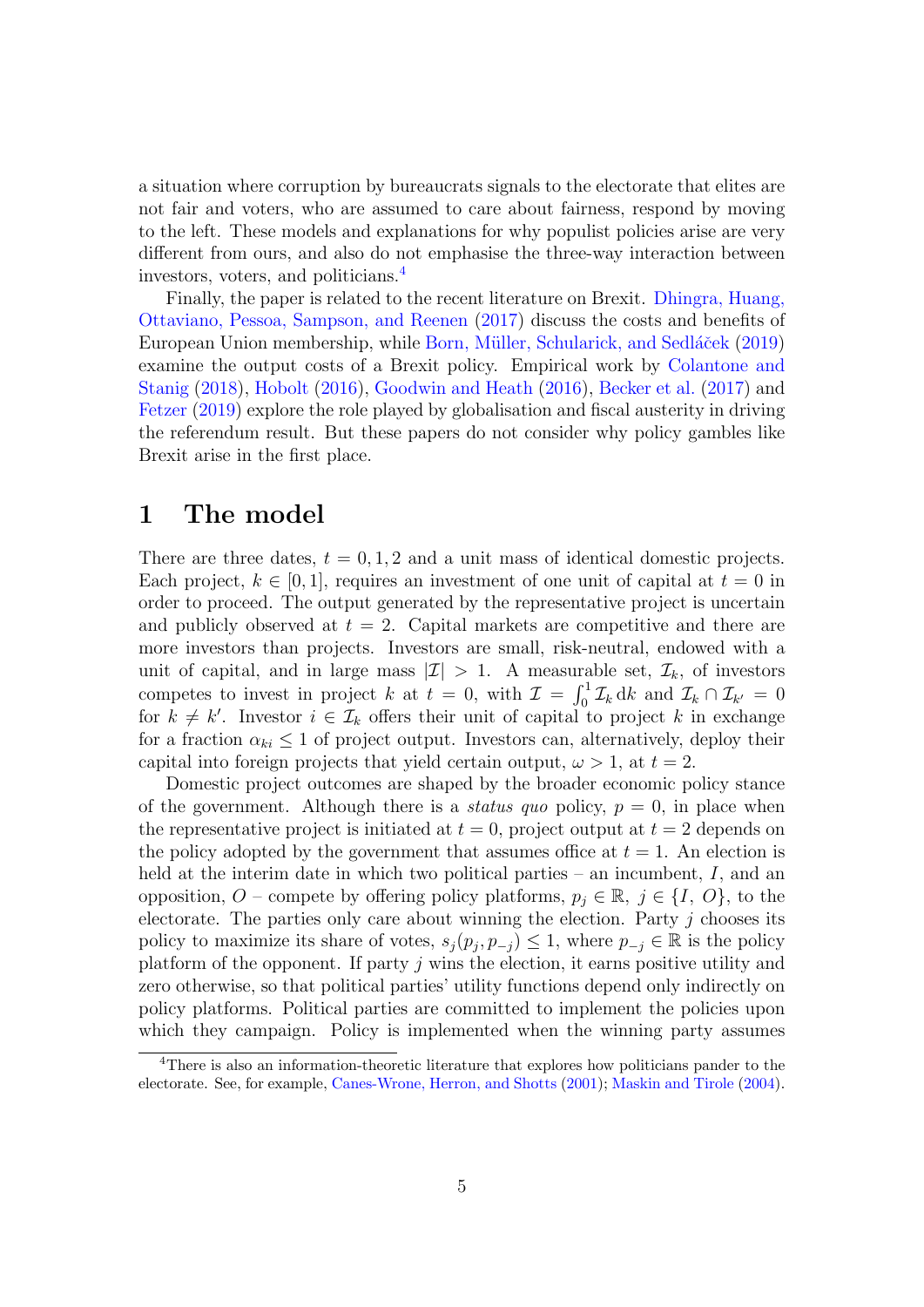a situation where corruption by bureaucrats signals to the electorate that elites are not fair and voters, who are assumed to care about fairness, respond by moving to the left. These models and explanations for why populist policies arise are very different from ours, and also do not emphasise the three-way interaction between investors, voters, and politicians.[4]

Finally, the paper is related to the recent literature on Brexit. Dhingra, Huang, Ottaviano, Pessoa, Sampson, and Reenen (2017) discuss the costs and benefits of European Union membership, while Born, Müller, Schularick, and Sedláček (2019) examine the output costs of a Brexit policy. Empirical work by Colantone and Stanig (2018), Hobolt (2016), Goodwin and Heath (2016), Becker et al. (2017) and Fetzer (2019) explore the role played by globalisation and fiscal austerity in driving the referendum result. But these papers do not consider why policy gambles like Brexit arise in the first place.

# 1 The model

There are three dates, $t = 0, 1, 2$ and a unit mass of identical domestic projects. Each project, $k \in [0, 1]$, requires an investment of one unit of capital at $t = 0$ in order to proceed. The output generated by the representative project is uncertain and publicly observed at $t = 2$. Capital markets are competitive and there are more investors than projects. Investors are small, risk-neutral, endowed with a unit of capital, and in large mass $|\mathcal{I}| > 1$. A measurable set, $\mathcal{I}_k$, of investors competes to invest in project $k$ at $t = 0$, with $\mathcal{I} = \int_0^1 \mathcal{I}_k \, \mathrm{d}k$ and $\mathcal{I}_k \cap \mathcal{I}_{k'} = 0$ for $k \neq k'$. Investor $i \in \mathcal{I}_k$ offers their unit of capital to project $k$ in exchange for a fraction $\alpha_{ki} \leq 1$ of project output. Investors can, alternatively, deploy their capital into foreign projects that yield certain output, $\omega > 1$, at $t = 2$.

Domestic project outcomes are shaped by the broader economic policy stance of the government. Although there is a *status quo* policy, $p = 0$, in place when the representative project is initiated at $t = 0$, project output at $t = 2$ depends on the policy adopted by the government that assumes office at $t = 1$. An election is held at the interim date in which two political parties – an incumbent, $I$, and an opposition, $O$ – compete by offering policy platforms, $p_j \in \mathbb{R}$, $j \in \{I, O\}$, to the electorate. The parties only care about winning the election. Party $j$ chooses its policy to maximize its share of votes, $s_j(p_j, p_{-j}) \leq 1$, where $p_{-j} \in \mathbb{R}$ is the policy platform of the opponent. If party $j$ wins the election, it earns positive utility and zero otherwise, so that political parties' utility functions depend only indirectly on policy platforms. Political parties are committed to implement the policies upon which they campaign. Policy is implemented when the winning party assumes

[4] There is also an information-theoretic literature that explores how politicians pander to the electorate. See, for example, Canes-Wrone, Herron, and Shotts (2001); Maskin and Tirole (2004).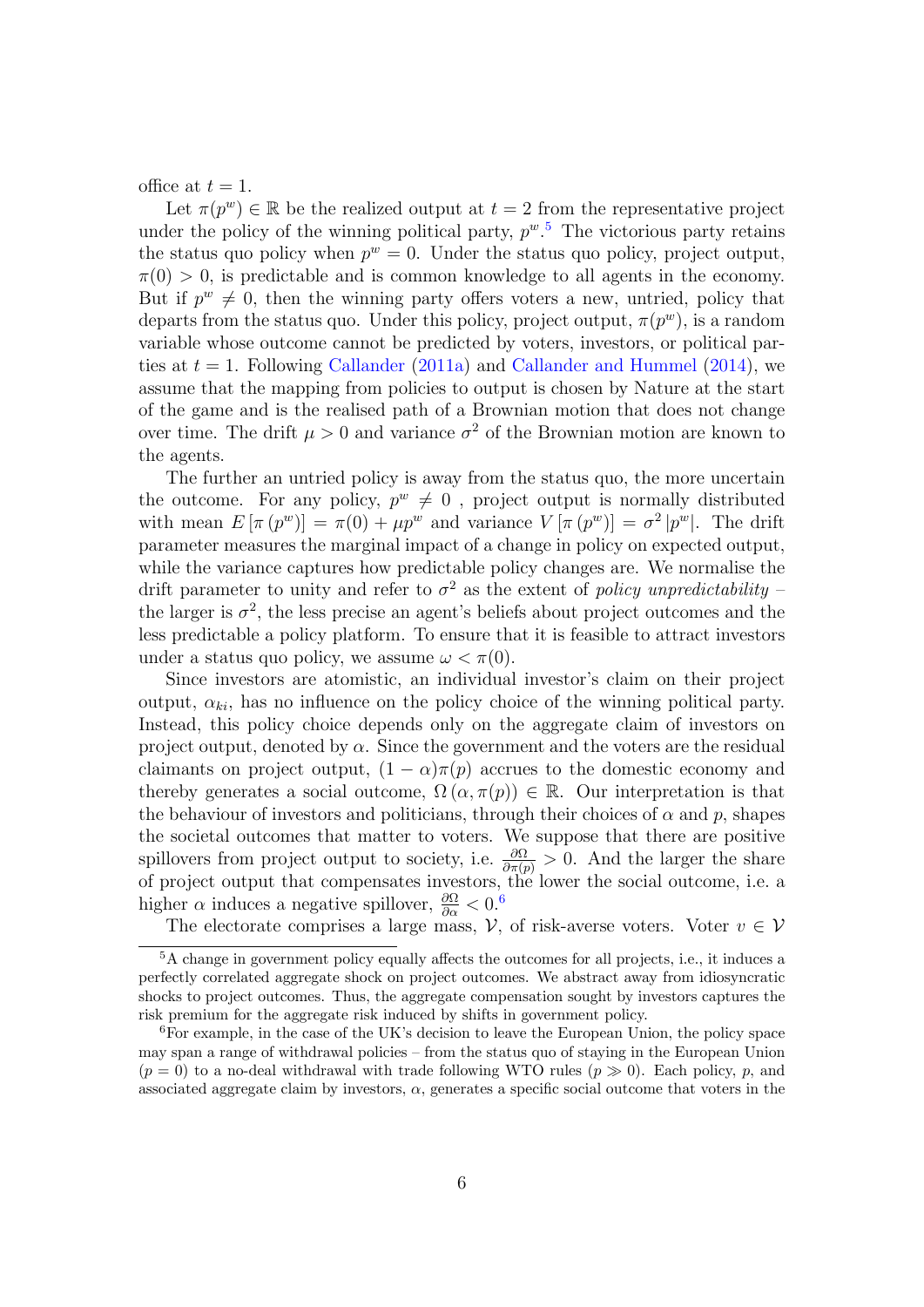office at $t = 1$.

Let $\pi(p^w) \in \mathbb{R}$ be the realized output at $t = 2$ from the representative project under the policy of the winning political party, $p^w$.[5] The victorious party retains the status quo policy when $p^w = 0$. Under the status quo policy, project output, $\pi(0) > 0$, is predictable and is common knowledge to all agents in the economy. But if $p^w \neq 0$, then the winning party offers voters a new, untried, policy that departs from the status quo. Under this policy, project output, $\pi(p^w)$, is a random variable whose outcome cannot be predicted by voters, investors, or political parties at $t = 1$. Following Callander (2011a) and Callander and Hummel (2014), we assume that the mapping from policies to output is chosen by Nature at the start of the game and is the realised path of a Brownian motion that does not change over time. The drift $\mu > 0$ and variance $\sigma^2$ of the Brownian motion are known to the agents.

The further an untried policy is away from the status quo, the more uncertain the outcome. For any policy, $p^w \neq 0$ , project output is normally distributed with mean $E\left[\pi\left(p^w\right)\right] = \pi(0) + \mu p^w$ and variance $V\left[\pi\left(p^w\right)\right] = \sigma^2 \left|p^w\right|$. The drift parameter measures the marginal impact of a change in policy on expected output, while the variance captures how predictable policy changes are. We normalise the drift parameter to unity and refer to $\sigma^2$ as the extent of *policy unpredictability* – the larger is $\sigma^2$, the less precise an agent's beliefs about project outcomes and the less predictable a policy platform. To ensure that it is feasible to attract investors under a status quo policy, we assume $\omega < \pi(0)$.

Since investors are atomistic, an individual investor's claim on their project output, $\alpha_{ki}$, has no influence on the policy choice of the winning political party. Instead, this policy choice depends only on the aggregate claim of investors on project output, denoted by $\alpha$. Since the government and the voters are the residual claimants on project output, $(1 - \alpha)\pi(p)$ accrues to the domestic economy and thereby generates a social outcome, $\Omega\left(\alpha, \pi(p)\right) \in \mathbb{R}$. Our interpretation is that the behaviour of investors and politicians, through their choices of $\alpha$ and $p$, shapes the societal outcomes that matter to voters. We suppose that there are positive spillovers from project output to society, i.e. $\frac{\partial \Omega}{\partial \pi(p)} > 0$. And the larger the share of project output that compensates investors, the lower the social outcome, i.e. a higher $\alpha$ induces a negative spillover, $\frac{\partial \Omega}{\partial \alpha} < 0$.[6]

The electorate comprises a large mass, $\mathcal{V}$, of risk-averse voters. Voter $v \in \mathcal{V}$

[5] A change in government policy equally affects the outcomes for all projects, i.e., it induces a perfectly correlated aggregate shock on project outcomes. We abstract away from idiosyncratic shocks to project outcomes. Thus, the aggregate compensation sought by investors captures the risk premium for the aggregate risk induced by shifts in government policy.

[6] For example, in the case of the UK's decision to leave the European Union, the policy space may span a range of withdrawal policies – from the status quo of staying in the European Union ($p = 0$) to a no-deal withdrawal with trade following WTO rules ($p \gg 0$). Each policy, $p$, and associated aggregate claim by investors, $\alpha$, generates a specific social outcome that voters in the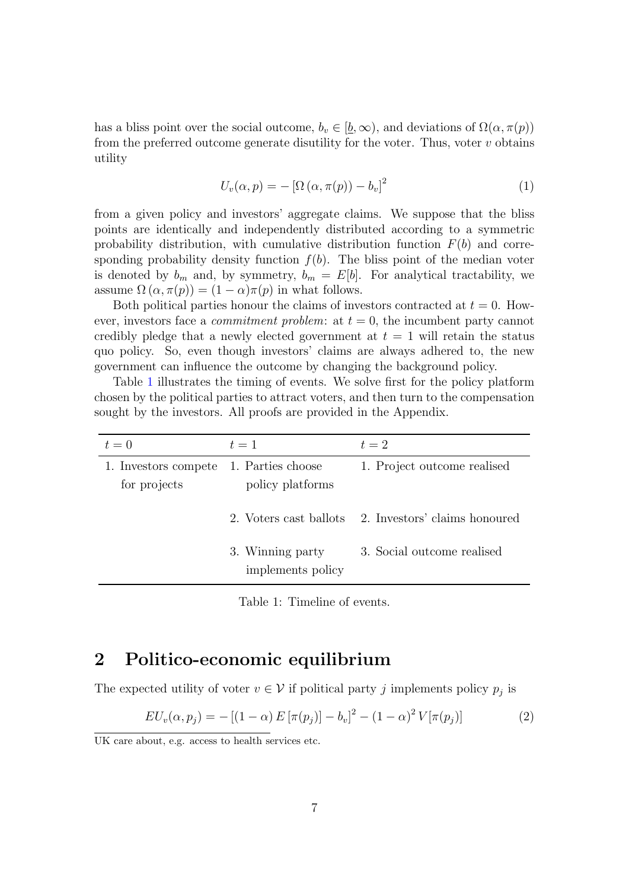has a bliss point over the social outcome, $b_v \in [\underline{b}, \infty)$, and deviations of $\Omega(\alpha, \pi(p))$ from the preferred outcome generate disutility for the voter. Thus, voter $v$ obtains utility

$$U_v(\alpha, p) = -\left[\Omega\left(\alpha, \pi(p)\right) - b_v\right]^2 \tag{1}$$

from a given policy and investors' aggregate claims. We suppose that the bliss points are identically and independently distributed according to a symmetric probability distribution, with cumulative distribution function $F(b)$ and corresponding probability density function $f(b)$. The bliss point of the median voter is denoted by $b_m$ and, by symmetry, $b_m = E[b]$. For analytical tractability, we assume $\Omega\left(\alpha, \pi(p)\right) = (1-\alpha)\pi(p)$ in what follows.

Both political parties honour the claims of investors contracted at $t = 0$. However, investors face a *commitment problem*: at $t = 0$, the incumbent party cannot credibly pledge that a newly elected government at $t = 1$ will retain the status quo policy. So, even though investors' claims are always adhered to, the new government can influence the outcome by changing the background policy.

Table 1 illustrates the timing of events. We solve first for the policy platform chosen by the political parties to attract voters, and then turn to the compensation sought by the investors. All proofs are provided in the Appendix.

| $t = 0$ | $t = 1$ | $t = 2$ |
|---|---|---|
| 1. Investors compete for projects | 1. Parties choose policy platforms | 1. Project outcome realised |
| | 2. Voters cast ballots | 2. Investors' claims honoured |
| | 3. Winning party implements policy | 3. Social outcome realised |

Table 1: Timeline of events.

## 2 Politico-economic equilibrium

The expected utility of voter $v \in \mathcal{V}$ if political party $j$ implements policy $p_j$ is

$$EU_v(\alpha, p_j) = -\left[(1-\alpha)\,E\left[\pi(p_j)\right] - b_v\right]^2 - (1-\alpha)^2\, V[\pi(p_j)] \tag{2}$$

UK care about, e.g. access to health services etc.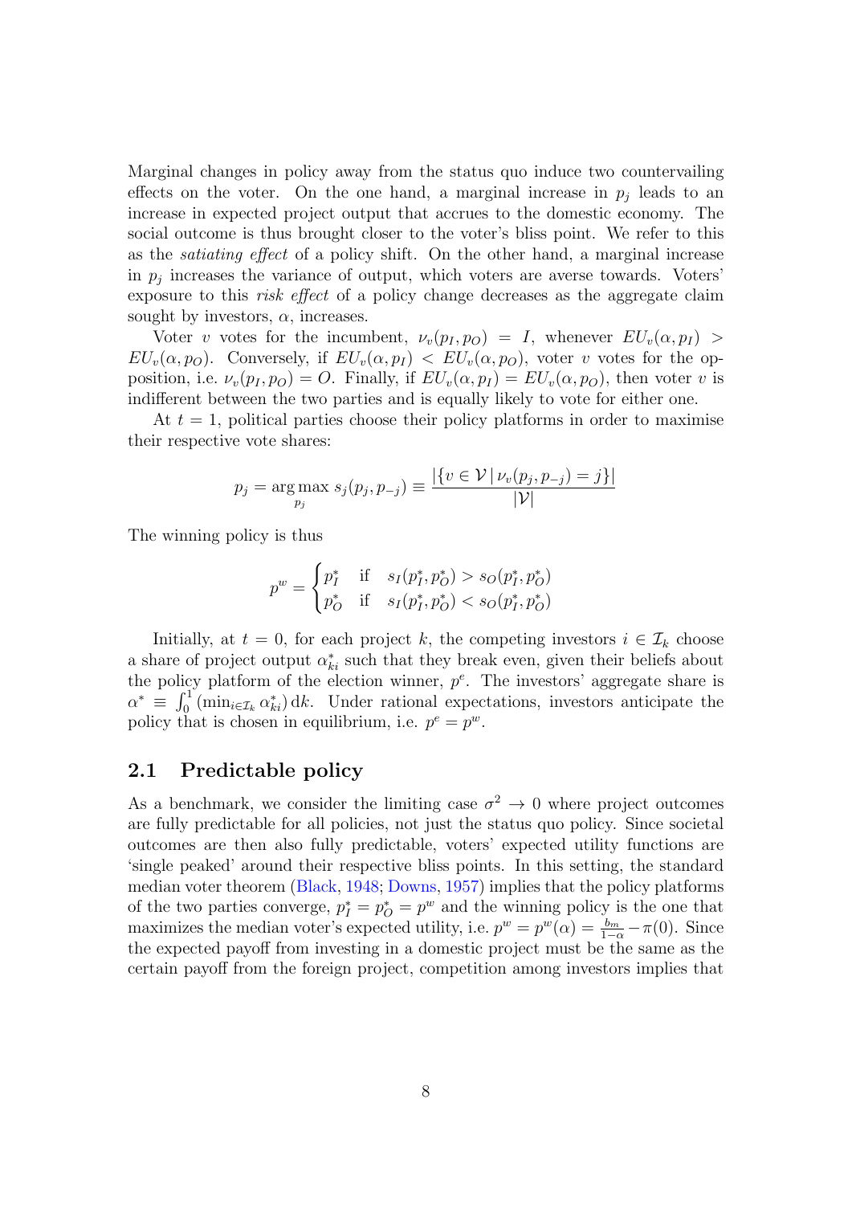Marginal changes in policy away from the status quo induce two countervailing effects on the voter. On the one hand, a marginal increase in $p_j$ leads to an increase in expected project output that accrues to the domestic economy. The social outcome is thus brought closer to the voter's bliss point. We refer to this as the *satiating effect* of a policy shift. On the other hand, a marginal increase in $p_j$ increases the variance of output, which voters are averse towards. Voters' exposure to this *risk effect* of a policy change decreases as the aggregate claim sought by investors, $\alpha$, increases.

Voter $v$ votes for the incumbent, $\nu_v(p_I, p_O) = I$, whenever $EU_v(\alpha, p_I) > EU_v(\alpha, p_O)$. Conversely, if $EU_v(\alpha, p_I) < EU_v(\alpha, p_O)$, voter $v$ votes for the opposition, i.e. $\nu_v(p_I, p_O) = O$. Finally, if $EU_v(\alpha, p_I) = EU_v(\alpha, p_O)$, then voter $v$ is indifferent between the two parties and is equally likely to vote for either one.

At $t = 1$, political parties choose their policy platforms in order to maximise their respective vote shares:

$$p_j = \arg\max_{p_j} s_j(p_j, p_{-j}) \equiv \frac{|\{v \in \mathcal{V} \,|\, \nu_v(p_j, p_{-j}) = j\}|}{|\mathcal{V}|}$$

The winning policy is thus

$$p^w = \begin{cases} p_I^* & \text{if} \quad s_I(p_I^*, p_O^*) > s_O(p_I^*, p_O^*) \\ p_O^* & \text{if} \quad s_I(p_I^*, p_O^*) < s_O(p_I^*, p_O^*) \end{cases}$$

Initially, at $t = 0$, for each project $k$, the competing investors $i \in \mathcal{I}_k$ choose a share of project output $\alpha_{ki}^*$ such that they break even, given their beliefs about the policy platform of the election winner, $p^e$. The investors' aggregate share is $\alpha^* \equiv \int_0^1 (\min_{i \in \mathcal{I}_k} \alpha_{ki}^*) \, \mathrm{d}k$. Under rational expectations, investors anticipate the policy that is chosen in equilibrium, i.e. $p^e = p^w$.

## 2.1 Predictable policy

As a benchmark, we consider the limiting case $\sigma^2 \to 0$ where project outcomes are fully predictable for all policies, not just the status quo policy. Since societal outcomes are then also fully predictable, voters' expected utility functions are 'single peaked' around their respective bliss points. In this setting, the standard median voter theorem (Black, 1948; Downs, 1957) implies that the policy platforms of the two parties converge, $p_I^* = p_O^* = p^w$ and the winning policy is the one that maximizes the median voter's expected utility, i.e. $p^w = p^w(\alpha) = \frac{b_m}{1-\alpha} - \pi(0)$. Since the expected payoff from investing in a domestic project must be the same as the certain payoff from the foreign project, competition among investors implies that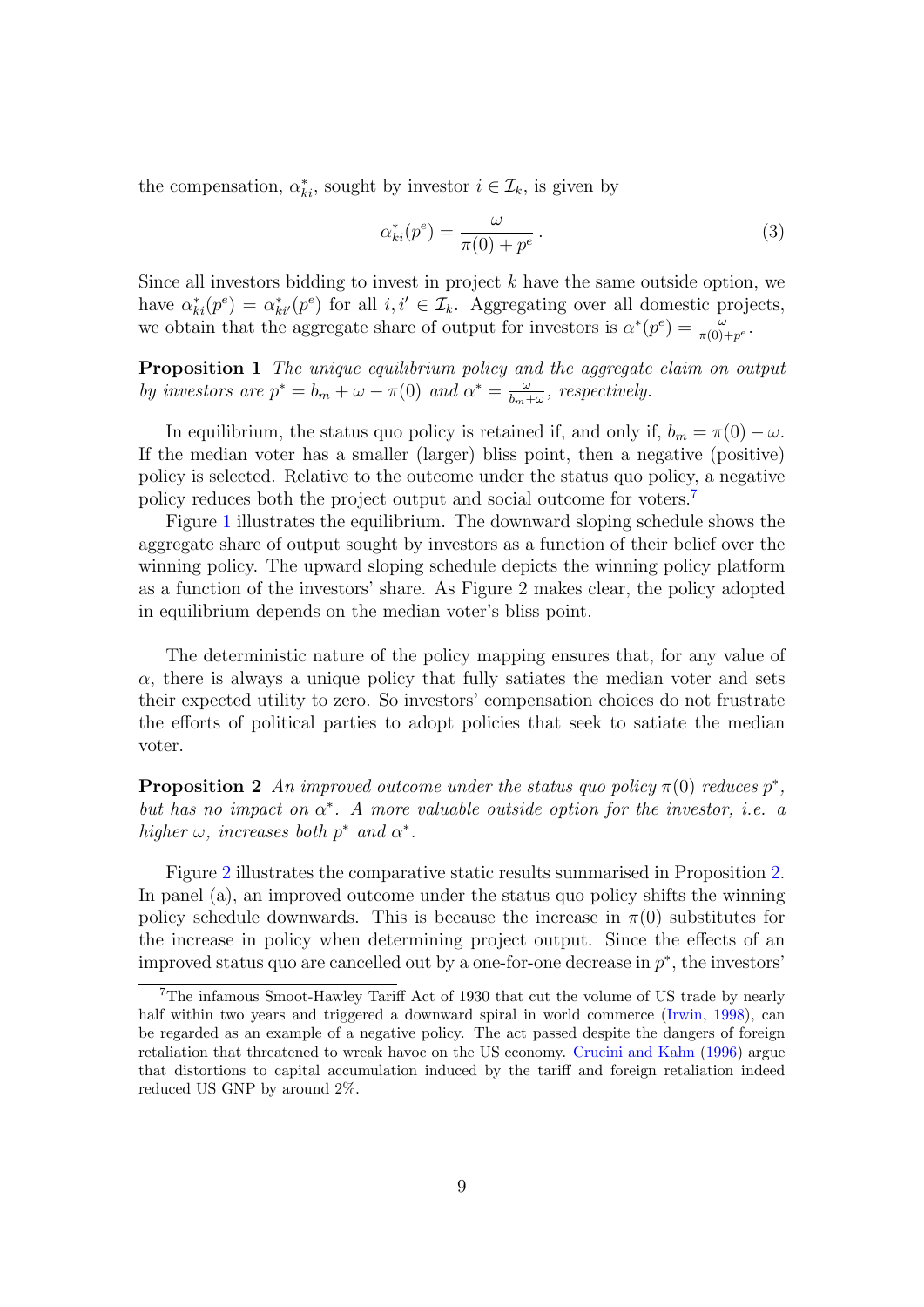the compensation, $\alpha^*_{ki}$, sought by investor $i \in \mathcal{I}_k$, is given by

$$\alpha^*_{ki}(p^e) = \frac{\omega}{\pi(0) + p^e}\,. \tag{3}$$

Since all investors bidding to invest in project $k$ have the same outside option, we have $\alpha^*_{ki}(p^e) = \alpha^*_{ki'}(p^e)$ for all $i, i' \in \mathcal{I}_k$. Aggregating over all domestic projects, we obtain that the aggregate share of output for investors is $\alpha^*(p^e) = \frac{\omega}{\pi(0)+p^e}$.

**Proposition 1** *The unique equilibrium policy and the aggregate claim on output by investors are $p^* = b_m + \omega - \pi(0)$ and $\alpha^* = \frac{\omega}{b_m+\omega}$, respectively.*

In equilibrium, the status quo policy is retained if, and only if, $b_m = \pi(0) - \omega$. If the median voter has a smaller (larger) bliss point, then a negative (positive) policy is selected. Relative to the outcome under the status quo policy, a negative policy reduces both the project output and social outcome for voters.[7]

Figure 1 illustrates the equilibrium. The downward sloping schedule shows the aggregate share of output sought by investors as a function of their belief over the winning policy. The upward sloping schedule depicts the winning policy platform as a function of the investors' share. As Figure 2 makes clear, the policy adopted in equilibrium depends on the median voter's bliss point.

The deterministic nature of the policy mapping ensures that, for any value of $\alpha$, there is always a unique policy that fully satiates the median voter and sets their expected utility to zero. So investors' compensation choices do not frustrate the efforts of political parties to adopt policies that seek to satiate the median voter.

**Proposition 2** *An improved outcome under the status quo policy $\pi(0)$ reduces $p^*$, but has no impact on $\alpha^*$. A more valuable outside option for the investor, i.e. a higher $\omega$, increases both $p^*$ and $\alpha^*$.*

Figure 2 illustrates the comparative static results summarised in Proposition 2. In panel (a), an improved outcome under the status quo policy shifts the winning policy schedule downwards. This is because the increase in $\pi(0)$ substitutes for the increase in policy when determining project output. Since the effects of an improved status quo are cancelled out by a one-for-one decrease in $p^*$, the investors'

[7] The infamous Smoot-Hawley Tariff Act of 1930 that cut the volume of US trade by nearly half within two years and triggered a downward spiral in world commerce (Irwin, 1998), can be regarded as an example of a negative policy. The act passed despite the dangers of foreign retaliation that threatened to wreak havoc on the US economy. Crucini and Kahn (1996) argue that distortions to capital accumulation induced by the tariff and foreign retaliation indeed reduced US GNP by around 2%.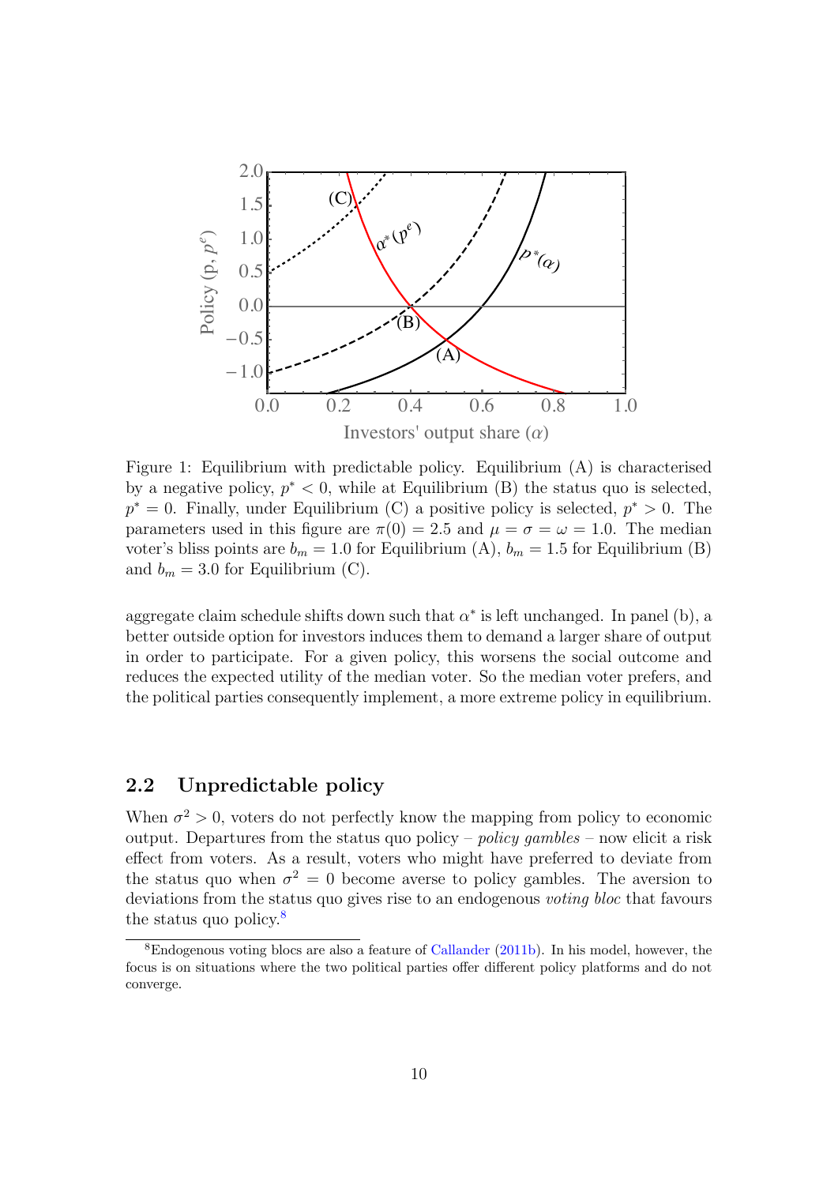Figure 1: Equilibrium with predictable policy. Equilibrium (A) is characterised by a negative policy, $p^* < 0$, while at Equilibrium (B) the status quo is selected, $p^* = 0$. Finally, under Equilibrium (C) a positive policy is selected, $p^* > 0$. The parameters used in this figure are $\pi(0) = 2.5$ and $\mu = \sigma = \omega = 1.0$. The median voter's bliss points are $b_m = 1.0$ for Equilibrium (A), $b_m = 1.5$ for Equilibrium (B) and $b_m = 3.0$ for Equilibrium (C).

aggregate claim schedule shifts down such that $\alpha^*$ is left unchanged. In panel (b), a better outside option for investors induces them to demand a larger share of output in order to participate. For a given policy, this worsens the social outcome and reduces the expected utility of the median voter. So the median voter prefers, and the political parties consequently implement, a more extreme policy in equilibrium.

## 2.2 Unpredictable policy

When $\sigma^2 > 0$, voters do not perfectly know the mapping from policy to economic output. Departures from the status quo policy – *policy gambles* – now elicit a risk effect from voters. As a result, voters who might have preferred to deviate from the status quo when $\sigma^2 = 0$ become averse to policy gambles. The aversion to deviations from the status quo gives rise to an endogenous *voting bloc* that favours the status quo policy.[8]

[8] Endogenous voting blocs are also a feature of Callander (2011b). In his model, however, the focus is on situations where the two political parties offer different policy platforms and do not converge.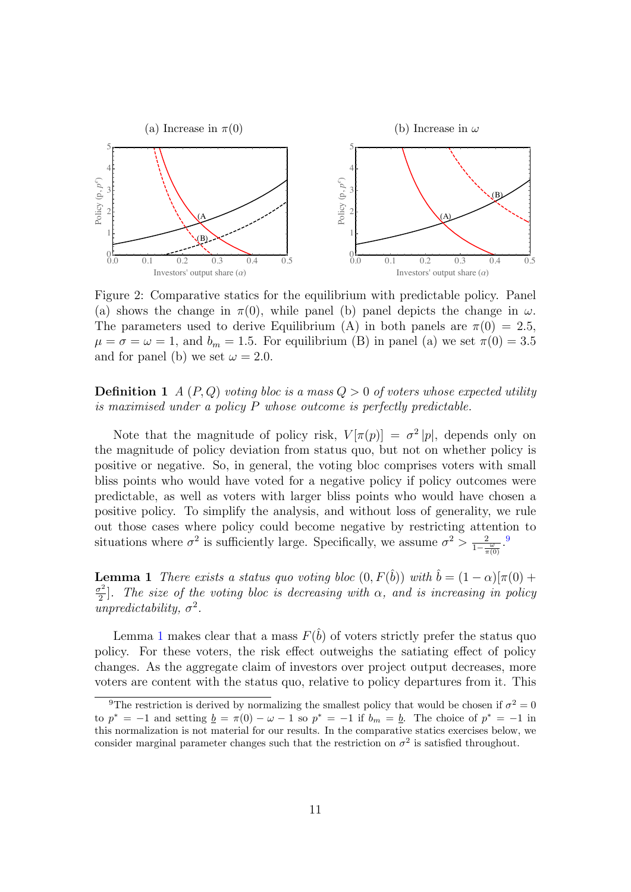Figure 2: Comparative statics for the equilibrium with predictable policy. Panel (a) shows the change in $\pi(0)$, while panel (b) panel depicts the change in $\omega$. The parameters used to derive Equilibrium (A) in both panels are $\pi(0) = 2.5$, $\mu = \sigma = \omega = 1$, and $b_m = 1.5$. For equilibrium (B) in panel (a) we set $\pi(0) = 3.5$ and for panel (b) we set $\omega = 2.0$.

**Definition 1** *A $(P, Q)$ voting bloc is a mass $Q > 0$ of voters whose expected utility is maximised under a policy $P$ whose outcome is perfectly predictable.*

Note that the magnitude of policy risk, $V[\pi(p)] = \sigma^2 |p|$, depends only on the magnitude of policy deviation from status quo, but not on whether policy is positive or negative. So, in general, the voting bloc comprises voters with small bliss points who would have voted for a negative policy if policy outcomes were predictable, as well as voters with larger bliss points who would have chosen a positive policy. To simplify the analysis, and without loss of generality, we rule out those cases where policy could become negative by restricting attention to situations where $\sigma^2$ is sufficiently large. Specifically, we assume $\sigma^2 > \frac{2}{1-\frac{\omega}{\pi(0)}}$.[9]

**Lemma 1** *There exists a status quo voting bloc $(0, F(\hat{b}))$ with $\hat{b} = (1-\alpha)[\pi(0) + \frac{\sigma^2}{2}]$. The size of the voting bloc is decreasing with $\alpha$, and is increasing in policy unpredictability, $\sigma^2$.*

Lemma 1 makes clear that a mass $F(\hat{b})$ of voters strictly prefer the status quo policy. For these voters, the risk effect outweighs the satiating effect of policy changes. As the aggregate claim of investors over project output decreases, more voters are content with the status quo, relative to policy departures from it. This

[9]The restriction is derived by normalizing the smallest policy that would be chosen if $\sigma^2 = 0$ to $p^* = -1$ and setting $\underline{b} = \pi(0) - \omega - 1$ so $p^* = -1$ if $b_m = \underline{b}$. The choice of $p^* = -1$ in this normalization is not material for our results. In the comparative statics exercises below, we consider marginal parameter changes such that the restriction on $\sigma^2$ is satisfied throughout.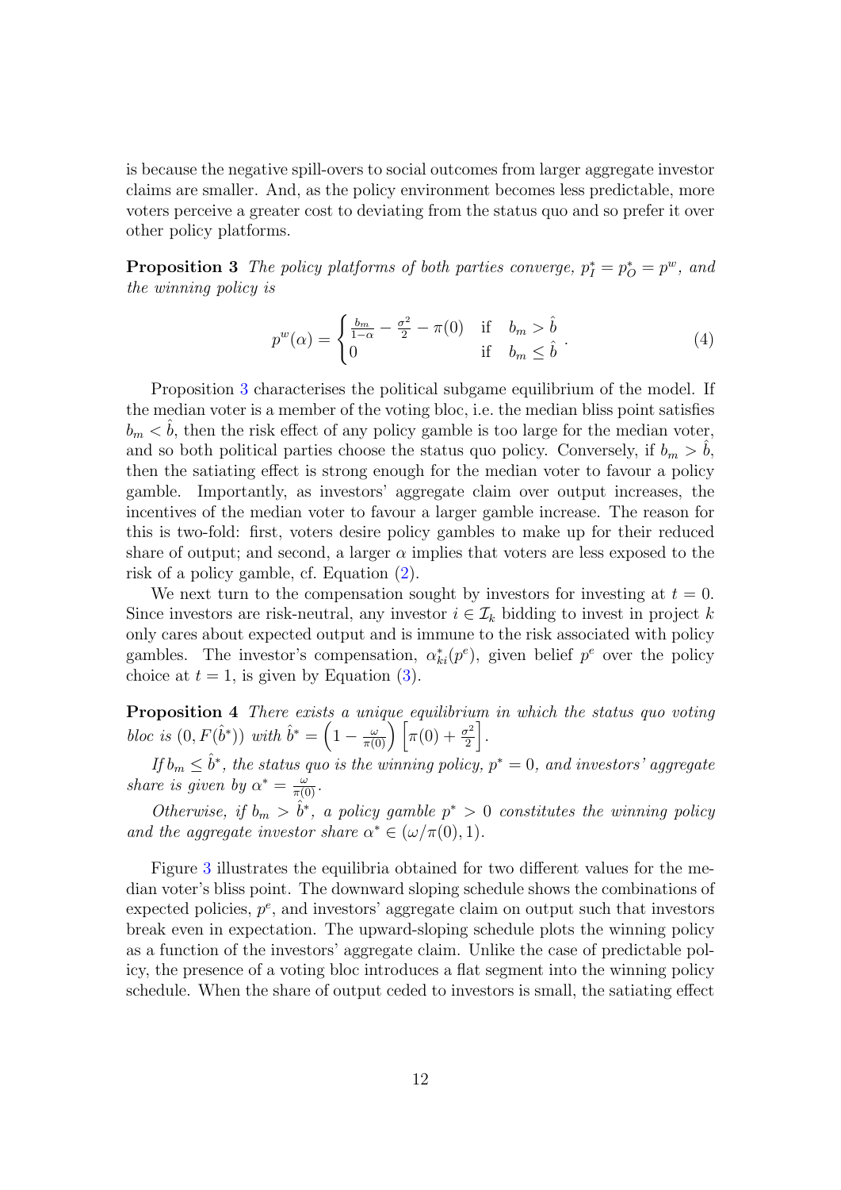is because the negative spill-overs to social outcomes from larger aggregate investor claims are smaller. And, as the policy environment becomes less predictable, more voters perceive a greater cost to deviating from the status quo and so prefer it over other policy platforms.

**Proposition 3** *The policy platforms of both parties converge, $p_I^* = p_O^* = p^w$, and the winning policy is*

$$p^w(\alpha) = \begin{cases} \frac{b_m}{1-\alpha} - \frac{\sigma^2}{2} - \pi(0) & \text{if} \quad b_m > \hat{b} \\ 0 & \text{if} \quad b_m \leq \hat{b} \end{cases}. \tag{4}$$

Proposition 3 characterises the political subgame equilibrium of the model. If the median voter is a member of the voting bloc, i.e. the median bliss point satisfies $b_m < \hat{b}$, then the risk effect of any policy gamble is too large for the median voter, and so both political parties choose the status quo policy. Conversely, if $b_m > \hat{b}$, then the satiating effect is strong enough for the median voter to favour a policy gamble. Importantly, as investors' aggregate claim over output increases, the incentives of the median voter to favour a larger gamble increase. The reason for this is two-fold: first, voters desire policy gambles to make up for their reduced share of output; and second, a larger $\alpha$ implies that voters are less exposed to the risk of a policy gamble, cf. Equation (2).

We next turn to the compensation sought by investors for investing at $t = 0$. Since investors are risk-neutral, any investor $i \in \mathcal{I}_k$ bidding to invest in project $k$ only cares about expected output and is immune to the risk associated with policy gambles. The investor's compensation, $\alpha_{ki}^*(p^e)$, given belief $p^e$ over the policy choice at $t = 1$, is given by Equation (3).

**Proposition 4** *There exists a unique equilibrium in which the status quo voting bloc is $(0, F(\hat{b}^*))$ with $\hat{b}^* = \left(1 - \frac{\omega}{\pi(0)}\right)\left[\pi(0) + \frac{\sigma^2}{2}\right]$.*

*If $b_m \leq \hat{b}^*$, the status quo is the winning policy, $p^* = 0$, and investors' aggregate share is given by $\alpha^* = \frac{\omega}{\pi(0)}$.*

*Otherwise, if $b_m > \hat{b}^*$, a policy gamble $p^* > 0$ constitutes the winning policy and the aggregate investor share $\alpha^* \in (\omega/\pi(0), 1)$.*

Figure 3 illustrates the equilibria obtained for two different values for the median voter's bliss point. The downward sloping schedule shows the combinations of expected policies, $p^e$, and investors' aggregate claim on output such that investors break even in expectation. The upward-sloping schedule plots the winning policy as a function of the investors' aggregate claim. Unlike the case of predictable policy, the presence of a voting bloc introduces a flat segment into the winning policy schedule. When the share of output ceded to investors is small, the satiating effect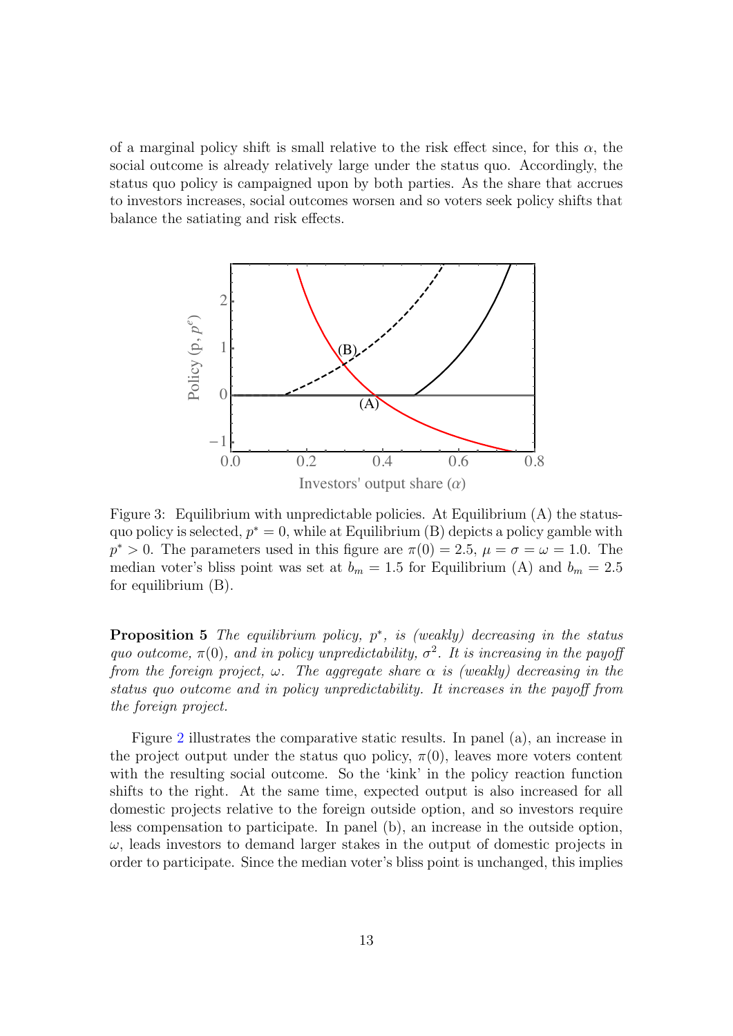of a marginal policy shift is small relative to the risk effect since, for this $\alpha$, the social outcome is already relatively large under the status quo. Accordingly, the status quo policy is campaigned upon by both parties. As the share that accrues to investors increases, social outcomes worsen and so voters seek policy shifts that balance the satiating and risk effects.

Figure 3: Equilibrium with unpredictable policies. At Equilibrium (A) the status-quo policy is selected, $p^* = 0$, while at Equilibrium (B) depicts a policy gamble with $p^* > 0$. The parameters used in this figure are $\pi(0) = 2.5$, $\mu = \sigma = \omega = 1.0$. The median voter's bliss point was set at $b_m = 1.5$ for Equilibrium (A) and $b_m = 2.5$ for equilibrium (B).

**Proposition 5** *The equilibrium policy, $p^*$, is (weakly) decreasing in the status quo outcome, $\pi(0)$, and in policy unpredictability, $\sigma^2$. It is increasing in the payoff from the foreign project, $\omega$. The aggregate share $\alpha$ is (weakly) decreasing in the status quo outcome and in policy unpredictability. It increases in the payoff from the foreign project.*

Figure 2 illustrates the comparative static results. In panel (a), an increase in the project output under the status quo policy, $\pi(0)$, leaves more voters content with the resulting social outcome. So the 'kink' in the policy reaction function shifts to the right. At the same time, expected output is also increased for all domestic projects relative to the foreign outside option, and so investors require less compensation to participate. In panel (b), an increase in the outside option, $\omega$, leads investors to demand larger stakes in the output of domestic projects in order to participate. Since the median voter's bliss point is unchanged, this implies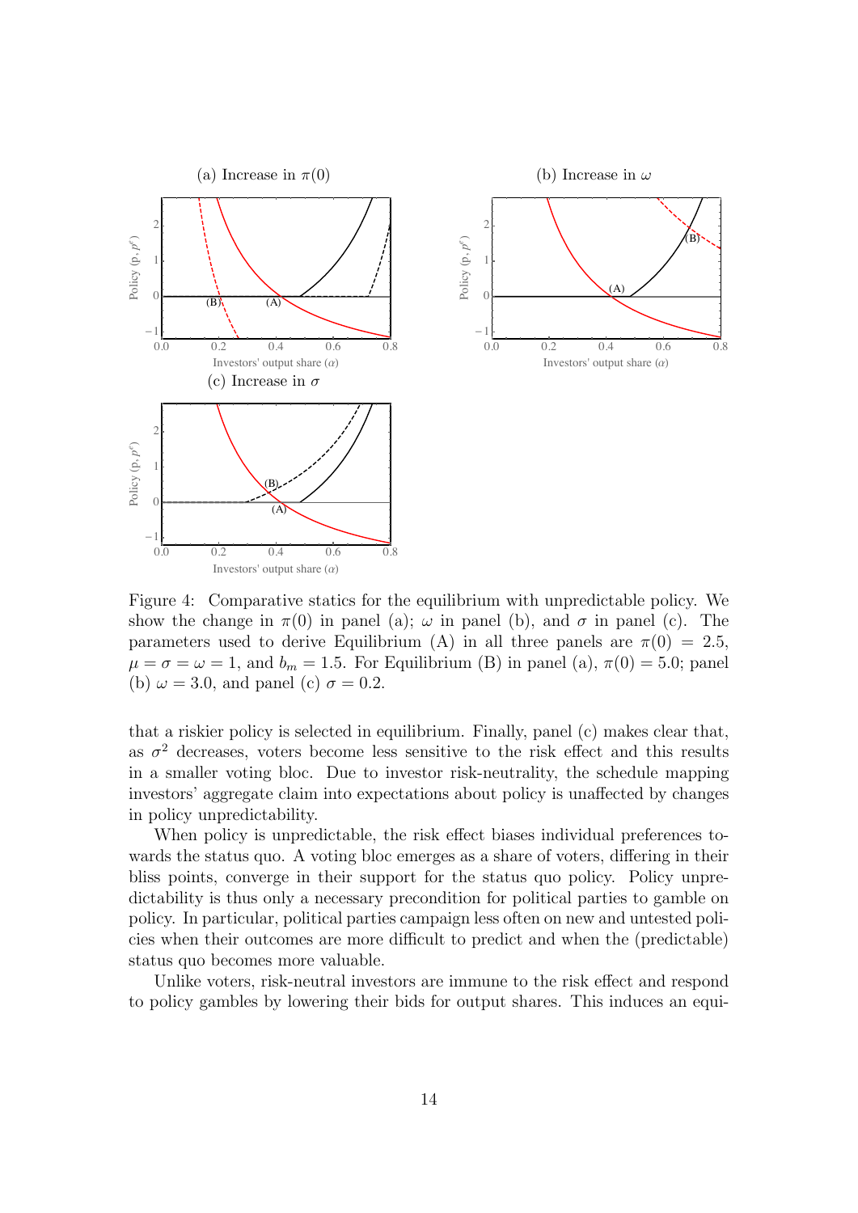Figure 4: Comparative statics for the equilibrium with unpredictable policy. We show the change in $\pi(0)$ in panel (a); $\omega$ in panel (b), and $\sigma$ in panel (c). The parameters used to derive Equilibrium (A) in all three panels are $\pi(0) = 2.5$, $\mu = \sigma = \omega = 1$, and $b_m = 1.5$. For Equilibrium (B) in panel (a), $\pi(0) = 5.0$; panel (b) $\omega = 3.0$, and panel (c) $\sigma = 0.2$.

that a riskier policy is selected in equilibrium. Finally, panel (c) makes clear that, as $\sigma^2$ decreases, voters become less sensitive to the risk effect and this results in a smaller voting bloc. Due to investor risk-neutrality, the schedule mapping investors' aggregate claim into expectations about policy is unaffected by changes in policy unpredictability.

When policy is unpredictable, the risk effect biases individual preferences towards the status quo. A voting bloc emerges as a share of voters, differing in their bliss points, converge in their support for the status quo policy. Policy unpredictability is thus only a necessary precondition for political parties to gamble on policy. In particular, political parties campaign less often on new and untested policies when their outcomes are more difficult to predict and when the (predictable) status quo becomes more valuable.

Unlike voters, risk-neutral investors are immune to the risk effect and respond to policy gambles by lowering their bids for output shares. This induces an equi-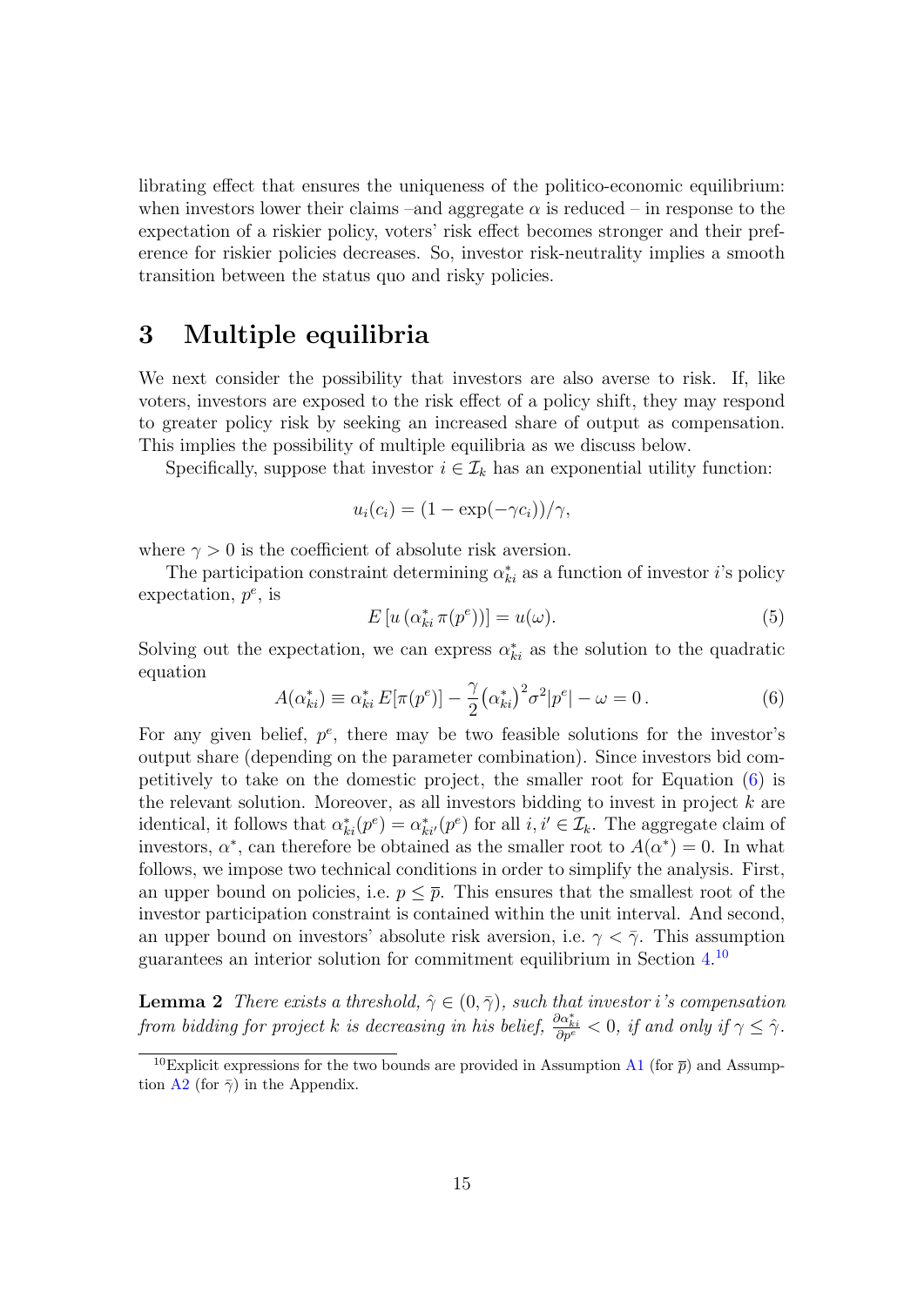librating effect that ensures the uniqueness of the politico-economic equilibrium: when investors lower their claims –and aggregate $\alpha$ is reduced – in response to the expectation of a riskier policy, voters' risk effect becomes stronger and their preference for riskier policies decreases. So, investor risk-neutrality implies a smooth transition between the status quo and risky policies.

## 3 Multiple equilibria

We next consider the possibility that investors are also averse to risk. If, like voters, investors are exposed to the risk effect of a policy shift, they may respond to greater policy risk by seeking an increased share of output as compensation. This implies the possibility of multiple equilibria as we discuss below.

Specifically, suppose that investor $i \in \mathcal{I}_k$ has an exponential utility function:

$$u_i(c_i) = (1 - \exp(-\gamma c_i))/\gamma,$$

where $\gamma > 0$ is the coefficient of absolute risk aversion.

The participation constraint determining $\alpha^*_{ki}$ as a function of investor $i$'s policy expectation, $p^e$, is

$$E\left[u\left(\alpha^*_{ki}\,\pi(p^e)\right)\right] = u(\omega). \tag{5}$$

Solving out the expectation, we can express $\alpha^*_{ki}$ as the solution to the quadratic equation

$$A(\alpha^*_{ki}) \equiv \alpha^*_{ki}\,E[\pi(p^e)] - \frac{\gamma}{2}\big(\alpha^*_{ki}\big)^2\sigma^2|p^e| - \omega = 0\,. \tag{6}$$

For any given belief, $p^e$, there may be two feasible solutions for the investor's output share (depending on the parameter combination). Since investors bid competitively to take on the domestic project, the smaller root for Equation (6) is the relevant solution. Moreover, as all investors bidding to invest in project $k$ are identical, it follows that $\alpha^*_{ki}(p^e) = \alpha^*_{ki'}(p^e)$ for all $i, i' \in \mathcal{I}_k$. The aggregate claim of investors, $\alpha^*$, can therefore be obtained as the smaller root to $A(\alpha^*) = 0$. In what follows, we impose two technical conditions in order to simplify the analysis. First, an upper bound on policies, i.e. $p \leq \overline{p}$. This ensures that the smallest root of the investor participation constraint is contained within the unit interval. And second, an upper bound on investors' absolute risk aversion, i.e. $\gamma < \bar{\gamma}$. This assumption guarantees an interior solution for commitment equilibrium in Section 4.[10]

**Lemma 2** *There exists a threshold, $\hat{\gamma} \in (0, \bar{\gamma})$, such that investor $i$'s compensation from bidding for project $k$ is decreasing in his belief, $\frac{\partial \alpha^*_{ki}}{\partial p^e} < 0$, if and only if $\gamma \leq \hat{\gamma}$.*

[10] Explicit expressions for the two bounds are provided in Assumption A1 (for $\overline{p}$) and Assumption A2 (for $\bar{\gamma}$) in the Appendix.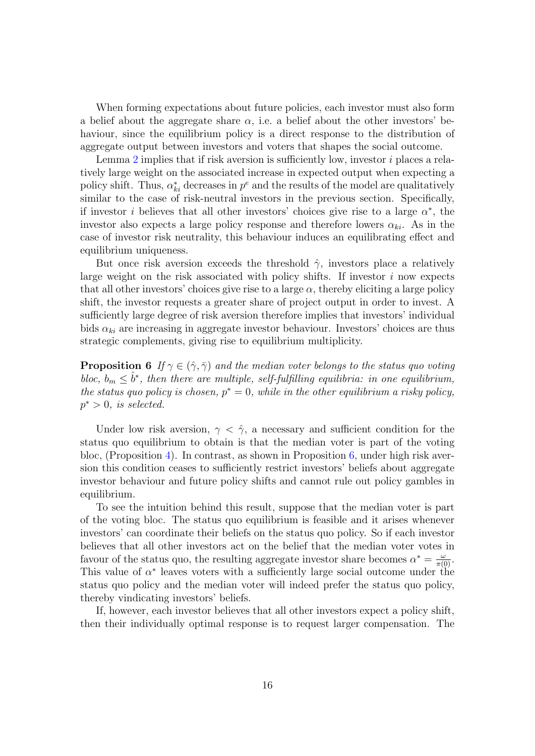When forming expectations about future policies, each investor must also form a belief about the aggregate share $\alpha$, i.e. a belief about the other investors' behaviour, since the equilibrium policy is a direct response to the distribution of aggregate output between investors and voters that shapes the social outcome.

Lemma 2 implies that if risk aversion is sufficiently low, investor $i$ places a relatively large weight on the associated increase in expected output when expecting a policy shift. Thus, $\alpha^*_{ki}$ decreases in $p^e$ and the results of the model are qualitatively similar to the case of risk-neutral investors in the previous section. Specifically, if investor $i$ believes that all other investors' choices give rise to a large $\alpha^*$, the investor also expects a large policy response and therefore lowers $\alpha_{ki}$. As in the case of investor risk neutrality, this behaviour induces an equilibrating effect and equilibrium uniqueness.

But once risk aversion exceeds the threshold $\hat{\gamma}$, investors place a relatively large weight on the risk associated with policy shifts. If investor $i$ now expects that all other investors' choices give rise to a large $\alpha$, thereby eliciting a large policy shift, the investor requests a greater share of project output in order to invest. A sufficiently large degree of risk aversion therefore implies that investors' individual bids $\alpha_{ki}$ are increasing in aggregate investor behaviour. Investors' choices are thus strategic complements, giving rise to equilibrium multiplicity.

**Proposition 6** *If $\gamma \in (\hat{\gamma}, \bar{\gamma})$ and the median voter belongs to the status quo voting bloc, $b_m \leq \hat{b}^*$, then there are multiple, self-fulfilling equilibria: in one equilibrium, the status quo policy is chosen, $p^* = 0$, while in the other equilibrium a risky policy, $p^* > 0$, is selected.*

Under low risk aversion, $\gamma < \hat{\gamma}$, a necessary and sufficient condition for the status quo equilibrium to obtain is that the median voter is part of the voting bloc, (Proposition 4). In contrast, as shown in Proposition 6, under high risk aversion this condition ceases to sufficiently restrict investors' beliefs about aggregate investor behaviour and future policy shifts and cannot rule out policy gambles in equilibrium.

To see the intuition behind this result, suppose that the median voter is part of the voting bloc. The status quo equilibrium is feasible and it arises whenever investors' can coordinate their beliefs on the status quo policy. So if each investor believes that all other investors act on the belief that the median voter votes in favour of the status quo, the resulting aggregate investor share becomes $\alpha^* = \frac{\omega}{\pi(0)}$. This value of $\alpha^*$ leaves voters with a sufficiently large social outcome under the status quo policy and the median voter will indeed prefer the status quo policy, thereby vindicating investors' beliefs.

If, however, each investor believes that all other investors expect a policy shift, then their individually optimal response is to request larger compensation. The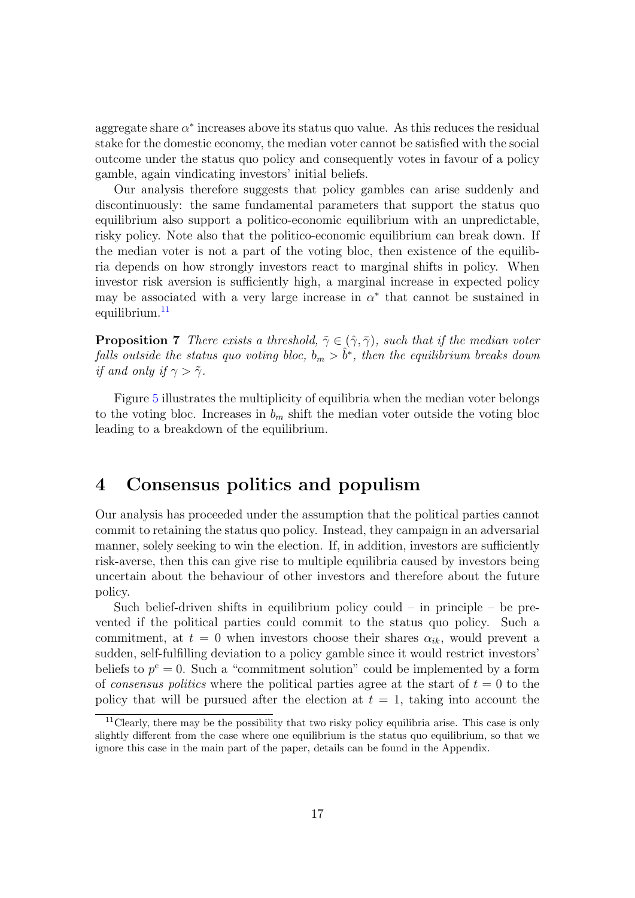aggregate share $\alpha^*$ increases above its status quo value. As this reduces the residual stake for the domestic economy, the median voter cannot be satisfied with the social outcome under the status quo policy and consequently votes in favour of a policy gamble, again vindicating investors' initial beliefs.

Our analysis therefore suggests that policy gambles can arise suddenly and discontinuously: the same fundamental parameters that support the status quo equilibrium also support a politico-economic equilibrium with an unpredictable, risky policy. Note also that the politico-economic equilibrium can break down. If the median voter is not a part of the voting bloc, then existence of the equilibria depends on how strongly investors react to marginal shifts in policy. When investor risk aversion is sufficiently high, a marginal increase in expected policy may be associated with a very large increase in $\alpha^*$ that cannot be sustained in equilibrium.[11]

**Proposition 7** *There exists a threshold, $\tilde{\gamma} \in (\hat{\gamma}, \bar{\gamma})$, such that if the median voter falls outside the status quo voting bloc, $b_m > \hat{b}^*$, then the equilibrium breaks down if and only if $\gamma > \tilde{\gamma}$.*

Figure 5 illustrates the multiplicity of equilibria when the median voter belongs to the voting bloc. Increases in $b_m$ shift the median voter outside the voting bloc leading to a breakdown of the equilibrium.

# 4 Consensus politics and populism

Our analysis has proceeded under the assumption that the political parties cannot commit to retaining the status quo policy. Instead, they campaign in an adversarial manner, solely seeking to win the election. If, in addition, investors are sufficiently risk-averse, then this can give rise to multiple equilibria caused by investors being uncertain about the behaviour of other investors and therefore about the future policy.

Such belief-driven shifts in equilibrium policy could – in principle – be prevented if the political parties could commit to the status quo policy. Such a commitment, at $t = 0$ when investors choose their shares $\alpha_{ik}$, would prevent a sudden, self-fulfilling deviation to a policy gamble since it would restrict investors' beliefs to $p^e = 0$. Such a "commitment solution" could be implemented by a form of *consensus politics* where the political parties agree at the start of $t = 0$ to the policy that will be pursued after the election at $t = 1$, taking into account the

[11] Clearly, there may be the possibility that two risky policy equilibria arise. This case is only slightly different from the case where one equilibrium is the status quo equilibrium, so that we ignore this case in the main part of the paper, details can be found in the Appendix.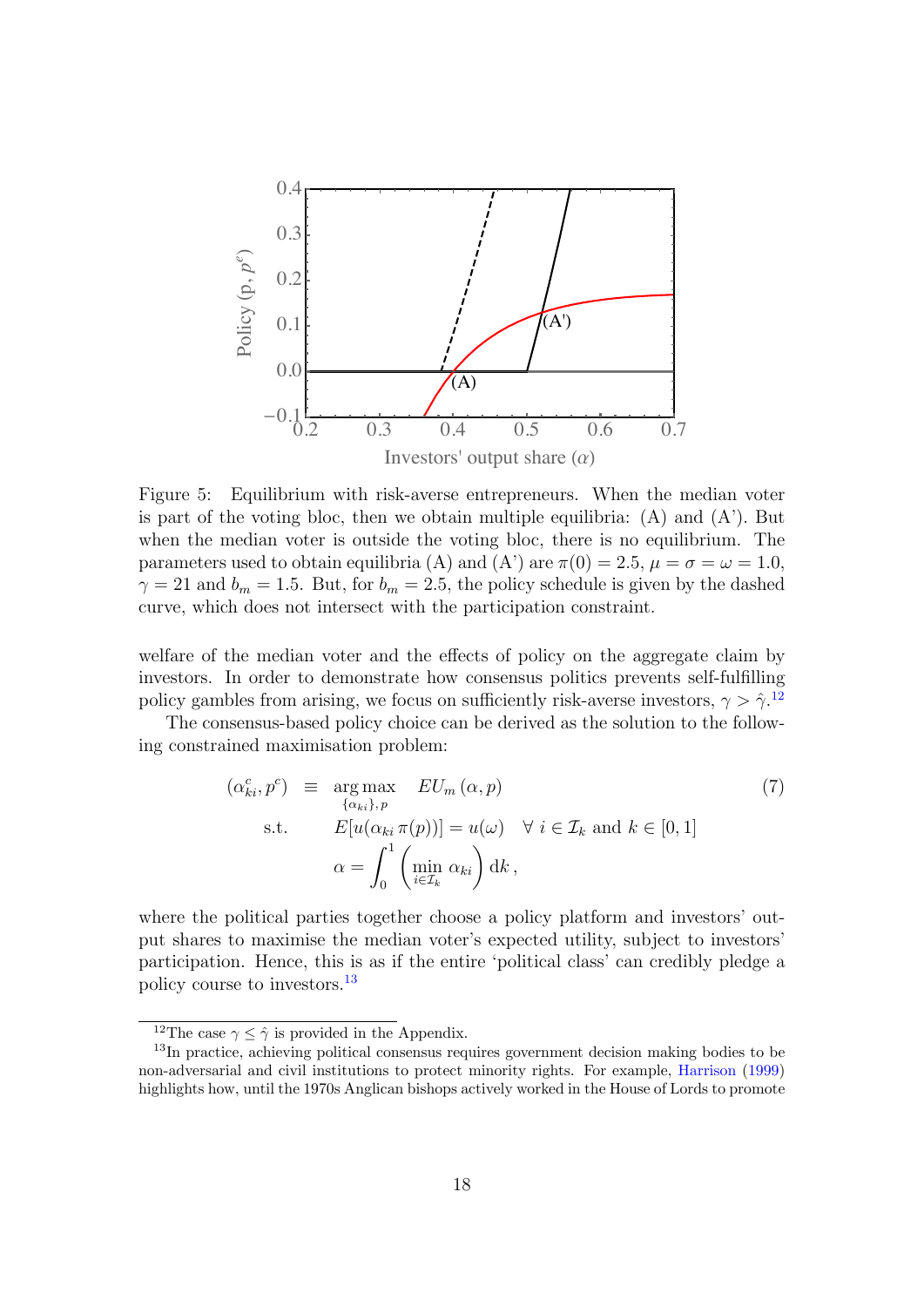Figure 5: Equilibrium with risk-averse entrepreneurs. When the median voter is part of the voting bloc, then we obtain multiple equilibria: (A) and (A'). But when the median voter is outside the voting bloc, there is no equilibrium. The parameters used to obtain equilibria (A) and (A') are $\pi(0) = 2.5$, $\mu = \sigma = \omega = 1.0$, $\gamma = 21$ and $b_m = 1.5$. But, for $b_m = 2.5$, the policy schedule is given by the dashed curve, which does not intersect with the participation constraint.

welfare of the median voter and the effects of policy on the aggregate claim by investors. In order to demonstrate how consensus politics prevents self-fulfilling policy gambles from arising, we focus on sufficiently risk-averse investors, $\gamma > \hat{\gamma}$.[12]

The consensus-based policy choice can be derived as the solution to the following constrained maximisation problem:

$$
\begin{aligned}
(\alpha^c_{ki}, p^c) \quad &\equiv \quad \underset{\{\alpha_{ki}\},\, p}{\arg\max} \quad EU_m(\alpha, p) \qquad\qquad (7)\\
&\text{s.t.} \qquad E[u(\alpha_{ki}\, \pi(p))] = u(\omega) \quad \forall\ i \in \mathcal{I}_k \text{ and } k \in [0,1] \\
&\qquad\qquad \alpha = \int_0^1 \left( \min_{i \in \mathcal{I}_k} \alpha_{ki} \right) \mathrm{d}k \,,
\end{aligned}
$$

where the political parties together choose a policy platform and investors' output shares to maximise the median voter's expected utility, subject to investors' participation. Hence, this is as if the entire 'political class' can credibly pledge a policy course to investors.[13]

[12] The case $\gamma \leq \hat{\gamma}$ is provided in the Appendix.

[13] In practice, achieving political consensus requires government decision making bodies to be non-adversarial and civil institutions to protect minority rights. For example, Harrison (1999) highlights how, until the 1970s Anglican bishops actively worked in the House of Lords to promote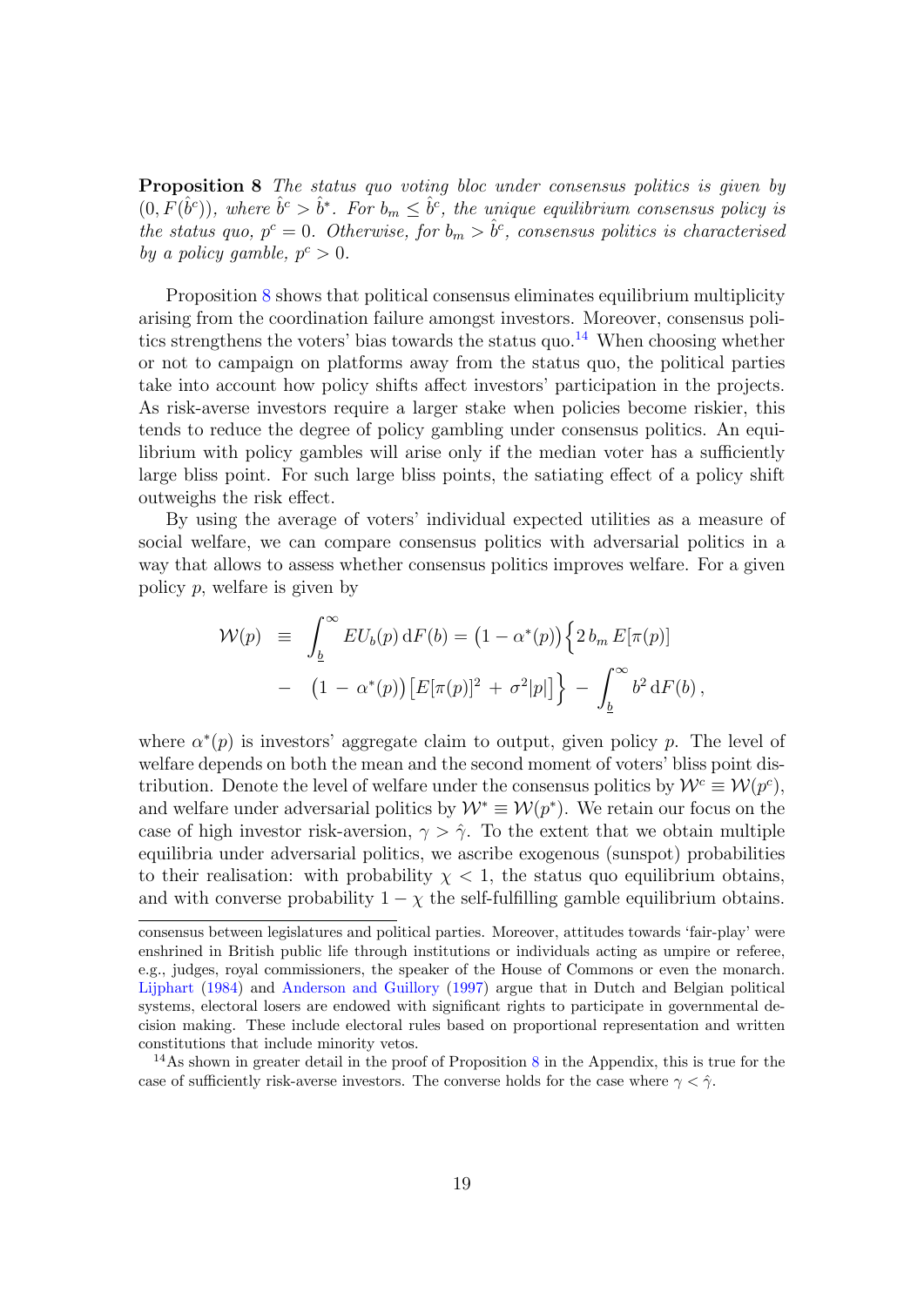**Proposition 8** *The status quo voting bloc under consensus politics is given by $(0, F(\hat{b}^c))$, where $\hat{b}^c > \hat{b}^*$. For $b_m \leq \hat{b}^c$, the unique equilibrium consensus policy is the status quo, $p^c = 0$. Otherwise, for $b_m > \hat{b}^c$, consensus politics is characterised by a policy gamble, $p^c > 0$.*

Proposition 8 shows that political consensus eliminates equilibrium multiplicity arising from the coordination failure amongst investors. Moreover, consensus politics strengthens the voters' bias towards the status quo.[14] When choosing whether or not to campaign on platforms away from the status quo, the political parties take into account how policy shifts affect investors' participation in the projects. As risk-averse investors require a larger stake when policies become riskier, this tends to reduce the degree of policy gambling under consensus politics. An equilibrium with policy gambles will arise only if the median voter has a sufficiently large bliss point. For such large bliss points, the satiating effect of a policy shift outweighs the risk effect.

By using the average of voters' individual expected utilities as a measure of social welfare, we can compare consensus politics with adversarial politics in a way that allows to assess whether consensus politics improves welfare. For a given policy $p$, welfare is given by

$$
\begin{aligned}
\mathcal{W}(p) \;&\equiv\; \int_{\underline{b}}^{\infty} EU_b(p)\,\mathrm{d}F(b) = \big(1-\alpha^*(p)\big)\Big\{2\,b_m\,E[\pi(p)] \\
&-\; \big(1\,-\,\alpha^*(p)\big)\big[E[\pi(p)]^2 \,+\, \sigma^2|p|\big]\Big\} \;-\; \int_{\underline{b}}^{\infty} b^2\,\mathrm{d}F(b)\,,
\end{aligned}
$$

where $\alpha^*(p)$ is investors' aggregate claim to output, given policy $p$. The level of welfare depends on both the mean and the second moment of voters' bliss point distribution. Denote the level of welfare under the consensus politics by $\mathcal{W}^c \equiv \mathcal{W}(p^c)$, and welfare under adversarial politics by $\mathcal{W}^* \equiv \mathcal{W}(p^*)$. We retain our focus on the case of high investor risk-aversion, $\gamma > \hat{\gamma}$. To the extent that we obtain multiple equilibria under adversarial politics, we ascribe exogenous (sunspot) probabilities to their realisation: with probability $\chi < 1$, the status quo equilibrium obtains, and with converse probability $1-\chi$ the self-fulfilling gamble equilibrium obtains.

consensus between legislatures and political parties. Moreover, attitudes towards 'fair-play' were enshrined in British public life through institutions or individuals acting as umpire or referee, e.g., judges, royal commissioners, the speaker of the House of Commons or even the monarch. Lijphart (1984) and Anderson and Guillory (1997) argue that in Dutch and Belgian political systems, electoral losers are endowed with significant rights to participate in governmental decision making. These include electoral rules based on proportional representation and written constitutions that include minority vetos.

[14] As shown in greater detail in the proof of Proposition 8 in the Appendix, this is true for the case of sufficiently risk-averse investors. The converse holds for the case where $\gamma < \hat{\gamma}$.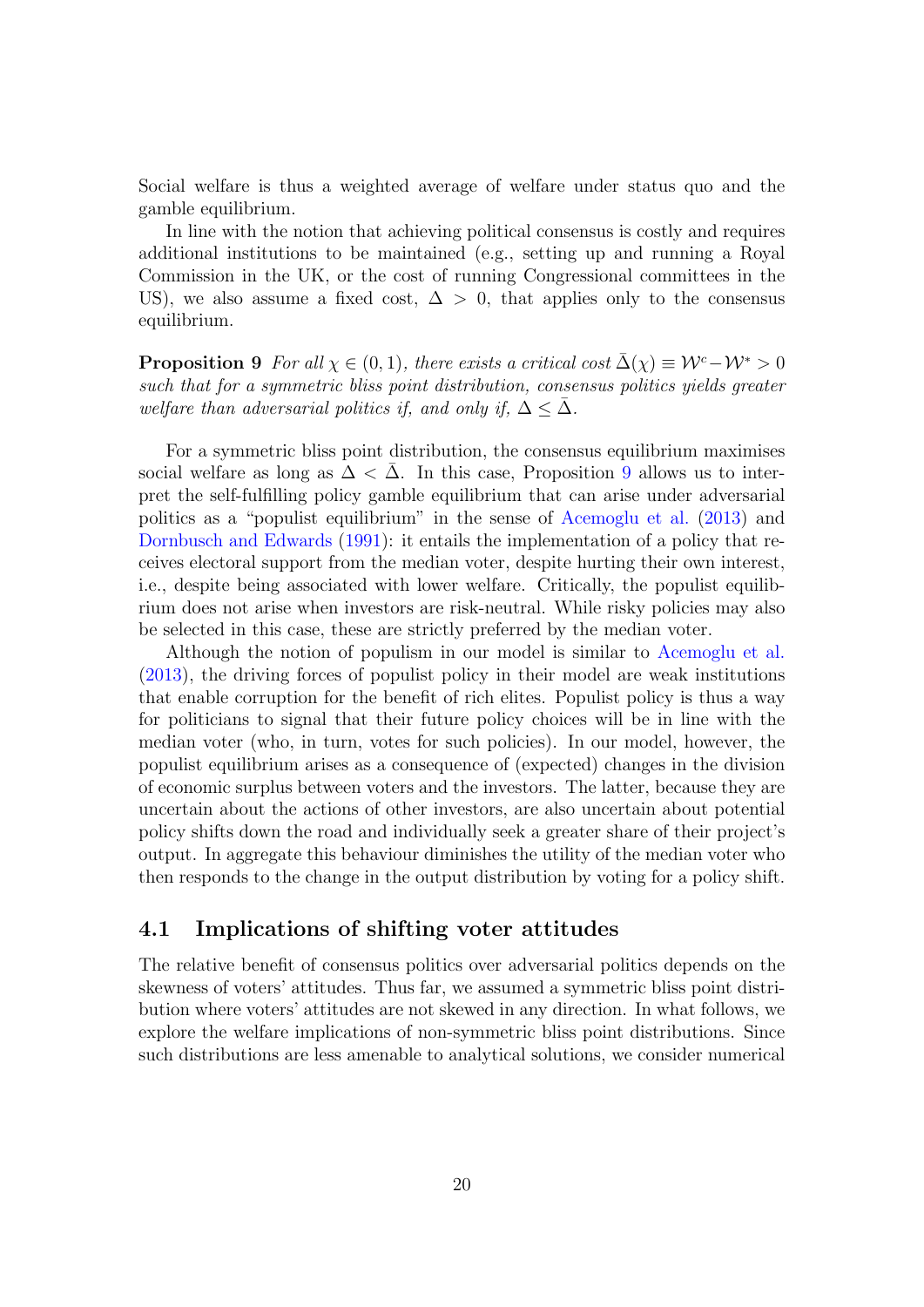Social welfare is thus a weighted average of welfare under status quo and the gamble equilibrium.

In line with the notion that achieving political consensus is costly and requires additional institutions to be maintained (e.g., setting up and running a Royal Commission in the UK, or the cost of running Congressional committees in the US), we also assume a fixed cost, $\Delta > 0$, that applies only to the consensus equilibrium.

**Proposition 9** *For all $\chi \in (0, 1)$, there exists a critical cost $\bar{\Delta}(\chi) \equiv \mathcal{W}^c - \mathcal{W}^* > 0$ such that for a symmetric bliss point distribution, consensus politics yields greater welfare than adversarial politics if, and only if, $\Delta \leq \bar{\Delta}$.*

For a symmetric bliss point distribution, the consensus equilibrium maximises social welfare as long as $\Delta < \bar{\Delta}$. In this case, Proposition 9 allows us to interpret the self-fulfilling policy gamble equilibrium that can arise under adversarial politics as a "populist equilibrium" in the sense of Acemoglu et al. (2013) and Dornbusch and Edwards (1991): it entails the implementation of a policy that receives electoral support from the median voter, despite hurting their own interest, i.e., despite being associated with lower welfare. Critically, the populist equilibrium does not arise when investors are risk-neutral. While risky policies may also be selected in this case, these are strictly preferred by the median voter.

Although the notion of populism in our model is similar to Acemoglu et al. (2013), the driving forces of populist policy in their model are weak institutions that enable corruption for the benefit of rich elites. Populist policy is thus a way for politicians to signal that their future policy choices will be in line with the median voter (who, in turn, votes for such policies). In our model, however, the populist equilibrium arises as a consequence of (expected) changes in the division of economic surplus between voters and the investors. The latter, because they are uncertain about the actions of other investors, are also uncertain about potential policy shifts down the road and individually seek a greater share of their project's output. In aggregate this behaviour diminishes the utility of the median voter who then responds to the change in the output distribution by voting for a policy shift.

## 4.1 Implications of shifting voter attitudes

The relative benefit of consensus politics over adversarial politics depends on the skewness of voters' attitudes. Thus far, we assumed a symmetric bliss point distribution where voters' attitudes are not skewed in any direction. In what follows, we explore the welfare implications of non-symmetric bliss point distributions. Since such distributions are less amenable to analytical solutions, we consider numerical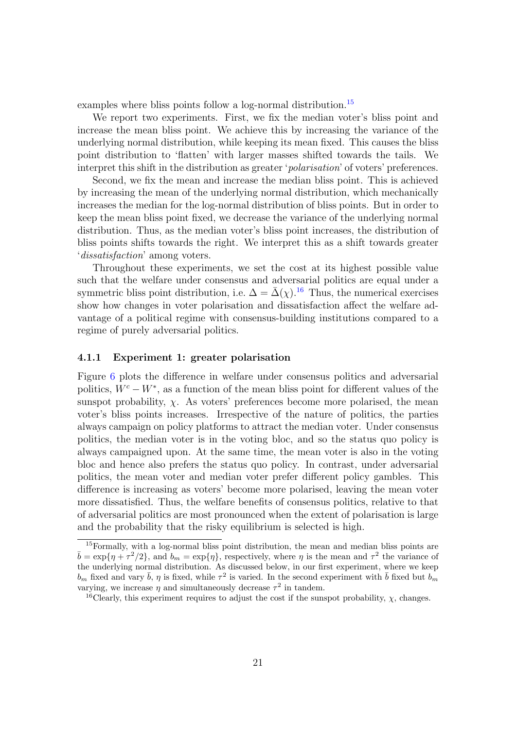examples where bliss points follow a log-normal distribution.[15]

We report two experiments. First, we fix the median voter's bliss point and increase the mean bliss point. We achieve this by increasing the variance of the underlying normal distribution, while keeping its mean fixed. This causes the bliss point distribution to 'flatten' with larger masses shifted towards the tails. We interpret this shift in the distribution as greater '*polarisation*' of voters' preferences.

Second, we fix the mean and increase the median bliss point. This is achieved by increasing the mean of the underlying normal distribution, which mechanically increases the median for the log-normal distribution of bliss points. But in order to keep the mean bliss point fixed, we decrease the variance of the underlying normal distribution. Thus, as the median voter's bliss point increases, the distribution of bliss points shifts towards the right. We interpret this as a shift towards greater '*dissatisfaction*' among voters.

Throughout these experiments, we set the cost at its highest possible value such that the welfare under consensus and adversarial politics are equal under a symmetric bliss point distribution, i.e. $\Delta = \bar{\Delta}(\chi)$.[16] Thus, the numerical exercises show how changes in voter polarisation and dissatisfaction affect the welfare advantage of a political regime with consensus-building institutions compared to a regime of purely adversarial politics.

#### 4.1.1 Experiment 1: greater polarisation

Figure 6 plots the difference in welfare under consensus politics and adversarial politics, $W^c - W^*$, as a function of the mean bliss point for different values of the sunspot probability, $\chi$. As voters' preferences become more polarised, the mean voter's bliss points increases. Irrespective of the nature of politics, the parties always campaign on policy platforms to attract the median voter. Under consensus politics, the median voter is in the voting bloc, and so the status quo policy is always campaigned upon. At the same time, the mean voter is also in the voting bloc and hence also prefers the status quo policy. In contrast, under adversarial politics, the mean voter and median voter prefer different policy gambles. This difference is increasing as voters' become more polarised, leaving the mean voter more dissatisfied. Thus, the welfare benefits of consensus politics, relative to that of adversarial politics are most pronounced when the extent of polarisation is large and the probability that the risky equilibrium is selected is high.

---

[15] Formally, with a log-normal bliss point distribution, the mean and median bliss points are $\bar{b} = \exp\{\eta + \tau^2/2\}$, and $b_m = \exp\{\eta\}$, respectively, where $\eta$ is the mean and $\tau^2$ the variance of the underlying normal distribution. As discussed below, in our first experiment, where we keep $b_m$ fixed and vary $\bar{b}$, $\eta$ is fixed, while $\tau^2$ is varied. In the second experiment with $\bar{b}$ fixed but $b_m$ varying, we increase $\eta$ and simultaneously decrease $\tau^2$ in tandem.

[16] Clearly, this experiment requires to adjust the cost if the sunspot probability, $\chi$, changes.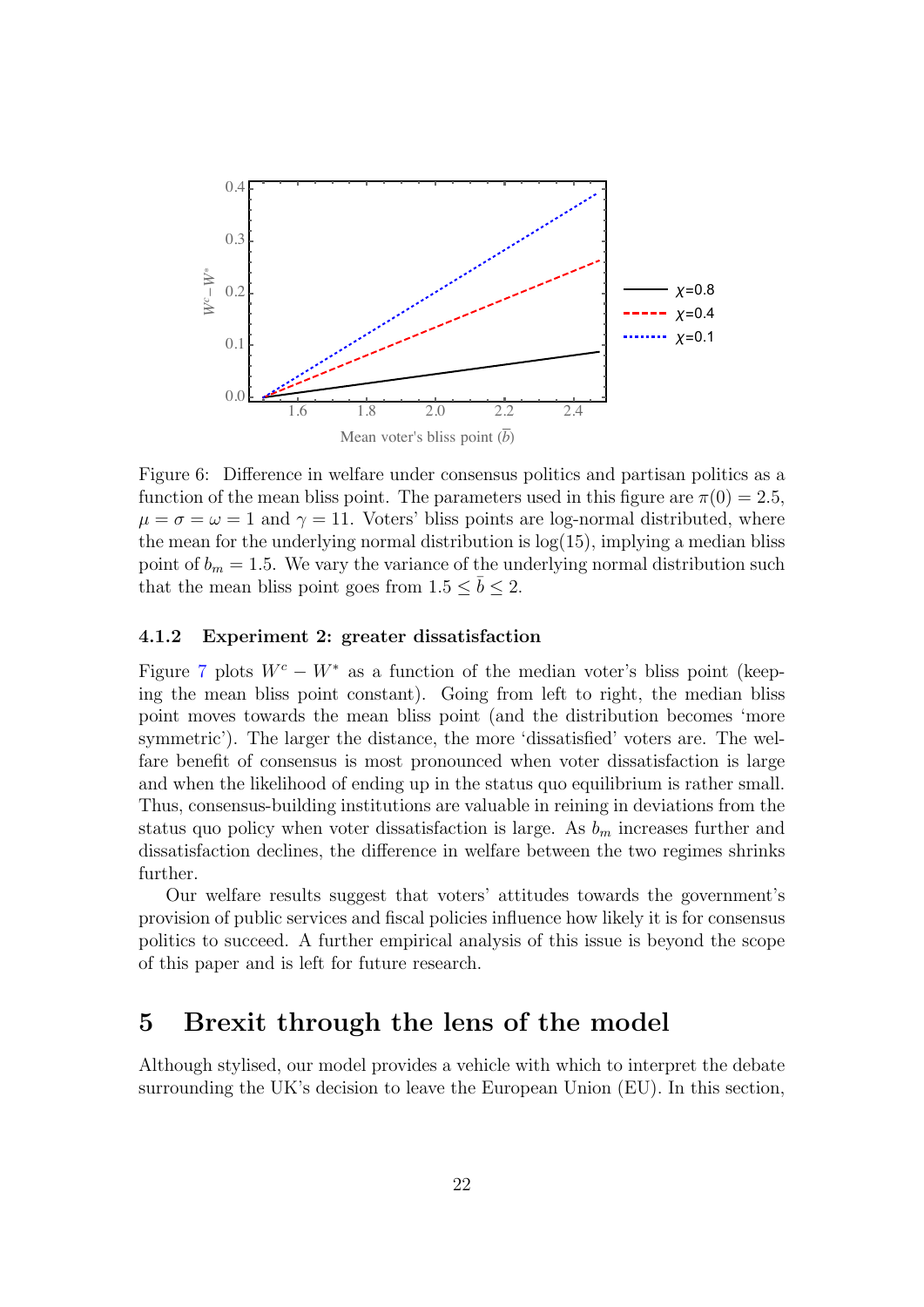Figure 6: Difference in welfare under consensus politics and partisan politics as a function of the mean bliss point. The parameters used in this figure are $\pi(0) = 2.5$, $\mu = \sigma = \omega = 1$ and $\gamma = 11$. Voters' bliss points are log-normal distributed, where the mean for the underlying normal distribution is $\log(15)$, implying a median bliss point of $b_m = 1.5$. We vary the variance of the underlying normal distribution such that the mean bliss point goes from $1.5 \leq \bar{b} \leq 2$.

#### 4.1.2 Experiment 2: greater dissatisfaction

Figure 7 plots $W^c - W^*$ as a function of the median voter's bliss point (keeping the mean bliss point constant). Going from left to right, the median bliss point moves towards the mean bliss point (and the distribution becomes 'more symmetric'). The larger the distance, the more 'dissatisfied' voters are. The welfare benefit of consensus is most pronounced when voter dissatisfaction is large and when the likelihood of ending up in the status quo equilibrium is rather small. Thus, consensus-building institutions are valuable in reining in deviations from the status quo policy when voter dissatisfaction is large. As $b_m$ increases further and dissatisfaction declines, the difference in welfare between the two regimes shrinks further.

Our welfare results suggest that voters' attitudes towards the government's provision of public services and fiscal policies influence how likely it is for consensus politics to succeed. A further empirical analysis of this issue is beyond the scope of this paper and is left for future research.

## 5 Brexit through the lens of the model

Although stylised, our model provides a vehicle with which to interpret the debate surrounding the UK's decision to leave the European Union (EU). In this section,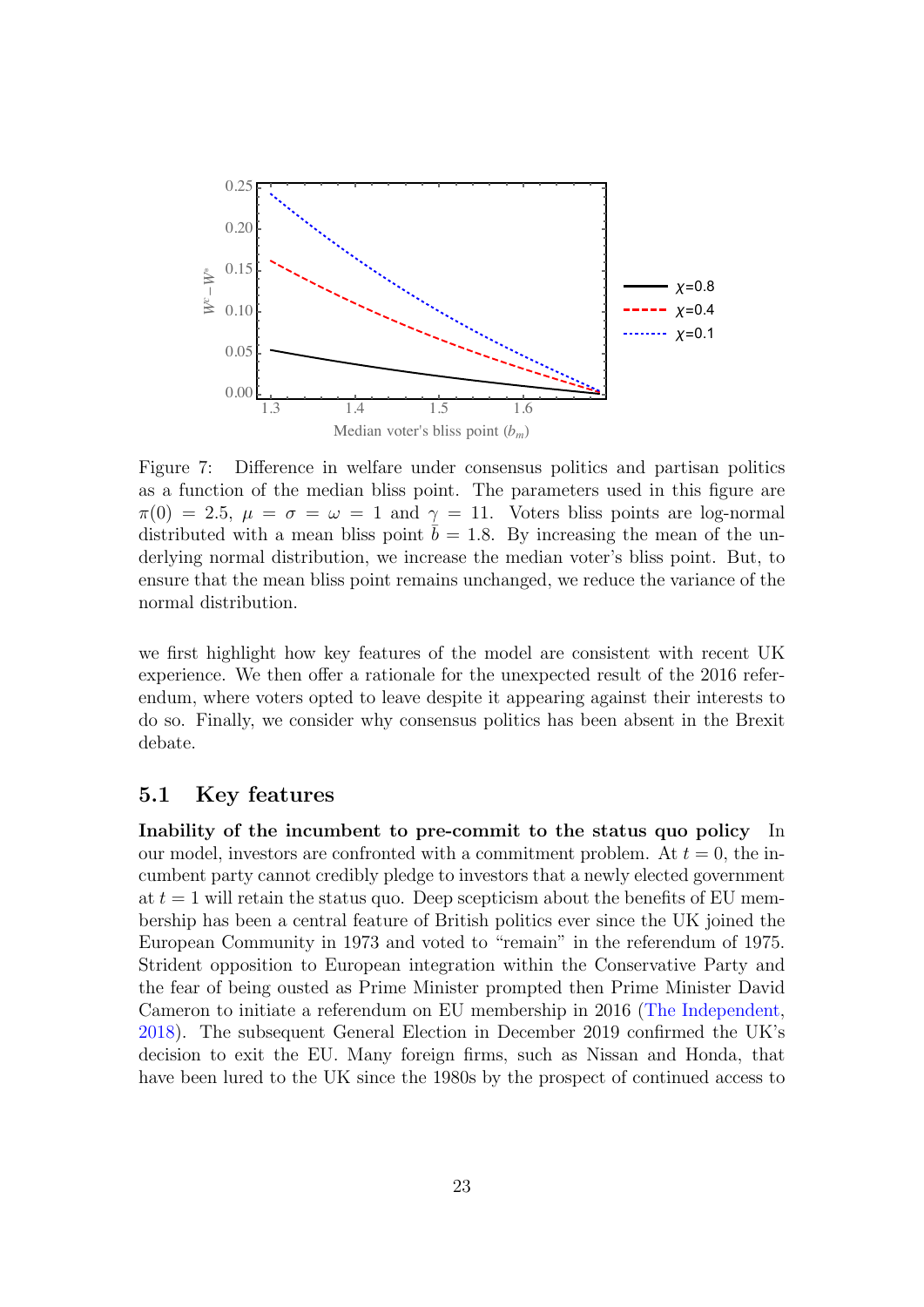Figure 7: Difference in welfare under consensus politics and partisan politics as a function of the median bliss point. The parameters used in this figure are $\pi(0) = 2.5$, $\mu = \sigma = \omega = 1$ and $\gamma = 11$. Voters bliss points are log-normal distributed with a mean bliss point $\bar{b} = 1.8$. By increasing the mean of the underlying normal distribution, we increase the median voter's bliss point. But, to ensure that the mean bliss point remains unchanged, we reduce the variance of the normal distribution.

we first highlight how key features of the model are consistent with recent UK experience. We then offer a rationale for the unexpected result of the 2016 referendum, where voters opted to leave despite it appearing against their interests to do so. Finally, we consider why consensus politics has been absent in the Brexit debate.

## 5.1 Key features

**Inability of the incumbent to pre-commit to the status quo policy** In our model, investors are confronted with a commitment problem. At $t = 0$, the incumbent party cannot credibly pledge to investors that a newly elected government at $t = 1$ will retain the status quo. Deep scepticism about the benefits of EU membership has been a central feature of British politics ever since the UK joined the European Community in 1973 and voted to "remain" in the referendum of 1975. Strident opposition to European integration within the Conservative Party and the fear of being ousted as Prime Minister prompted then Prime Minister David Cameron to initiate a referendum on EU membership in 2016 (The Independent, 2018). The subsequent General Election in December 2019 confirmed the UK's decision to exit the EU. Many foreign firms, such as Nissan and Honda, that have been lured to the UK since the 1980s by the prospect of continued access to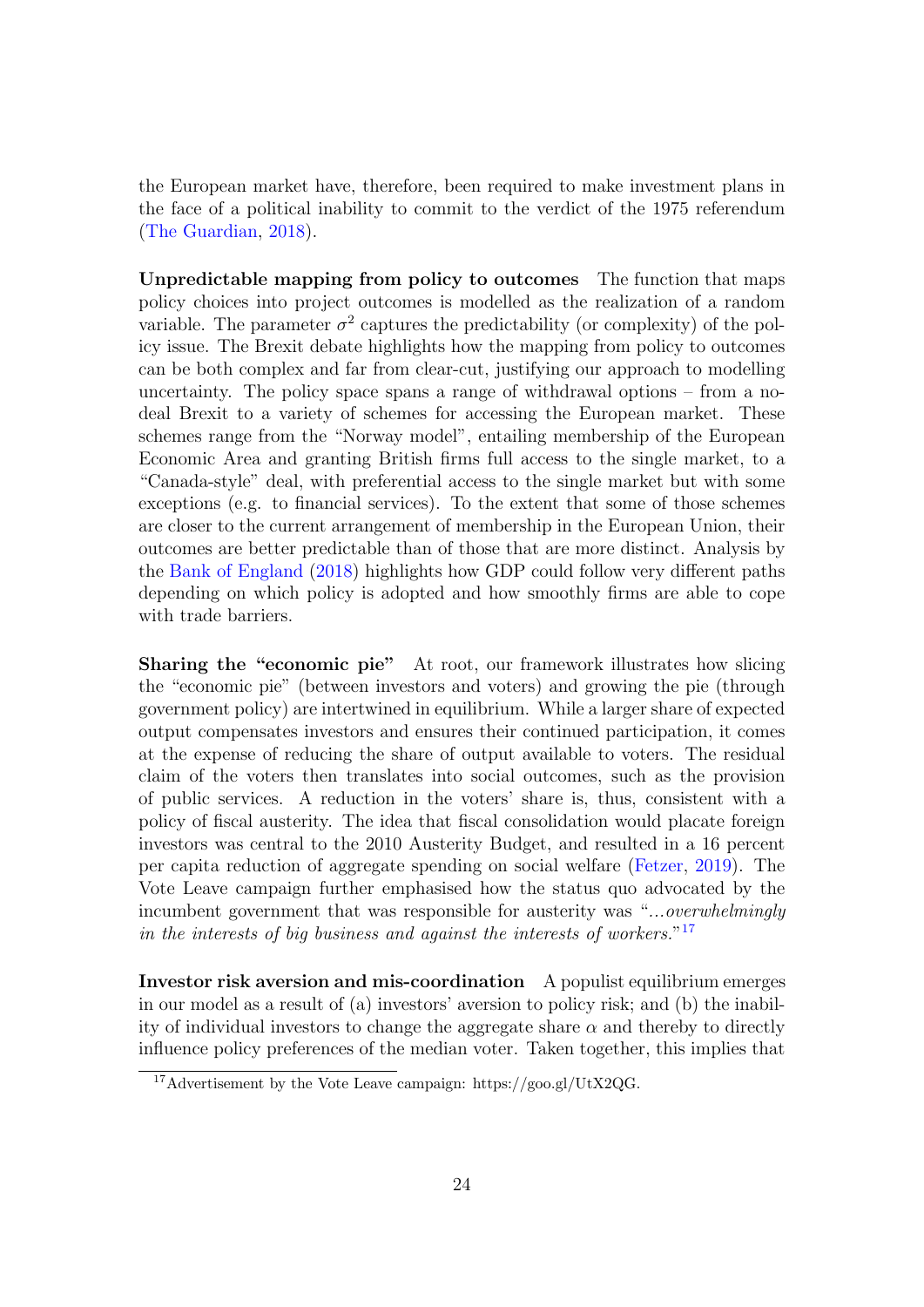the European market have, therefore, been required to make investment plans in the face of a political inability to commit to the verdict of the 1975 referendum (The Guardian, 2018).

**Unpredictable mapping from policy to outcomes** The function that maps policy choices into project outcomes is modelled as the realization of a random variable. The parameter $\sigma^2$ captures the predictability (or complexity) of the policy issue. The Brexit debate highlights how the mapping from policy to outcomes can be both complex and far from clear-cut, justifying our approach to modelling uncertainty. The policy space spans a range of withdrawal options – from a no-deal Brexit to a variety of schemes for accessing the European market. These schemes range from the "Norway model", entailing membership of the European Economic Area and granting British firms full access to the single market, to a "Canada-style" deal, with preferential access to the single market but with some exceptions (e.g. to financial services). To the extent that some of those schemes are closer to the current arrangement of membership in the European Union, their outcomes are better predictable than of those that are more distinct. Analysis by the Bank of England (2018) highlights how GDP could follow very different paths depending on which policy is adopted and how smoothly firms are able to cope with trade barriers.

**Sharing the "economic pie"** At root, our framework illustrates how slicing the "economic pie" (between investors and voters) and growing the pie (through government policy) are intertwined in equilibrium. While a larger share of expected output compensates investors and ensures their continued participation, it comes at the expense of reducing the share of output available to voters. The residual claim of the voters then translates into social outcomes, such as the provision of public services. A reduction in the voters' share is, thus, consistent with a policy of fiscal austerity. The idea that fiscal consolidation would placate foreign investors was central to the 2010 Austerity Budget, and resulted in a 16 percent per capita reduction of aggregate spending on social welfare (Fetzer, 2019). The Vote Leave campaign further emphasised how the status quo advocated by the incumbent government that was responsible for austerity was "*...overwhelmingly in the interests of big business and against the interests of workers.*"[17]

**Investor risk aversion and mis-coordination** A populist equilibrium emerges in our model as a result of (a) investors' aversion to policy risk; and (b) the inability of individual investors to change the aggregate share $\alpha$ and thereby to directly influence policy preferences of the median voter. Taken together, this implies that

[17] Advertisement by the Vote Leave campaign: https://goo.gl/UtX2QG.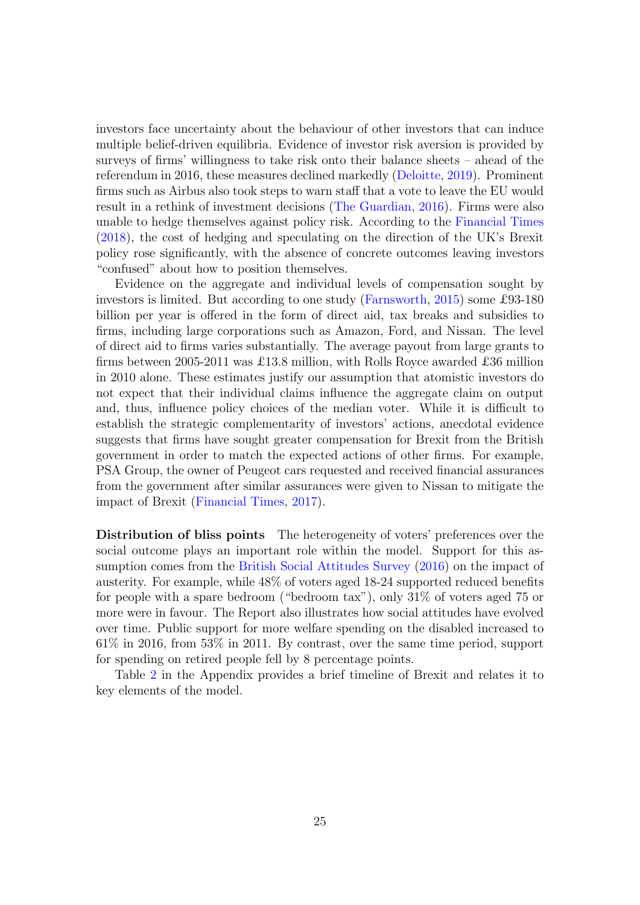investors face uncertainty about the behaviour of other investors that can induce multiple belief-driven equilibria. Evidence of investor risk aversion is provided by surveys of firms' willingness to take risk onto their balance sheets – ahead of the referendum in 2016, these measures declined markedly (Deloitte, 2019). Prominent firms such as Airbus also took steps to warn staff that a vote to leave the EU would result in a rethink of investment decisions (The Guardian, 2016). Firms were also unable to hedge themselves against policy risk. According to the Financial Times (2018), the cost of hedging and speculating on the direction of the UK's Brexit policy rose significantly, with the absence of concrete outcomes leaving investors "confused" about how to position themselves.

Evidence on the aggregate and individual levels of compensation sought by investors is limited. But according to one study (Farnsworth, 2015) some £93-180 billion per year is offered in the form of direct aid, tax breaks and subsidies to firms, including large corporations such as Amazon, Ford, and Nissan. The level of direct aid to firms varies substantially. The average payout from large grants to firms between 2005-2011 was £13.8 million, with Rolls Royce awarded £36 million in 2010 alone. These estimates justify our assumption that atomistic investors do not expect that their individual claims influence the aggregate claim on output and, thus, influence policy choices of the median voter. While it is difficult to establish the strategic complementarity of investors' actions, anecdotal evidence suggests that firms have sought greater compensation for Brexit from the British government in order to match the expected actions of other firms. For example, PSA Group, the owner of Peugeot cars requested and received financial assurances from the government after similar assurances were given to Nissan to mitigate the impact of Brexit (Financial Times, 2017).

**Distribution of bliss points** The heterogeneity of voters' preferences over the social outcome plays an important role within the model. Support for this assumption comes from the British Social Attitudes Survey (2016) on the impact of austerity. For example, while 48% of voters aged 18-24 supported reduced benefits for people with a spare bedroom ("bedroom tax"), only 31% of voters aged 75 or more were in favour. The Report also illustrates how social attitudes have evolved over time. Public support for more welfare spending on the disabled increased to 61% in 2016, from 53% in 2011. By contrast, over the same time period, support for spending on retired people fell by 8 percentage points.

Table 2 in the Appendix provides a brief timeline of Brexit and relates it to key elements of the model.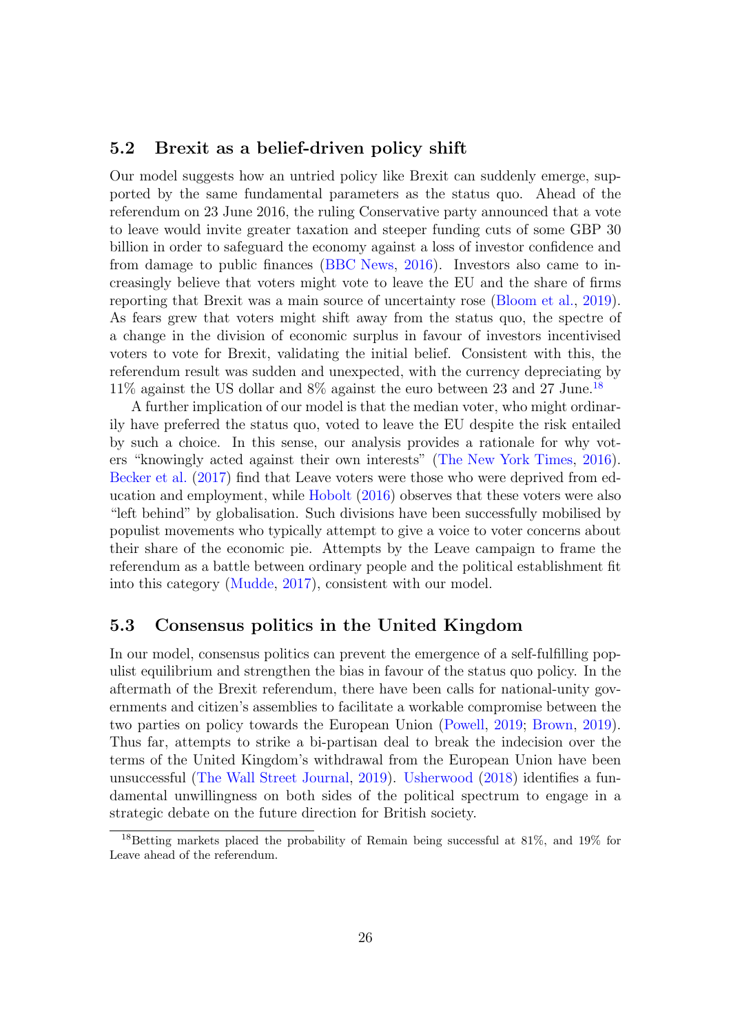### 5.2 Brexit as a belief-driven policy shift

Our model suggests how an untried policy like Brexit can suddenly emerge, supported by the same fundamental parameters as the status quo. Ahead of the referendum on 23 June 2016, the ruling Conservative party announced that a vote to leave would invite greater taxation and steeper funding cuts of some GBP 30 billion in order to safeguard the economy against a loss of investor confidence and from damage to public finances (BBC News, 2016). Investors also came to increasingly believe that voters might vote to leave the EU and the share of firms reporting that Brexit was a main source of uncertainty rose (Bloom et al., 2019). As fears grew that voters might shift away from the status quo, the spectre of a change in the division of economic surplus in favour of investors incentivised voters to vote for Brexit, validating the initial belief. Consistent with this, the referendum result was sudden and unexpected, with the currency depreciating by 11% against the US dollar and 8% against the euro between 23 and 27 June.[18]

A further implication of our model is that the median voter, who might ordinarily have preferred the status quo, voted to leave the EU despite the risk entailed by such a choice. In this sense, our analysis provides a rationale for why voters "knowingly acted against their own interests" (The New York Times, 2016). Becker et al. (2017) find that Leave voters were those who were deprived from education and employment, while Hobolt (2016) observes that these voters were also "left behind" by globalisation. Such divisions have been successfully mobilised by populist movements who typically attempt to give a voice to voter concerns about their share of the economic pie. Attempts by the Leave campaign to frame the referendum as a battle between ordinary people and the political establishment fit into this category (Mudde, 2017), consistent with our model.

### 5.3 Consensus politics in the United Kingdom

In our model, consensus politics can prevent the emergence of a self-fulfilling populist equilibrium and strengthen the bias in favour of the status quo policy. In the aftermath of the Brexit referendum, there have been calls for national-unity governments and citizen's assemblies to facilitate a workable compromise between the two parties on policy towards the European Union (Powell, 2019; Brown, 2019). Thus far, attempts to strike a bi-partisan deal to break the indecision over the terms of the United Kingdom's withdrawal from the European Union have been unsuccessful (The Wall Street Journal, 2019). Usherwood (2018) identifies a fundamental unwillingness on both sides of the political spectrum to engage in a strategic debate on the future direction for British society.

[18] Betting markets placed the probability of Remain being successful at 81%, and 19% for Leave ahead of the referendum.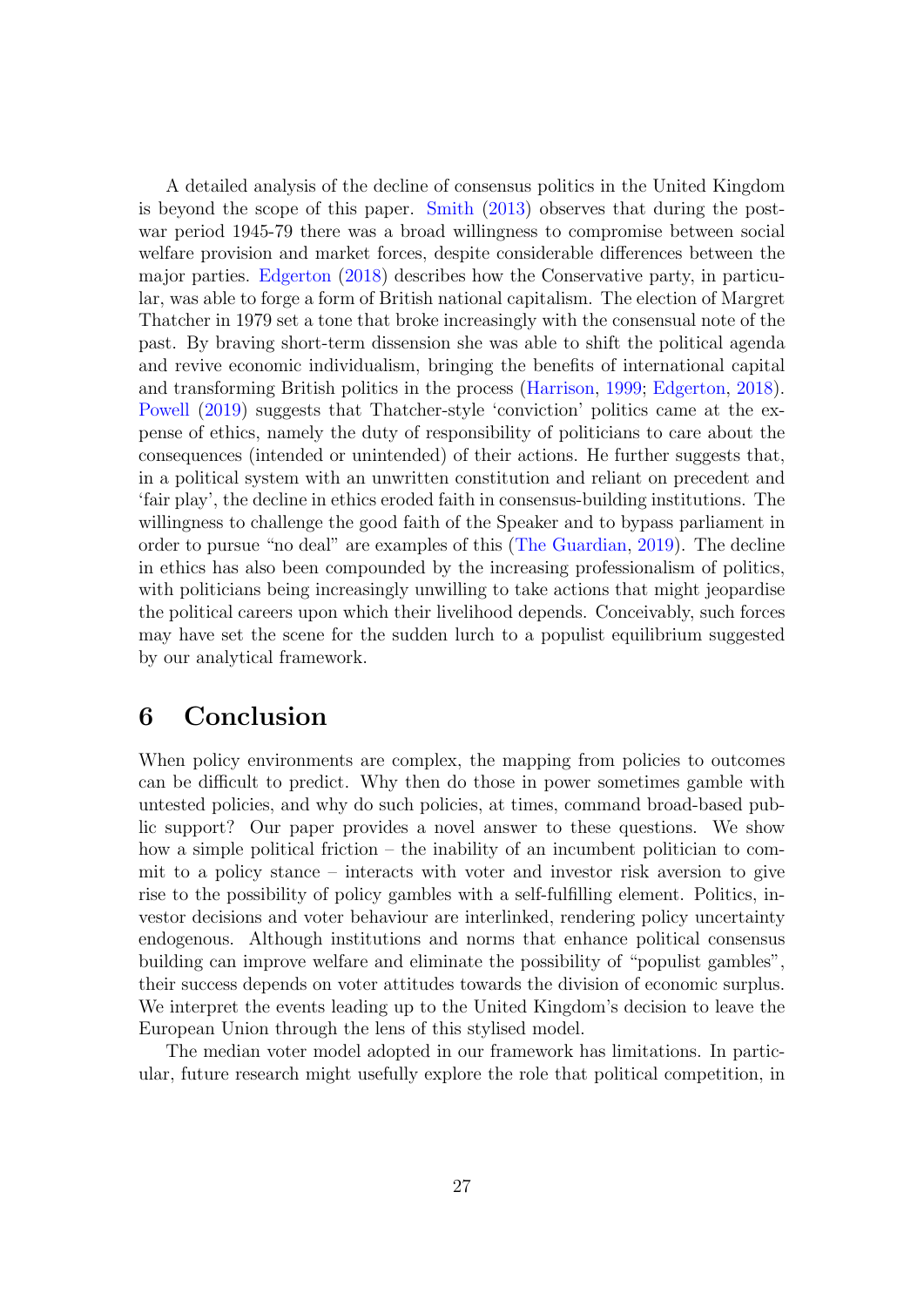A detailed analysis of the decline of consensus politics in the United Kingdom is beyond the scope of this paper. Smith (2013) observes that during the post-war period 1945-79 there was a broad willingness to compromise between social welfare provision and market forces, despite considerable differences between the major parties. Edgerton (2018) describes how the Conservative party, in particular, was able to forge a form of British national capitalism. The election of Margret Thatcher in 1979 set a tone that broke increasingly with the consensual note of the past. By braving short-term dissension she was able to shift the political agenda and revive economic individualism, bringing the benefits of international capital and transforming British politics in the process (Harrison, 1999; Edgerton, 2018). Powell (2019) suggests that Thatcher-style 'conviction' politics came at the expense of ethics, namely the duty of responsibility of politicians to care about the consequences (intended or unintended) of their actions. He further suggests that, in a political system with an unwritten constitution and reliant on precedent and 'fair play', the decline in ethics eroded faith in consensus-building institutions. The willingness to challenge the good faith of the Speaker and to bypass parliament in order to pursue "no deal" are examples of this (The Guardian, 2019). The decline in ethics has also been compounded by the increasing professionalism of politics, with politicians being increasingly unwilling to take actions that might jeopardise the political careers upon which their livelihood depends. Conceivably, such forces may have set the scene for the sudden lurch to a populist equilibrium suggested by our analytical framework.

# 6 Conclusion

When policy environments are complex, the mapping from policies to outcomes can be difficult to predict. Why then do those in power sometimes gamble with untested policies, and why do such policies, at times, command broad-based public support? Our paper provides a novel answer to these questions. We show how a simple political friction – the inability of an incumbent politician to commit to a policy stance – interacts with voter and investor risk aversion to give rise to the possibility of policy gambles with a self-fulfilling element. Politics, investor decisions and voter behaviour are interlinked, rendering policy uncertainty endogenous. Although institutions and norms that enhance political consensus building can improve welfare and eliminate the possibility of "populist gambles", their success depends on voter attitudes towards the division of economic surplus. We interpret the events leading up to the United Kingdom's decision to leave the European Union through the lens of this stylised model.

The median voter model adopted in our framework has limitations. In particular, future research might usefully explore the role that political competition, in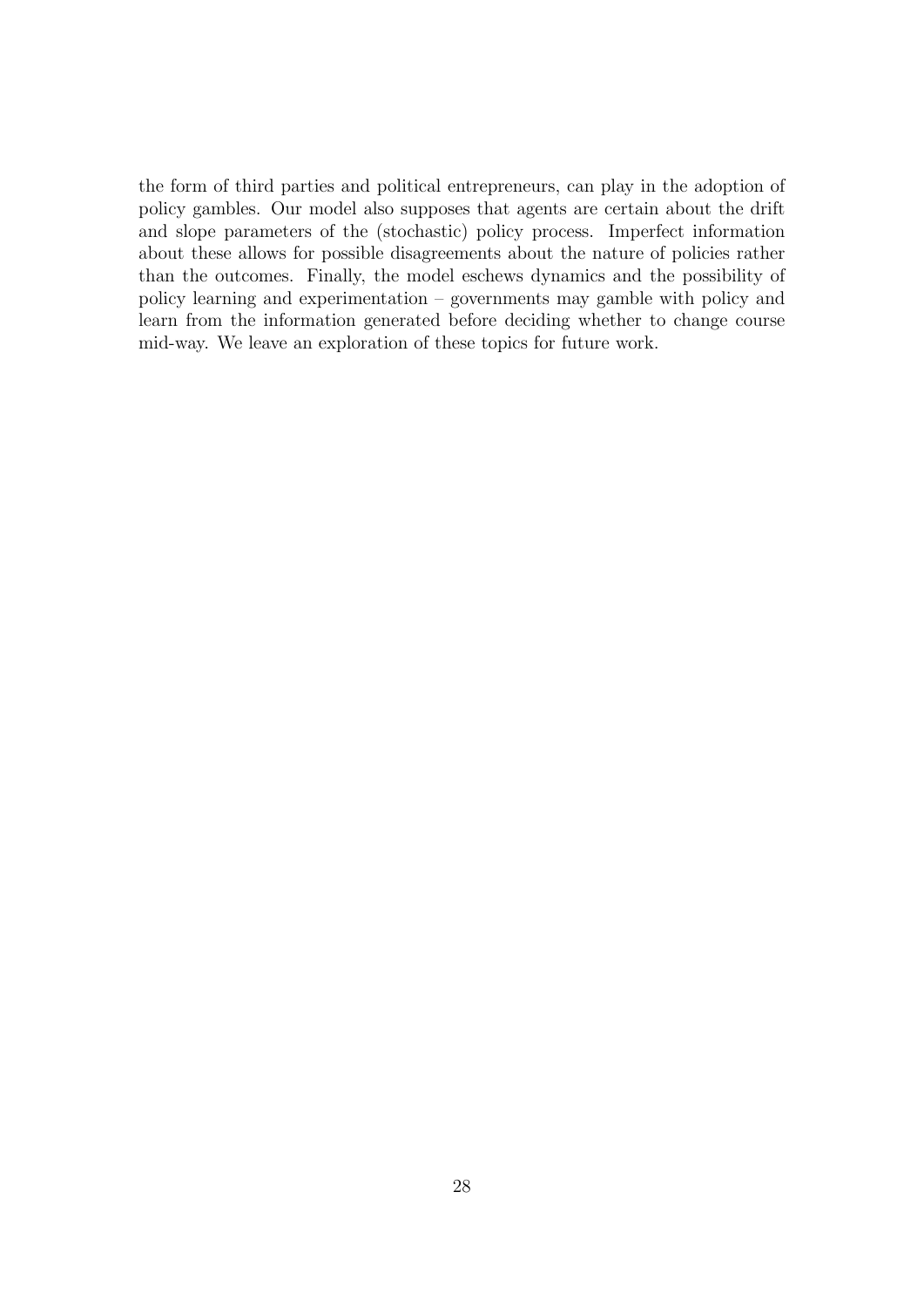the form of third parties and political entrepreneurs, can play in the adoption of policy gambles. Our model also supposes that agents are certain about the drift and slope parameters of the (stochastic) policy process. Imperfect information about these allows for possible disagreements about the nature of policies rather than the outcomes. Finally, the model eschews dynamics and the possibility of policy learning and experimentation – governments may gamble with policy and learn from the information generated before deciding whether to change course mid-way. We leave an exploration of these topics for future work.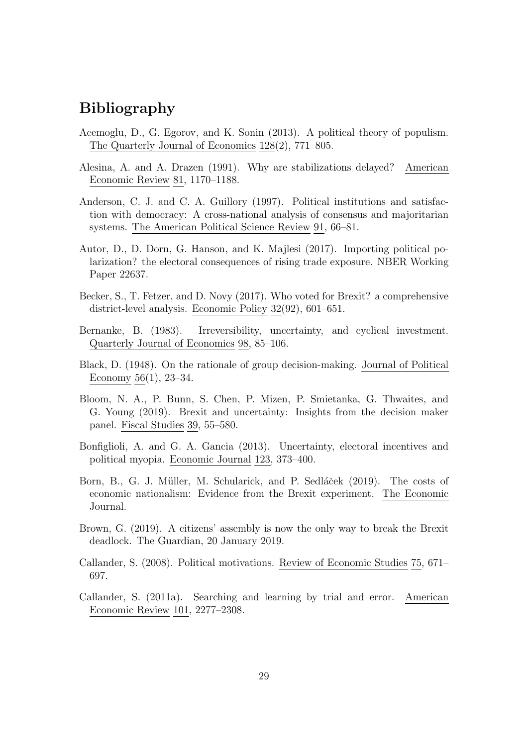## Bibliography

Acemoglu, D., G. Egorov, and K. Sonin (2013). A political theory of populism. The Quarterly Journal of Economics 128(2), 771–805.

Alesina, A. and A. Drazen (1991). Why are stabilizations delayed? American Economic Review 81, 1170–1188.

Anderson, C. J. and C. A. Guillory (1997). Political institutions and satisfaction with democracy: A cross-national analysis of consensus and majoritarian systems. The American Political Science Review 91, 66–81.

Autor, D., D. Dorn, G. Hanson, and K. Majlesi (2017). Importing political polarization? the electoral consequences of rising trade exposure. NBER Working Paper 22637.

Becker, S., T. Fetzer, and D. Novy (2017). Who voted for Brexit? a comprehensive district-level analysis. Economic Policy 32(92), 601–651.

Bernanke, B. (1983). Irreversibility, uncertainty, and cyclical investment. Quarterly Journal of Economics 98, 85–106.

Black, D. (1948). On the rationale of group decision-making. Journal of Political Economy 56(1), 23–34.

Bloom, N. A., P. Bunn, S. Chen, P. Mizen, P. Smietanka, G. Thwaites, and G. Young (2019). Brexit and uncertainty: Insights from the decision maker panel. Fiscal Studies 39, 55–580.

Bonfiglioli, A. and G. A. Gancia (2013). Uncertainty, electoral incentives and political myopia. Economic Journal 123, 373–400.

Born, B., G. J. Müller, M. Schularick, and P. Sedláček (2019). The costs of economic nationalism: Evidence from the Brexit experiment. The Economic Journal.

Brown, G. (2019). A citizens' assembly is now the only way to break the Brexit deadlock. The Guardian, 20 January 2019.

Callander, S. (2008). Political motivations. Review of Economic Studies 75, 671–697.

Callander, S. (2011a). Searching and learning by trial and error. American Economic Review 101, 2277–2308.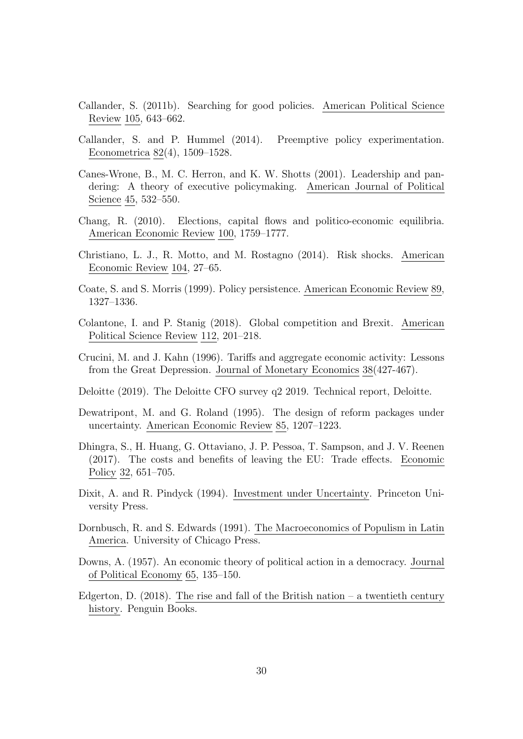Callander, S. (2011b). Searching for good policies. American Political Science Review 105, 643–662.

Callander, S. and P. Hummel (2014). Preemptive policy experimentation. Econometrica 82(4), 1509–1528.

Canes-Wrone, B., M. C. Herron, and K. W. Shotts (2001). Leadership and pandering: A theory of executive policymaking. American Journal of Political Science 45, 532–550.

Chang, R. (2010). Elections, capital flows and politico-economic equilibria. American Economic Review 100, 1759–1777.

Christiano, L. J., R. Motto, and M. Rostagno (2014). Risk shocks. American Economic Review 104, 27–65.

Coate, S. and S. Morris (1999). Policy persistence. American Economic Review 89, 1327–1336.

Colantone, I. and P. Stanig (2018). Global competition and Brexit. American Political Science Review 112, 201–218.

Crucini, M. and J. Kahn (1996). Tariffs and aggregate economic activity: Lessons from the Great Depression. Journal of Monetary Economics 38(427-467).

Deloitte (2019). The Deloitte CFO survey q2 2019. Technical report, Deloitte.

Dewatripont, M. and G. Roland (1995). The design of reform packages under uncertainty. American Economic Review 85, 1207–1223.

Dhingra, S., H. Huang, G. Ottaviano, J. P. Pessoa, T. Sampson, and J. V. Reenen (2017). The costs and benefits of leaving the EU: Trade effects. Economic Policy 32, 651–705.

Dixit, A. and R. Pindyck (1994). Investment under Uncertainty. Princeton University Press.

Dornbusch, R. and S. Edwards (1991). The Macroeconomics of Populism in Latin America. University of Chicago Press.

Downs, A. (1957). An economic theory of political action in a democracy. Journal of Political Economy 65, 135–150.

Edgerton, D. (2018). The rise and fall of the British nation – a twentieth century history. Penguin Books.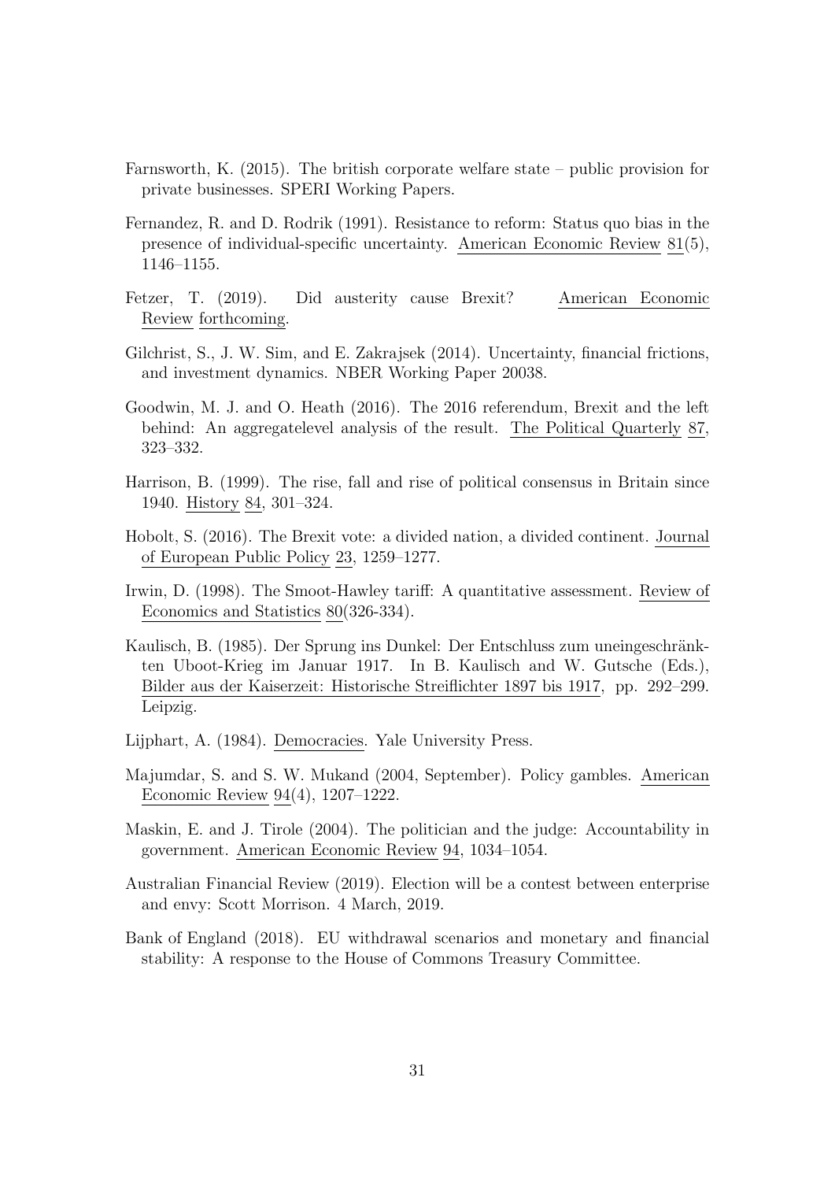Farnsworth, K. (2015). The british corporate welfare state – public provision for private businesses. SPERI Working Papers.

Fernandez, R. and D. Rodrik (1991). Resistance to reform: Status quo bias in the presence of individual-specific uncertainty. American Economic Review 81(5), 1146–1155.

Fetzer, T. (2019). Did austerity cause Brexit? American Economic Review forthcoming.

Gilchrist, S., J. W. Sim, and E. Zakrajsek (2014). Uncertainty, financial frictions, and investment dynamics. NBER Working Paper 20038.

Goodwin, M. J. and O. Heath (2016). The 2016 referendum, Brexit and the left behind: An aggregatelevel analysis of the result. The Political Quarterly 87, 323–332.

Harrison, B. (1999). The rise, fall and rise of political consensus in Britain since 1940. History 84, 301–324.

Hobolt, S. (2016). The Brexit vote: a divided nation, a divided continent. Journal of European Public Policy 23, 1259–1277.

Irwin, D. (1998). The Smoot-Hawley tariff: A quantitative assessment. Review of Economics and Statistics 80(326-334).

Kaulisch, B. (1985). Der Sprung ins Dunkel: Der Entschluss zum uneingeschränkten Uboot-Krieg im Januar 1917. In B. Kaulisch and W. Gutsche (Eds.), Bilder aus der Kaiserzeit: Historische Streiflichter 1897 bis 1917, pp. 292–299. Leipzig.

Lijphart, A. (1984). Democracies. Yale University Press.

Majumdar, S. and S. W. Mukand (2004, September). Policy gambles. American Economic Review 94(4), 1207–1222.

Maskin, E. and J. Tirole (2004). The politician and the judge: Accountability in government. American Economic Review 94, 1034–1054.

Australian Financial Review (2019). Election will be a contest between enterprise and envy: Scott Morrison. 4 March, 2019.

Bank of England (2018). EU withdrawal scenarios and monetary and financial stability: A response to the House of Commons Treasury Committee.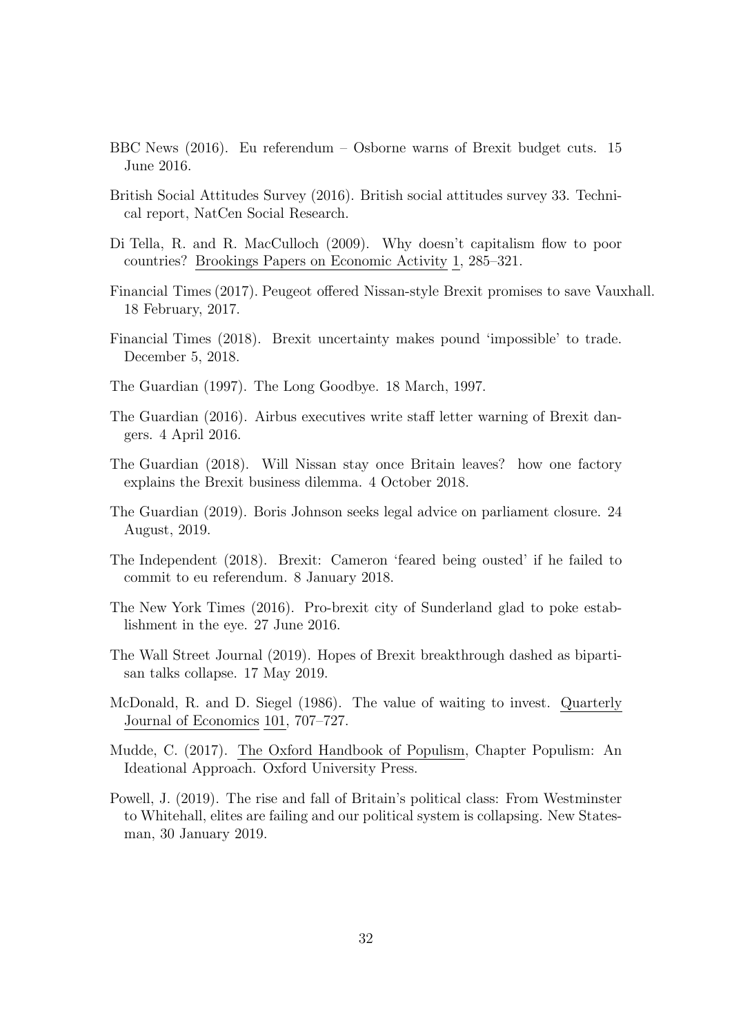BBC News (2016). Eu referendum – Osborne warns of Brexit budget cuts. 15 June 2016.

British Social Attitudes Survey (2016). British social attitudes survey 33. Technical report, NatCen Social Research.

Di Tella, R. and R. MacCulloch (2009). Why doesn't capitalism flow to poor countries? Brookings Papers on Economic Activity 1, 285–321.

Financial Times (2017). Peugeot offered Nissan-style Brexit promises to save Vauxhall. 18 February, 2017.

Financial Times (2018). Brexit uncertainty makes pound 'impossible' to trade. December 5, 2018.

The Guardian (1997). The Long Goodbye. 18 March, 1997.

The Guardian (2016). Airbus executives write staff letter warning of Brexit dangers. 4 April 2016.

The Guardian (2018). Will Nissan stay once Britain leaves? how one factory explains the Brexit business dilemma. 4 October 2018.

The Guardian (2019). Boris Johnson seeks legal advice on parliament closure. 24 August, 2019.

The Independent (2018). Brexit: Cameron 'feared being ousted' if he failed to commit to eu referendum. 8 January 2018.

The New York Times (2016). Pro-brexit city of Sunderland glad to poke establishment in the eye. 27 June 2016.

The Wall Street Journal (2019). Hopes of Brexit breakthrough dashed as bipartisan talks collapse. 17 May 2019.

McDonald, R. and D. Siegel (1986). The value of waiting to invest. Quarterly Journal of Economics 101, 707–727.

Mudde, C. (2017). The Oxford Handbook of Populism, Chapter Populism: An Ideational Approach. Oxford University Press.

Powell, J. (2019). The rise and fall of Britain's political class: From Westminster to Whitehall, elites are failing and our political system is collapsing. New Statesman, 30 January 2019.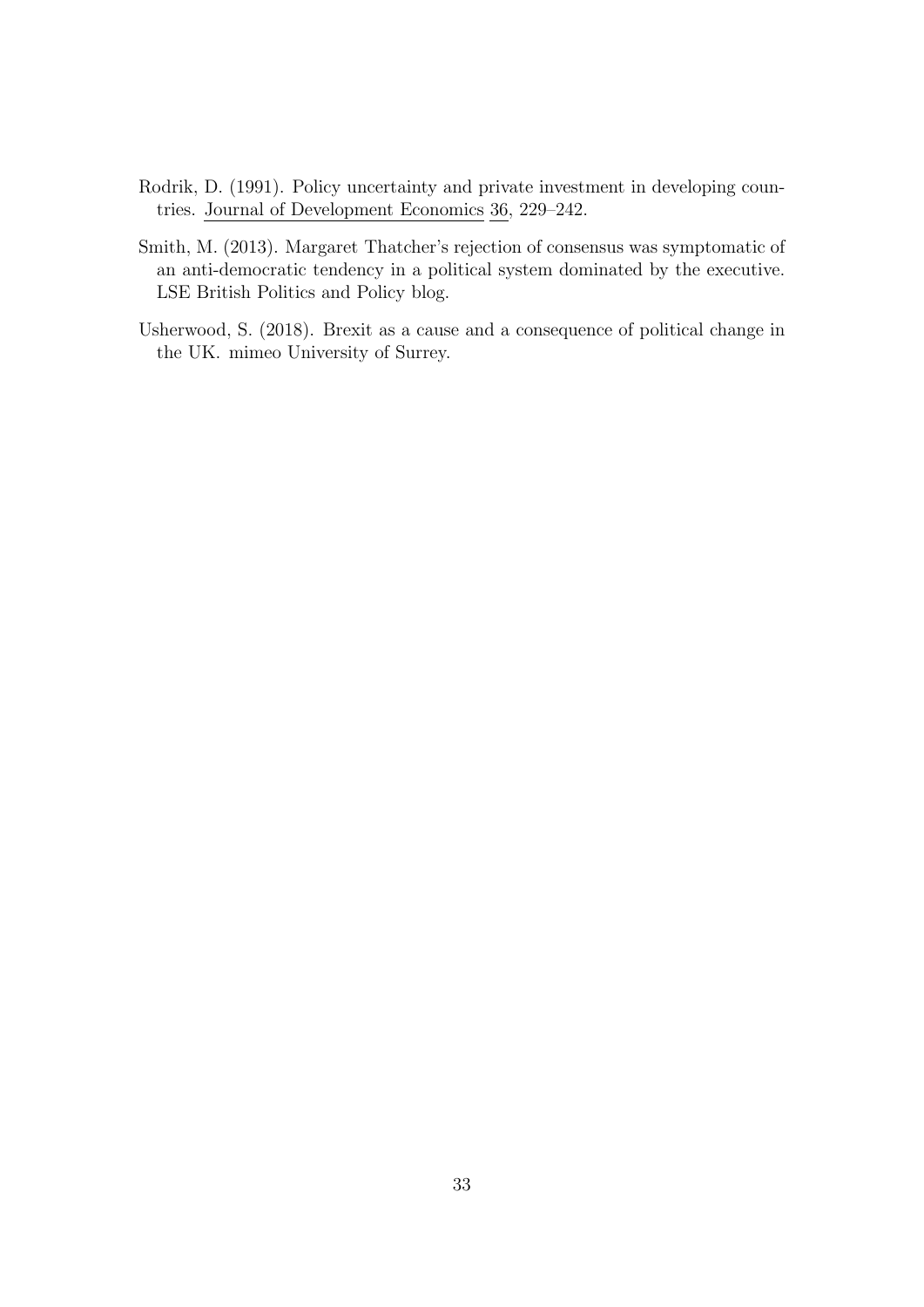Rodrik, D. (1991). Policy uncertainty and private investment in developing countries. Journal of Development Economics 36, 229–242.

Smith, M. (2013). Margaret Thatcher's rejection of consensus was symptomatic of an anti-democratic tendency in a political system dominated by the executive. LSE British Politics and Policy blog.

Usherwood, S. (2018). Brexit as a cause and a consequence of political change in the UK. mimeo University of Surrey.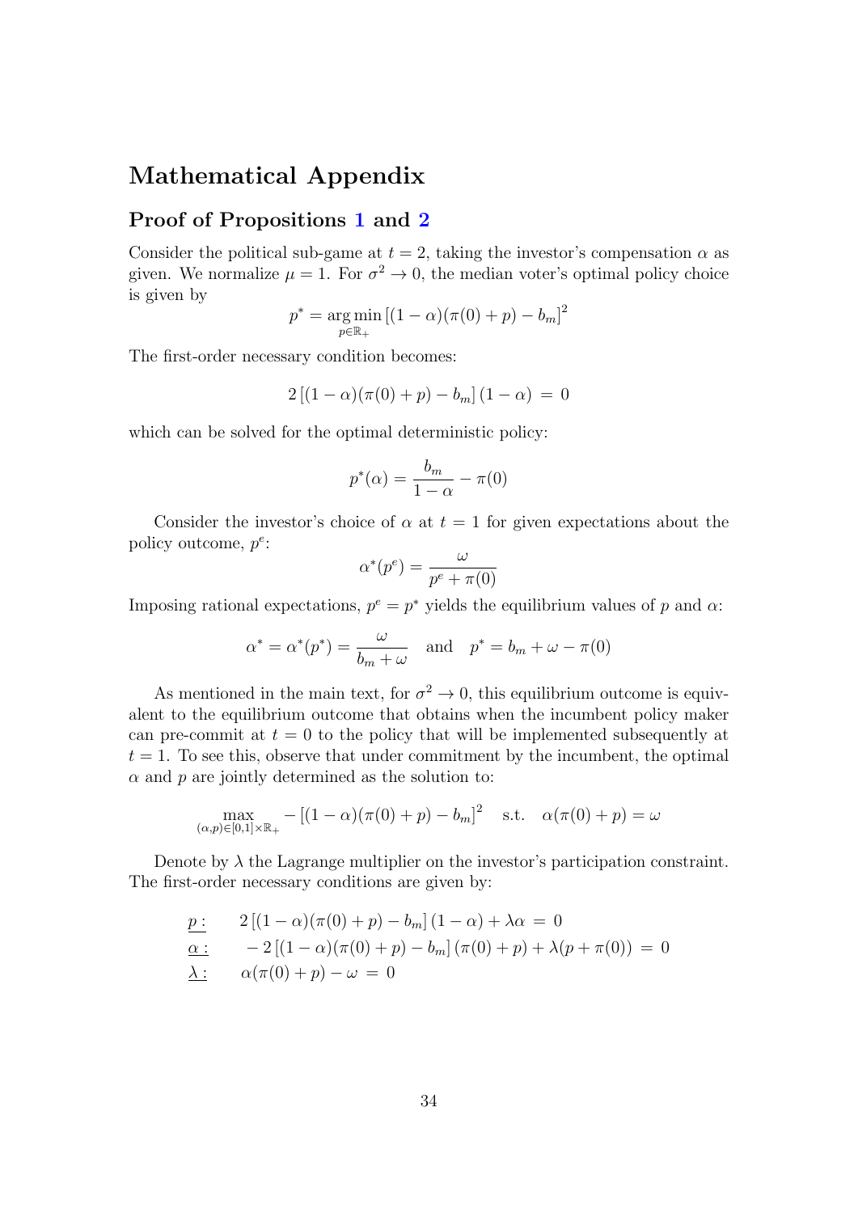# Mathematical Appendix

## Proof of Propositions 1 and 2

Consider the political sub-game at $t = 2$, taking the investor's compensation $\alpha$ as given. We normalize $\mu = 1$. For $\sigma^2 \to 0$, the median voter's optimal policy choice is given by

$$p^* = \underset{p \in \mathbb{R}_+}{\arg\min} \left[(1-\alpha)(\pi(0) + p) - b_m\right]^2$$

The first-order necessary condition becomes:

$$2\left[(1-\alpha)(\pi(0) + p) - b_m\right](1-\alpha) \,=\, 0$$

which can be solved for the optimal deterministic policy:

$$p^*(\alpha) = \frac{b_m}{1-\alpha} - \pi(0)$$

Consider the investor's choice of $\alpha$ at $t = 1$ for given expectations about the policy outcome, $p^e$:

$$\alpha^*(p^e) = \frac{\omega}{p^e + \pi(0)}$$

Imposing rational expectations, $p^e = p^*$ yields the equilibrium values of $p$ and $\alpha$:

$$\alpha^* = \alpha^*(p^*) = \frac{\omega}{b_m + \omega} \quad \text{and} \quad p^* = b_m + \omega - \pi(0)$$

As mentioned in the main text, for $\sigma^2 \to 0$, this equilibrium outcome is equivalent to the equilibrium outcome that obtains when the incumbent policy maker can pre-commit at $t = 0$ to the policy that will be implemented subsequently at $t = 1$. To see this, observe that under commitment by the incumbent, the optimal $\alpha$ and $p$ are jointly determined as the solution to:

$$\max_{(\alpha,p)\in[0,1]\times\mathbb{R}_+} -\left[(1-\alpha)(\pi(0)+p) - b_m\right]^2 \quad \text{s.t.} \quad \alpha(\pi(0)+p) = \omega$$

Denote by $\lambda$ the Lagrange multiplier on the investor's participation constraint. The first-order necessary conditions are given by:

$$\begin{aligned}
&\underline{p:} \qquad 2\left[(1-\alpha)(\pi(0)+p) - b_m\right](1-\alpha) + \lambda\alpha \,=\, 0 \\
&\underline{\alpha:} \qquad -2\left[(1-\alpha)(\pi(0)+p) - b_m\right](\pi(0)+p) + \lambda(p + \pi(0)) \,=\, 0 \\
&\underline{\lambda:} \qquad \alpha(\pi(0)+p) - \omega \,=\, 0
\end{aligned}$$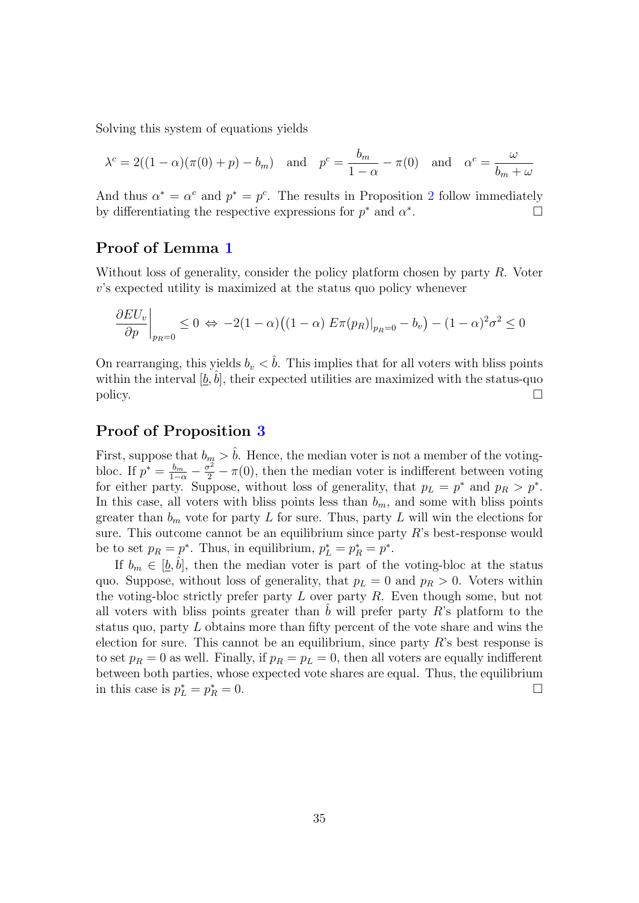Solving this system of equations yields

$$\lambda^c = 2((1-\alpha)(\pi(0)+p) - b_m) \quad \text{and} \quad p^c = \frac{b_m}{1-\alpha} - \pi(0) \quad \text{and} \quad \alpha^c = \frac{\omega}{b_m + \omega}$$

And thus $\alpha^* = \alpha^c$ and $p^* = p^c$. The results in Proposition 2 follow immediately by differentiating the respective expressions for $p^*$ and $\alpha^*$. $\square$

## Proof of Lemma 1

Without loss of generality, consider the policy platform chosen by party $R$. Voter $v$'s expected utility is maximized at the status quo policy whenever

$$\left.\frac{\partial EU_v}{\partial p}\right|_{p_R=0} \leq 0 \Leftrightarrow -2(1-\alpha)\big((1-\alpha)\ E\pi(p_R)|_{p_R=0} - b_v\big) - (1-\alpha)^2\sigma^2 \leq 0$$

On rearranging, this yields $b_v < \hat{b}$. This implies that for all voters with bliss points within the interval $[\underline{b}, \hat{b}]$, their expected utilities are maximized with the status-quo policy. $\square$

## Proof of Proposition 3

First, suppose that $b_m > \hat{b}$. Hence, the median voter is not a member of the voting-bloc. If $p^* = \frac{b_m}{1-\alpha} - \frac{\sigma^2}{2} - \pi(0)$, then the median voter is indifferent between voting for either party. Suppose, without loss of generality, that $p_L = p^*$ and $p_R > p^*$. In this case, all voters with bliss points less than $b_m$, and some with bliss points greater than $b_m$ vote for party $L$ for sure. Thus, party $L$ will win the elections for sure. This outcome cannot be an equilibrium since party $R$'s best-response would be to set $p_R = p^*$. Thus, in equilibrium, $p_L^* = p_R^* = p^*$.

If $b_m \in [\underline{b}, \hat{b}]$, then the median voter is part of the voting-bloc at the status quo. Suppose, without loss of generality, that $p_L = 0$ and $p_R > 0$. Voters within the voting-bloc strictly prefer party $L$ over party $R$. Even though some, but not all voters with bliss points greater than $\hat{b}$ will prefer party $R$'s platform to the status quo, party $L$ obtains more than fifty percent of the vote share and wins the election for sure. This cannot be an equilibrium, since party $R$'s best response is to set $p_R = 0$ as well. Finally, if $p_R = p_L = 0$, then all voters are equally indifferent between both parties, whose expected vote shares are equal. Thus, the equilibrium in this case is $p_L^* = p_R^* = 0$. $\square$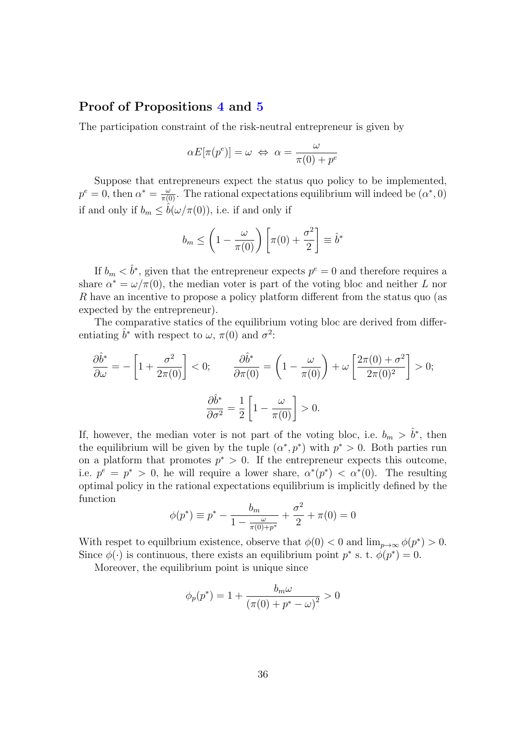## Proof of Propositions 4 and 5

The participation constraint of the risk-neutral entrepreneur is given by

$$\alpha E[\pi(p^e)] = \omega \;\Leftrightarrow\; \alpha = \frac{\omega}{\pi(0) + p^e}$$

Suppose that entrepreneurs expect the status quo policy to be implemented, $p^e = 0$, then $\alpha^* = \frac{\omega}{\pi(0)}$. The rational expectations equilibrium will indeed be $(\alpha^*, 0)$ if and only if $b_m \leq \hat{b}(\omega/\pi(0))$, i.e. if and only if

$$b_m \leq \left(1 - \frac{\omega}{\pi(0)}\right)\left[\pi(0) + \frac{\sigma^2}{2}\right] \equiv \hat{b}^*$$

If $b_m < \hat{b}^*$, given that the entrepreneur expects $p^e = 0$ and therefore requires a share $\alpha^* = \omega/\pi(0)$, the median voter is part of the voting bloc and neither $L$ nor $R$ have an incentive to propose a policy platform different from the status quo (as expected by the entrepreneur).

The comparative statics of the equilibrium voting bloc are derived from differentiating $\hat{b}^*$ with respect to $\omega$, $\pi(0)$ and $\sigma^2$:

$$\frac{\partial \hat{b}^*}{\partial \omega} = -\left[1 + \frac{\sigma^2}{2\pi(0)}\right] < 0; \qquad \frac{\partial \hat{b}^*}{\partial \pi(0)} = \left(1 - \frac{\omega}{\pi(0)}\right) + \omega\left[\frac{2\pi(0) + \sigma^2}{2\pi(0)^2}\right] > 0;$$

$$\frac{\partial \hat{b}^*}{\partial \sigma^2} = \frac{1}{2}\left[1 - \frac{\omega}{\pi(0)}\right] > 0.$$

If, however, the median voter is not part of the voting bloc, i.e. $b_m > \hat{b}^*$, then the equilibrium will be given by the tuple $(\alpha^*, p^*)$ with $p^* > 0$. Both parties run on a platform that promotes $p^* > 0$. If the entrepreneur expects this outcome, i.e. $p^e = p^* > 0$, he will require a lower share, $\alpha^*(p^*) < \alpha^*(0)$. The resulting optimal policy in the rational expectations equilibrium is implicitly defined by the function

$$\phi(p^*) \equiv p^* - \frac{b_m}{1 - \frac{\omega}{\pi(0) + p^*}} + \frac{\sigma^2}{2} + \pi(0) = 0$$

With respet to equilbrium existence, observe that $\phi(0) < 0$ and $\lim_{p \to \infty} \phi(p^*) > 0$. Since $\phi(\cdot)$ is continuous, there exists an equilibrium point $p^*$ s. t. $\phi(p^*) = 0$.

Moreover, the equilibrium point is unique since

$$\phi_p(p^*) = 1 + \frac{b_m \omega}{(\pi(0) + p^* - \omega)^2} > 0$$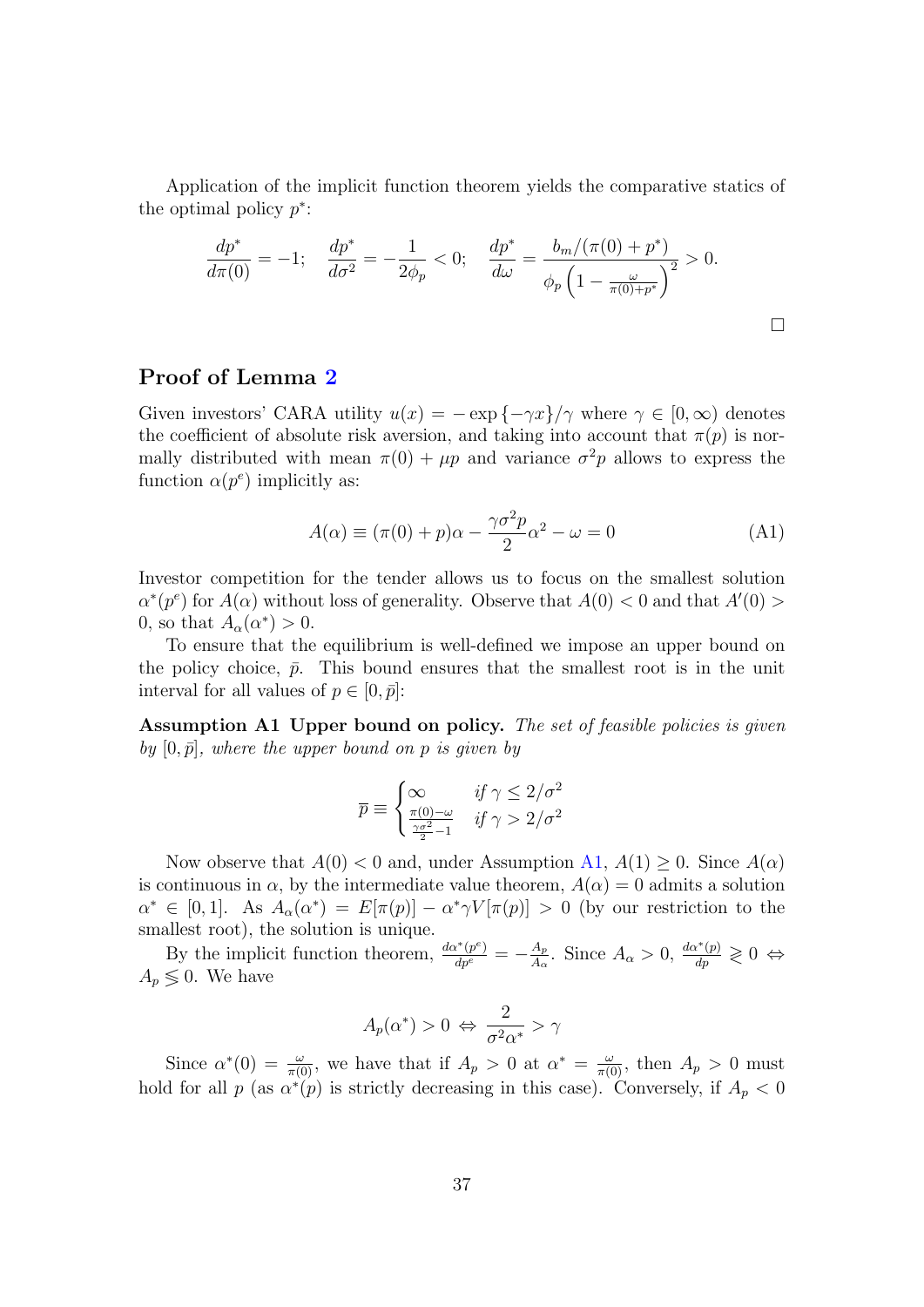Application of the implicit function theorem yields the comparative statics of the optimal policy $p^*$:

$$\frac{dp^*}{d\pi(0)} = -1; \quad \frac{dp^*}{d\sigma^2} = -\frac{1}{2\phi_p} < 0; \quad \frac{dp^*}{d\omega} = \frac{b_m/(\pi(0)+p^*)}{\phi_p\left(1 - \frac{\omega}{\pi(0)+p^*}\right)^2} > 0.$$

□

## Proof of Lemma 2

Given investors' CARA utility $u(x) = -\exp\{-\gamma x\}/\gamma$ where $\gamma \in [0, \infty)$ denotes the coefficient of absolute risk aversion, and taking into account that $\pi(p)$ is normally distributed with mean $\pi(0) + \mu p$ and variance $\sigma^2 p$ allows to express the function $\alpha(p^e)$ implicitly as:

$$A(\alpha) \equiv (\pi(0) + p)\alpha - \frac{\gamma\sigma^2 p}{2}\alpha^2 - \omega = 0 \tag{A1}$$

Investor competition for the tender allows us to focus on the smallest solution $\alpha^*(p^e)$ for $A(\alpha)$ without loss of generality. Observe that $A(0) < 0$ and that $A'(0) > 0$, so that $A_\alpha(\alpha^*) > 0$.

To ensure that the equilibrium is well-defined we impose an upper bound on the policy choice, $\bar{p}$. This bound ensures that the smallest root is in the unit interval for all values of $p \in [0, \bar{p}]$:

**Assumption A1 Upper bound on policy.** *The set of feasible policies is given by* $[0, \bar{p}]$*, where the upper bound on* $p$ *is given by*

$$\overline{p} \equiv \begin{cases} \infty & \text{if } \gamma \leq 2/\sigma^2 \\ \frac{\pi(0)-\omega}{\frac{\gamma\sigma^2}{2}-1} & \text{if } \gamma > 2/\sigma^2 \end{cases}$$

Now observe that $A(0) < 0$ and, under Assumption A1, $A(1) \geq 0$. Since $A(\alpha)$ is continuous in $\alpha$, by the intermediate value theorem, $A(\alpha) = 0$ admits a solution $\alpha^* \in [0, 1]$. As $A_\alpha(\alpha^*) = E[\pi(p)] - \alpha^*\gamma V[\pi(p)] > 0$ (by our restriction to the smallest root), the solution is unique.

By the implicit function theorem, $\frac{d\alpha^*(p^e)}{dp^e} = -\frac{A_p}{A_\alpha}$. Since $A_\alpha > 0$, $\frac{d\alpha^*(p)}{dp} \gtrless 0 \Leftrightarrow A_p \lessgtr 0$. We have

$$A_p(\alpha^*) > 0 \Leftrightarrow \frac{2}{\sigma^2\alpha^*} > \gamma$$

Since $\alpha^*(0) = \frac{\omega}{\pi(0)}$, we have that if $A_p > 0$ at $\alpha^* = \frac{\omega}{\pi(0)}$, then $A_p > 0$ must hold for all $p$ (as $\alpha^*(p)$ is strictly decreasing in this case). Conversely, if $A_p < 0$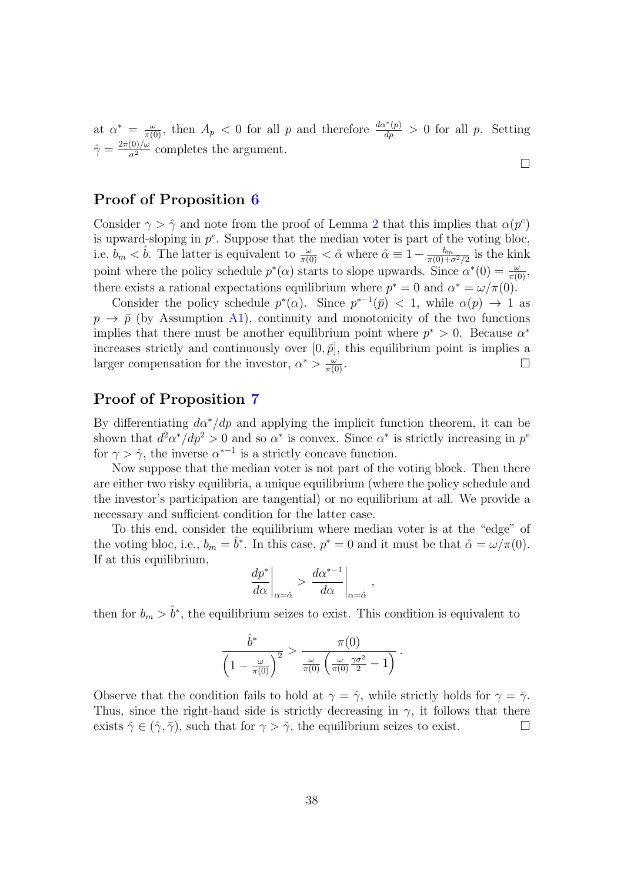at $\alpha^* = \frac{\omega}{\pi(0)}$, then $A_p < 0$ for all $p$ and therefore $\frac{d\alpha^*(p)}{dp} > 0$ for all $p$. Setting $\hat{\gamma} = \frac{2\pi(0)/\omega}{\sigma^2}$ completes the argument.

□

## Proof of Proposition 6

Consider $\gamma > \hat{\gamma}$ and note from the proof of Lemma 2 that this implies that $\alpha(p^e)$ is upward-sloping in $p^e$. Suppose that the median voter is part of the voting bloc, i.e. $b_m < \hat{b}$. The latter is equivalent to $\frac{\omega}{\pi(0)} < \hat{\alpha}$ where $\hat{\alpha} \equiv 1 - \frac{b_m}{\pi(0)+\sigma^2/2}$ is the kink point where the policy schedule $p^*(\alpha)$ starts to slope upwards. Since $\alpha^*(0) = \frac{\omega}{\pi(0)}$, there exists a rational expectations equilibrium where $p^* = 0$ and $\alpha^* = \omega/\pi(0)$.

Consider the policy schedule $p^*(\alpha)$. Since $p^{*-1}(\bar{p}) < 1$, while $\alpha(p) \to 1$ as $p \to \bar{p}$ (by Assumption A1), continuity and monotonicity of the two functions implies that there must be another equilibrium point where $p^* > 0$. Because $\alpha^*$ increases strictly and continuously over $[0, \bar{p}]$, this equilibrium point is implies a larger compensation for the investor, $\alpha^* > \frac{\omega}{\pi(0)}$. □

## Proof of Proposition 7

By differentiating $d\alpha^*/dp$ and applying the implicit function theorem, it can be shown that $d^2\alpha^*/dp^2 > 0$ and so $\alpha^*$ is convex. Since $\alpha^*$ is strictly increasing in $p^e$ for $\gamma > \hat{\gamma}$, the inverse $\alpha^{*-1}$ is a strictly concave function.

Now suppose that the median voter is not part of the voting block. Then there are either two risky equilibria, a unique equilibrium (where the policy schedule and the investor's participation are tangential) or no equilibrium at all. We provide a necessary and sufficient condition for the latter case.

To this end, consider the equilibrium where median voter is at the "edge" of the voting bloc, i.e., $b_m = \hat{b}^*$. In this case, $p^* = 0$ and it must be that $\hat{\alpha} = \omega/\pi(0)$. If at this equilibrium,

$$\left.\frac{dp^*}{d\alpha}\right|_{\alpha=\hat{\alpha}} > \left.\frac{d\alpha^{*-1}}{d\alpha}\right|_{\alpha=\hat{\alpha}},$$

then for $b_m > \hat{b}^*$, the equilibrium seizes to exist. This condition is equivalent to

$$\frac{\hat{b}^*}{\left(1 - \frac{\omega}{\pi(0)}\right)^2} > \frac{\pi(0)}{\frac{\omega}{\pi(0)}\left(\frac{\omega}{\pi(0)}\frac{\gamma\sigma^2}{2} - 1\right)}.$$

Observe that the condition fails to hold at $\gamma = \hat{\gamma}$, while strictly holds for $\gamma = \bar{\gamma}$. Thus, since the right-hand side is strictly decreasing in $\gamma$, it follows that there exists $\tilde{\gamma} \in (\hat{\gamma}, \bar{\gamma})$, such that for $\gamma > \tilde{\gamma}$, the equilibrium seizes to exist. □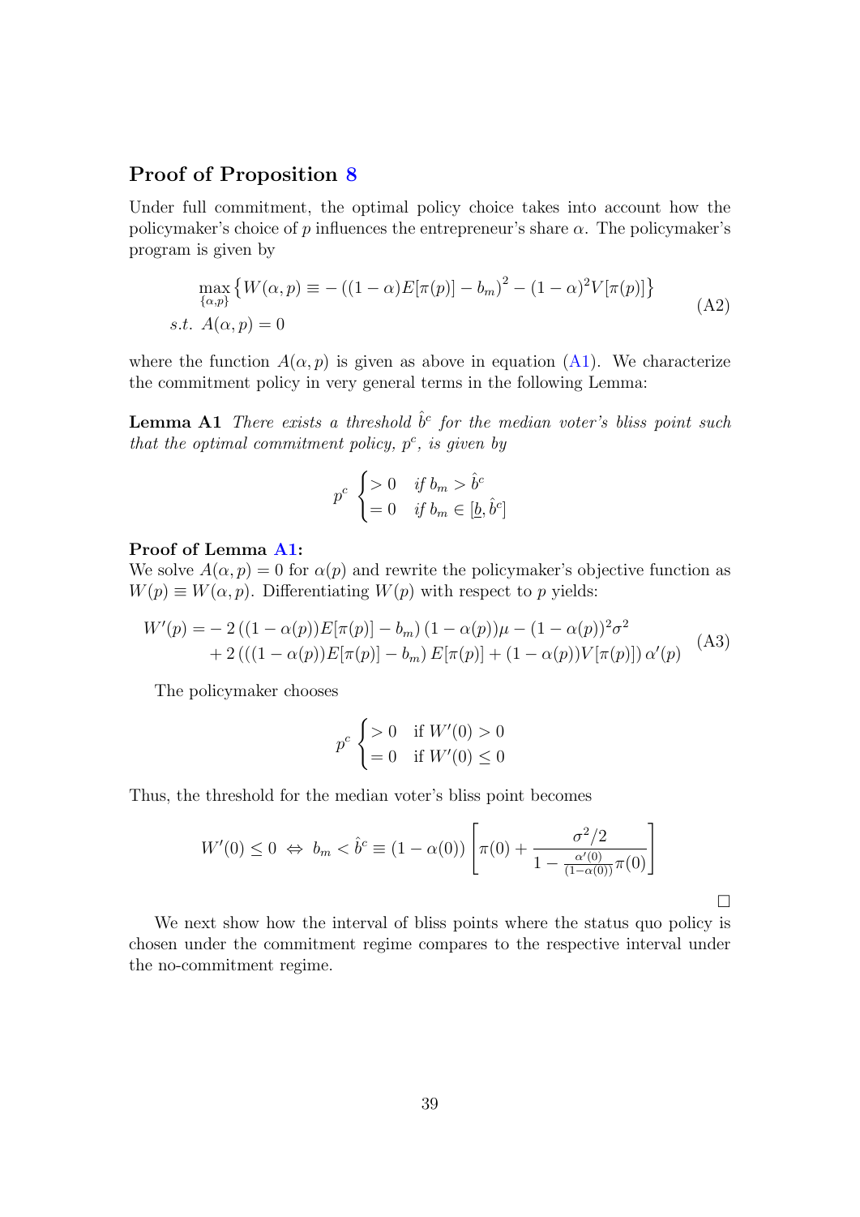## Proof of Proposition 8

Under full commitment, the optimal policy choice takes into account how the policymaker's choice of $p$ influences the entrepreneur's share $\alpha$. The policymaker's program is given by

$$
\begin{aligned}
&\max_{\{\alpha,p\}} \left\{ W(\alpha,p) \equiv -\left((1-\alpha)E[\pi(p)] - b_m\right)^2 - (1-\alpha)^2 V[\pi(p)] \right\} \\
&s.t.\ A(\alpha,p) = 0
\end{aligned}
\tag{A2}
$$

where the function $A(\alpha, p)$ is given as above in equation (A1). We characterize the commitment policy in very general terms in the following Lemma:

**Lemma A1** *There exists a threshold $\hat{b}^c$ for the median voter's bliss point such that the optimal commitment policy, $p^c$, is given by*

$$
p^c \begin{cases} > 0 & \textit{if } b_m > \hat{b}^c \\ = 0 & \textit{if } b_m \in [\underline{b}, \hat{b}^c] \end{cases}
$$

**Proof of Lemma A1:**
We solve $A(\alpha, p) = 0$ for $\alpha(p)$ and rewrite the policymaker's objective function as $W(p) \equiv W(\alpha, p)$. Differentiating $W(p)$ with respect to $p$ yields:

$$
\begin{aligned}
W'(p) = &-2\left((1-\alpha(p))E[\pi(p)] - b_m\right)(1-\alpha(p))\mu - (1-\alpha(p))^2\sigma^2 \\
&+ 2\left(\left((1-\alpha(p))E[\pi(p)] - b_m\right)E[\pi(p)] + (1-\alpha(p))V[\pi(p)]\right)\alpha'(p)
\end{aligned}
\tag{A3}
$$

The policymaker chooses

$$
p^c \begin{cases} > 0 & \text{if } W'(0) > 0 \\ = 0 & \text{if } W'(0) \le 0 \end{cases}
$$

Thus, the threshold for the median voter's bliss point becomes

$$
W'(0) \le 0 \ \Leftrightarrow\ b_m < \hat{b}^c \equiv (1-\alpha(0)) \left[ \pi(0) + \frac{\sigma^2/2}{1 - \frac{\alpha'(0)}{(1-\alpha(0))}\pi(0)} \right]
$$

□

We next show how the interval of bliss points where the status quo policy is chosen under the commitment regime compares to the respective interval under the no-commitment regime.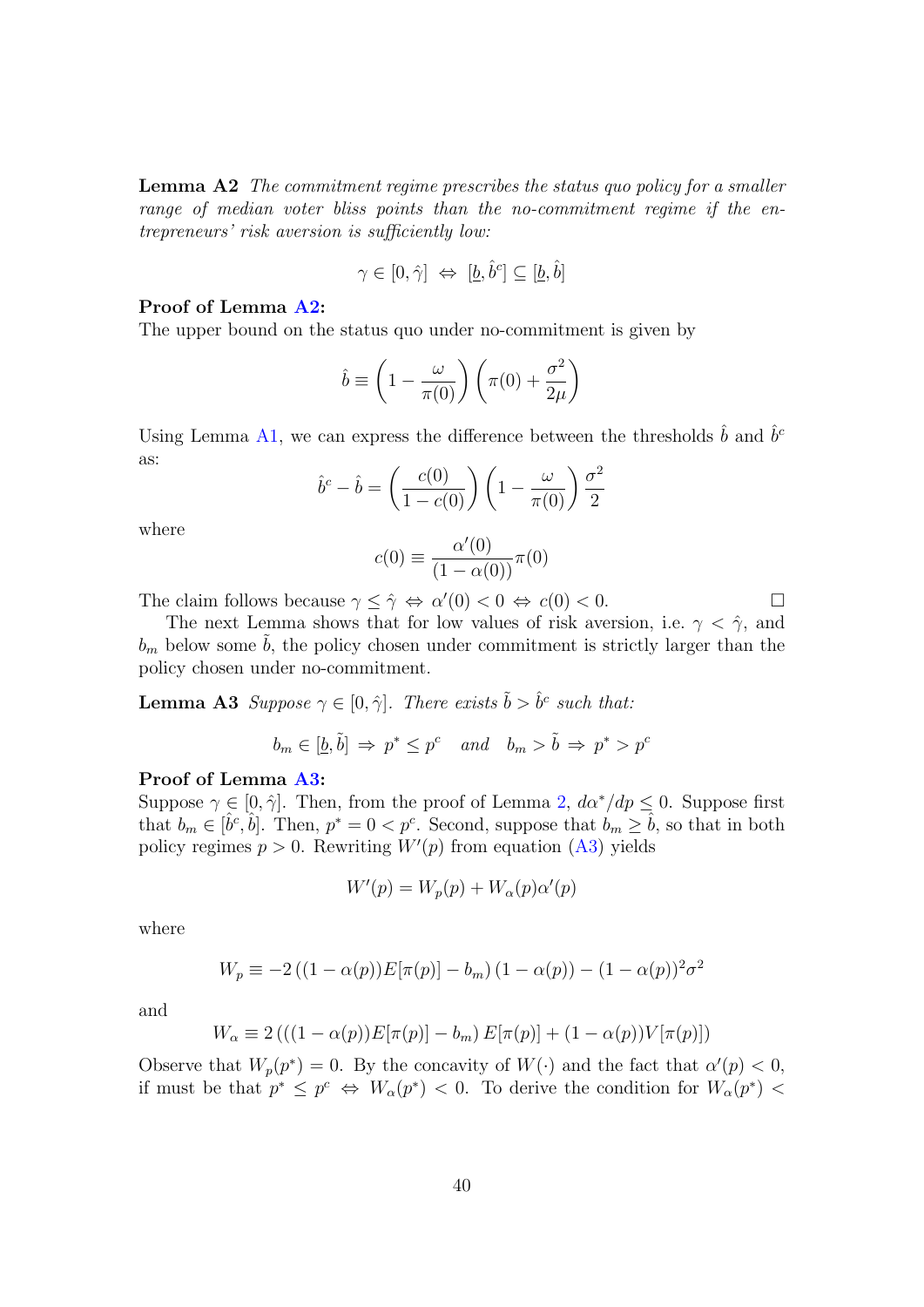**Lemma A2** *The commitment regime prescribes the status quo policy for a smaller range of median voter bliss points than the no-commitment regime if the entrepreneurs' risk aversion is sufficiently low:*

$$\gamma \in [0, \hat{\gamma}] \;\Leftrightarrow\; [\underline{b}, \hat{b}^c] \subseteq [\underline{b}, \hat{b}]$$

**Proof of Lemma A2:**
The upper bound on the status quo under no-commitment is given by

$$\hat{b} \equiv \left(1 - \frac{\omega}{\pi(0)}\right)\left(\pi(0) + \frac{\sigma^2}{2\mu}\right)$$

Using Lemma A1, we can express the difference between the thresholds $\hat{b}$ and $\hat{b}^c$ as:

$$\hat{b}^c - \hat{b} = \left(\frac{c(0)}{1 - c(0)}\right)\left(1 - \frac{\omega}{\pi(0)}\right)\frac{\sigma^2}{2}$$

where

$$c(0) \equiv \frac{\alpha'(0)}{(1 - \alpha(0))}\pi(0)$$

The claim follows because $\gamma \leq \hat{\gamma} \Leftrightarrow \alpha'(0) < 0 \Leftrightarrow c(0) < 0$. $\square$

The next Lemma shows that for low values of risk aversion, i.e. $\gamma < \hat{\gamma}$, and $b_m$ below some $\tilde{b}$, the policy chosen under commitment is strictly larger than the policy chosen under no-commitment.

**Lemma A3** *Suppose $\gamma \in [0, \hat{\gamma}]$. There exists $\tilde{b} > \hat{b}^c$ such that:*

$$b_m \in [\underline{b}, \tilde{b}] \;\Rightarrow\; p^* \leq p^c \quad \textit{and} \quad b_m > \tilde{b} \;\Rightarrow\; p^* > p^c$$

**Proof of Lemma A3:**
Suppose $\gamma \in [0, \hat{\gamma}]$. Then, from the proof of Lemma 2, $d\alpha^*/dp \leq 0$. Suppose first that $b_m \in [\hat{b}^c, \hat{b}]$. Then, $p^* = 0 < p^c$. Second, suppose that $b_m \geq \hat{b}$, so that in both policy regimes $p > 0$. Rewriting $W'(p)$ from equation (A3) yields

$$W'(p) = W_p(p) + W_\alpha(p)\alpha'(p)$$

where

$$W_p \equiv -2\left((1 - \alpha(p))E[\pi(p)] - b_m\right)(1 - \alpha(p)) - (1 - \alpha(p))^2\sigma^2$$

and

$$W_\alpha \equiv 2\left(((1 - \alpha(p))E[\pi(p)] - b_m\right)E[\pi(p)] + (1 - \alpha(p))V[\pi(p)])$$

Observe that $W_p(p^*) = 0$. By the concavity of $W(\cdot)$ and the fact that $\alpha'(p) < 0$, if must be that $p^* \leq p^c \Leftrightarrow W_\alpha(p^*) < 0$. To derive the condition for $W_\alpha(p^*) <$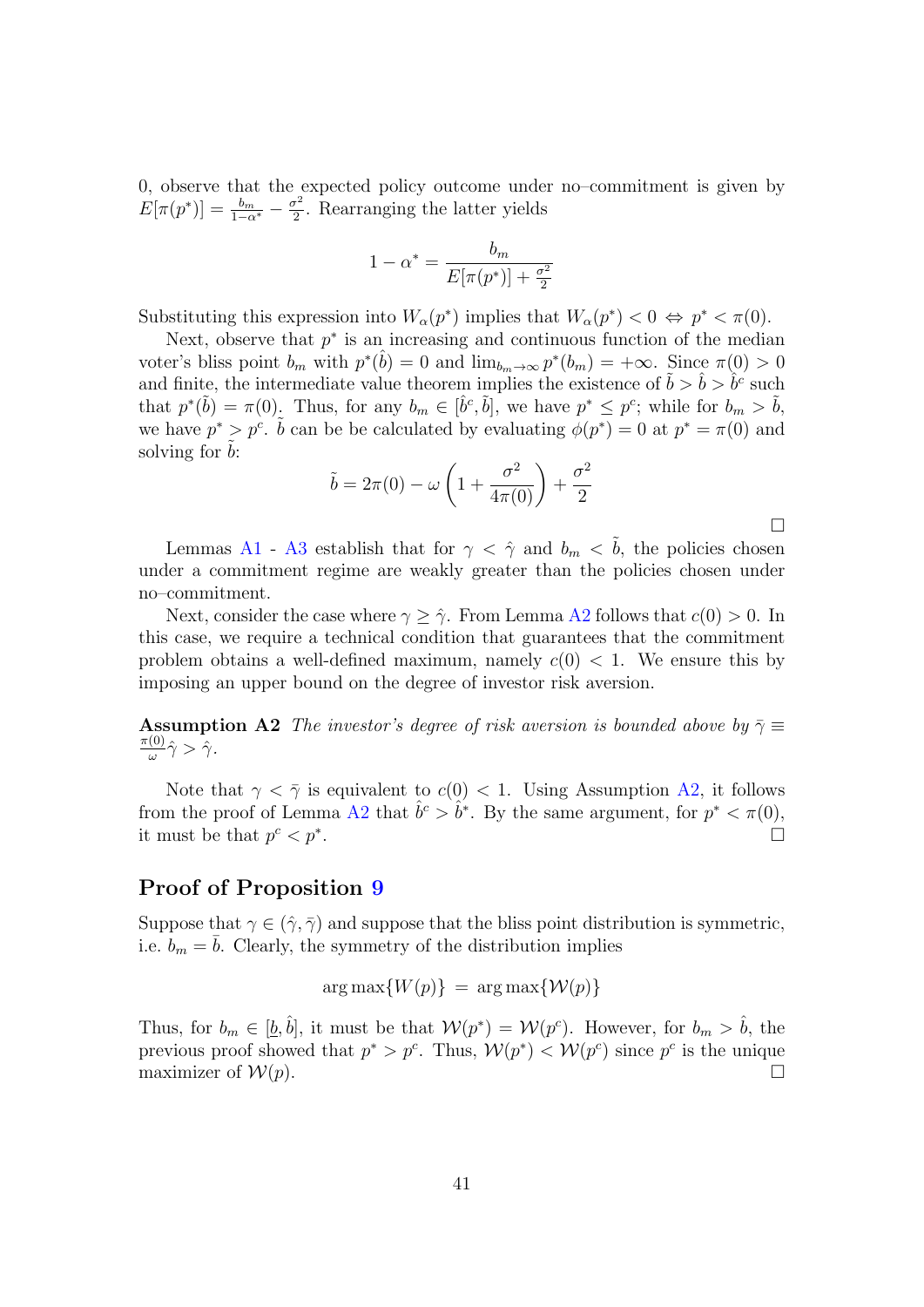0, observe that the expected policy outcome under no–commitment is given by $E[\pi(p^*)] = \frac{b_m}{1-\alpha^*} - \frac{\sigma^2}{2}$. Rearranging the latter yields

$$1 - \alpha^* = \frac{b_m}{E[\pi(p^*)] + \frac{\sigma^2}{2}}$$

Substituting this expression into $W_\alpha(p^*)$ implies that $W_\alpha(p^*) < 0 \Leftrightarrow p^* < \pi(0)$.

Next, observe that $p^*$ is an increasing and continuous function of the median voter's bliss point $b_m$ with $p^*(\hat{b}) = 0$ and $\lim_{b_m \to \infty} p^*(b_m) = +\infty$. Since $\pi(0) > 0$ and finite, the intermediate value theorem implies the existence of $\tilde{b} > \hat{b} > \hat{b}^c$ such that $p^*(\tilde{b}) = \pi(0)$. Thus, for any $b_m \in [\hat{b}^c, \tilde{b}]$, we have $p^* \leq p^c$; while for $b_m > \tilde{b}$, we have $p^* > p^c$. $\tilde{b}$ can be be calculated by evaluating $\phi(p^*) = 0$ at $p^* = \pi(0)$ and solving for $\tilde{b}$:

$$\tilde{b} = 2\pi(0) - \omega\left(1 + \frac{\sigma^2}{4\pi(0)}\right) + \frac{\sigma^2}{2}$$

□

Lemmas A1 - A3 establish that for $\gamma < \hat{\gamma}$ and $b_m < \tilde{b}$, the policies chosen under a commitment regime are weakly greater than the policies chosen under no–commitment.

Next, consider the case where $\gamma \geq \hat{\gamma}$. From Lemma A2 follows that $c(0) > 0$. In this case, we require a technical condition that guarantees that the commitment problem obtains a well-defined maximum, namely $c(0) < 1$. We ensure this by imposing an upper bound on the degree of investor risk aversion.

**Assumption A2** *The investor's degree of risk aversion is bounded above by* $\bar{\gamma} \equiv \frac{\pi(0)}{\omega}\hat{\gamma} > \hat{\gamma}$.

Note that $\gamma < \bar{\gamma}$ is equivalent to $c(0) < 1$. Using Assumption A2, it follows from the proof of Lemma A2 that $\hat{b}^c > \hat{b}^*$. By the same argument, for $p^* < \pi(0)$, it must be that $p^c < p^*$. □

## Proof of Proposition 9

Suppose that $\gamma \in (\hat{\gamma}, \bar{\gamma})$ and suppose that the bliss point distribution is symmetric, i.e. $b_m = \bar{b}$. Clearly, the symmetry of the distribution implies

$$\arg\max\{W(p)\} = \arg\max\{\mathcal{W}(p)\}$$

Thus, for $b_m \in [\underline{b}, \hat{b}]$, it must be that $\mathcal{W}(p^*) = \mathcal{W}(p^c)$. However, for $b_m > \hat{b}$, the previous proof showed that $p^* > p^c$. Thus, $\mathcal{W}(p^*) < \mathcal{W}(p^c)$ since $p^c$ is the unique maximizer of $\mathcal{W}(p)$. □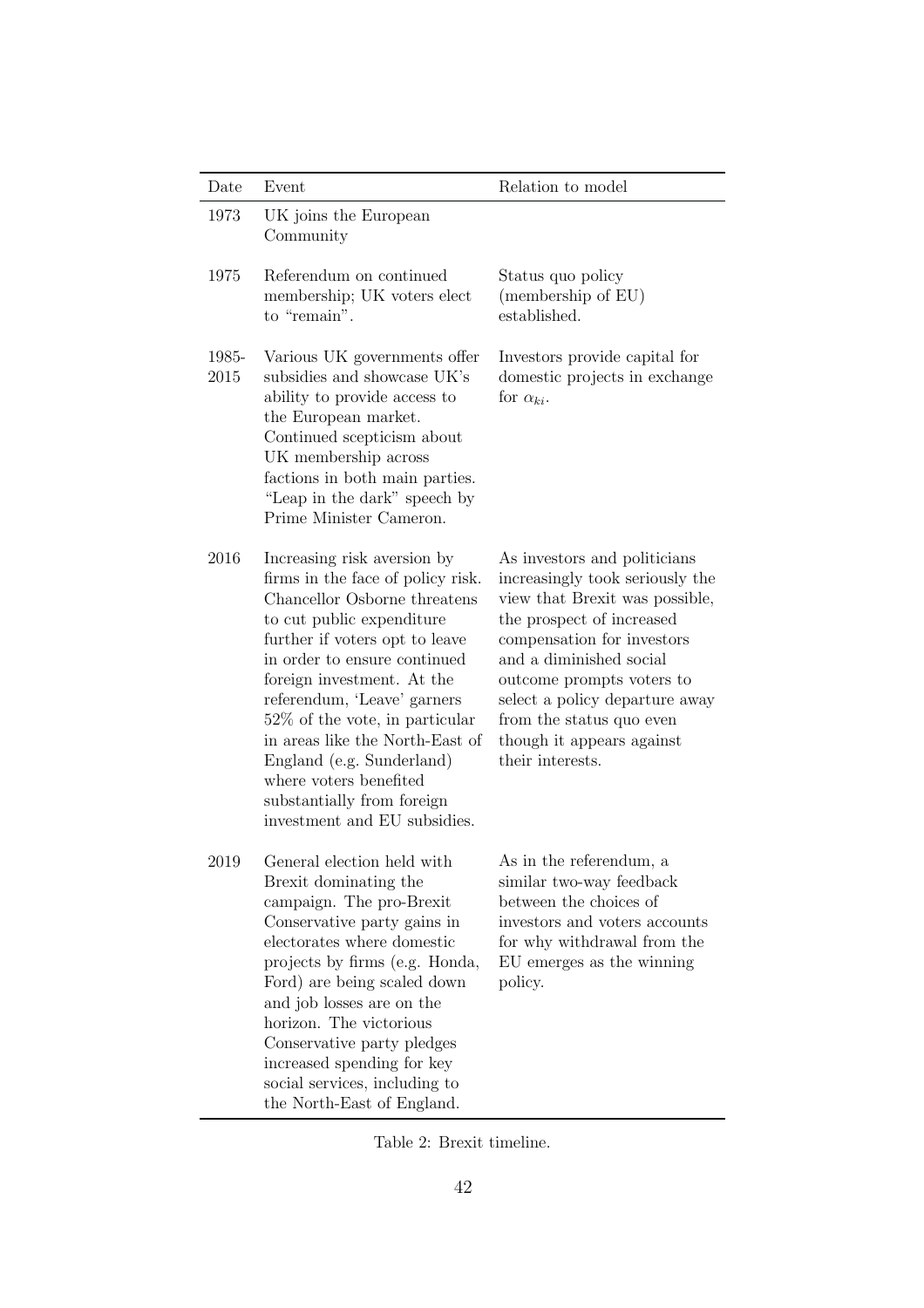| Date | Event | Relation to model |
|---|---|---|
| 1973 | UK joins the European Community | |
| 1975 | Referendum on continued membership; UK voters elect to "remain". | Status quo policy (membership of EU) established. |
| 1985-2015 | Various UK governments offer subsidies and showcase UK's ability to provide access to the European market. Continued scepticism about UK membership across factions in both main parties. "Leap in the dark" speech by Prime Minister Cameron. | Investors provide capital for domestic projects in exchange for $\alpha_{ki}$. |
| 2016 | Increasing risk aversion by firms in the face of policy risk. Chancellor Osborne threatens to cut public expenditure further if voters opt to leave in order to ensure continued foreign investment. At the referendum, 'Leave' garners 52% of the vote, in particular in areas like the North-East of England (e.g. Sunderland) where voters benefited substantially from foreign investment and EU subsidies. | As investors and politicians increasingly took seriously the view that Brexit was possible, the prospect of increased compensation for investors and a diminished social outcome prompts voters to select a policy departure away from the status quo even though it appears against their interests. |
| 2019 | General election held with Brexit dominating the campaign. The pro-Brexit Conservative party gains in electorates where domestic projects by firms (e.g. Honda, Ford) are being scaled down and job losses are on the horizon. The victorious Conservative party pledges increased spending for key social services, including to the North-East of England. | As in the referendum, a similar two-way feedback between the choices of investors and voters accounts for why withdrawal from the EU emerges as the winning policy. |

Table 2: Brexit timeline.